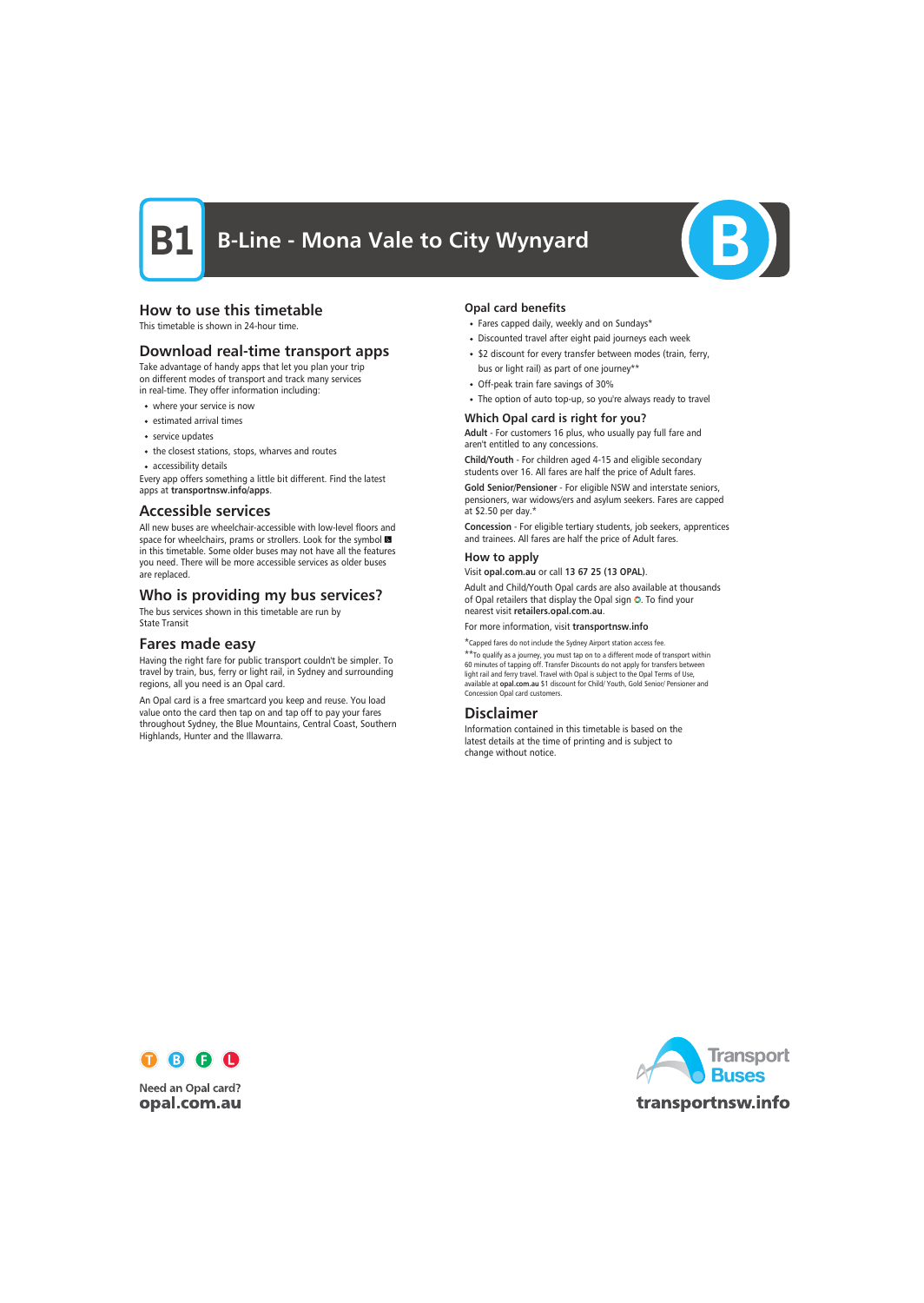# B1 B-Line - Mona Vale to City Wynyard

## How to use this timetable

This timetable is shown in 24-hour time.

## Download real-time transport apps

Take advantage of handy apps that let you plan your trip on different modes of transport and track many services in real-time. They offer information including:

- where your service is now
- estimated arrival times
- service updates
- the closest stations, stops, wharves and routes
- accessibility details

Every app offers something a little bit different. Find the latest apps at **transportnsw.info/apps**.

## Accessible services

All new buses are wheelchair-accessible with low-level floors and space for wheelchairs, prams or strollers. Look for the symbol in this timetable. Some older buses may not have all the features you need. There will be more accessible services as older buses are replaced.

## Who is providing my bus services?

The bus services shown in this timetable are run by State Transit

## Fares made easy

Having the right fare for public transport couldn't be simpler. To travel by train, bus, ferry or light rail, in Sydney and surrounding regions, all you need is an Opal card.

An Opal card is a free smartcard you keep and reuse. You load value onto the card then tap on and tap off to pay your fares throughout Sydney, the Blue Mountains, Central Coast, Southern Highlands, Hunter and the Illawarra.

### Opal card benefits

- Fares capped daily, weekly and on Sundays*
- Discounted travel after eight paid journeys each week
- $2 discount for every transfer between modes (train, ferry, bus or light rail) as part of one journey**
- Off-peak train fare savings of 30%
- The option of auto top-up, so you're always ready to travel

### Which Opal card is right for you?

**Adult** - For customers 16 plus, who usually pay full fare and aren't entitled to any concessions.

**Child/Youth** - For children aged 4-15 and eligible secondary students over 16. All fares are half the price of Adult fares.

**Gold Senior/Pensioner** - For eligible NSW and interstate seniors, pensioners, war widows/ers and asylum seekers. Fares are capped at $2.50 per day.*

**Concession** - For eligible tertiary students, job seekers, apprentices and trainees. All fares are half the price of Adult fares.

### How to apply

Visit **opal.com.au** or call **13 67 25 (13 OPAL)**.

Adult and Child/Youth Opal cards are also available at thousands of Opal retailers that display the Opal sign. To find your nearest visit **retailers.opal.com.au**.

For more information, visit **transportnsw.info**

*Capped fares do not include the Sydney Airport station access fee.

**To qualify as a journey, you must tap on to a different mode of transport within 60 minutes of tapping off. Transfer Discounts do not apply for transfers between light rail and ferry travel. Travel with Opal is subject to the Opal Terms of Use, available at **opal.com.au** $1 discount for Child/ Youth, Gold Senior/ Pensioner and Concession Opal card customers.

## Disclaimer

Information contained in this timetable is based on the latest details at the time of printing and is subject to change without notice.

Need an Opal card?
**opal.com.au**

Transport Buses
**transportnsw.info**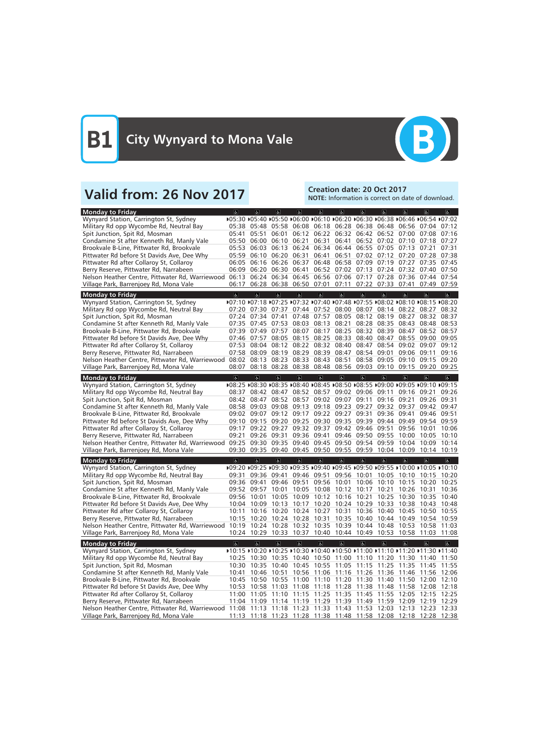# B1 City Wynyard to Mona Vale

## Valid from: 26 Nov 2017

**Creation date: 20 Oct 2017**
**NOTE:** Information is correct on date of download.

| Monday to Friday | ♿ | ♿ | ♿ | ♿ | ♿ | ♿ | ♿ | ♿ | ♿ | ♿ | ♿ |
|---|---|---|---|---|---|---|---|---|---|---|---|
| Wynyard Station, Carrington St, Sydney | ▸05:30 | ▸05:40 | ▸05:50 | ▸06:00 | ▸06:10 | ▸06:20 | ▸06:30 | ▸06:38 | ▸06:46 | ▸06:54 | ▸07:02 |
| Military Rd opp Wycombe Rd, Neutral Bay | 05:38 | 05:48 | 05:58 | 06:08 | 06:18 | 06:28 | 06:38 | 06:48 | 06:56 | 07:04 | 07:12 |
| Spit Junction, Spit Rd, Mosman | 05:41 | 05:51 | 06:01 | 06:12 | 06:22 | 06:32 | 06:42 | 06:52 | 07:00 | 07:08 | 07:16 |
| Condamine St after Kenneth Rd, Manly Vale | 05:50 | 06:00 | 06:10 | 06:21 | 06:31 | 06:41 | 06:52 | 07:02 | 07:10 | 07:18 | 07:27 |
| Brookvale B-Line, Pittwater Rd, Brookvale | 05:53 | 06:03 | 06:13 | 06:24 | 06:34 | 06:44 | 06:55 | 07:05 | 07:13 | 07:21 | 07:31 |
| Pittwater Rd before St Davids Ave, Dee Why | 05:59 | 06:10 | 06:20 | 06:31 | 06:41 | 06:51 | 07:02 | 07:12 | 07:20 | 07:28 | 07:38 |
| Pittwater Rd after Collaroy St, Collaroy | 06:05 | 06:16 | 06:26 | 06:37 | 06:48 | 06:58 | 07:09 | 07:19 | 07:27 | 07:35 | 07:45 |
| Berry Reserve, Pittwater Rd, Narrabeen | 06:09 | 06:20 | 06:30 | 06:41 | 06:52 | 07:02 | 07:13 | 07:24 | 07:32 | 07:40 | 07:50 |
| Nelson Heather Centre, Pittwater Rd, Warriewood | 06:13 | 06:24 | 06:34 | 06:45 | 06:56 | 07:06 | 07:17 | 07:28 | 07:36 | 07:44 | 07:54 |
| Village Park, Barrenjoey Rd, Mona Vale | 06:17 | 06:28 | 06:38 | 06:50 | 07:01 | 07:11 | 07:22 | 07:33 | 07:41 | 07:49 | 07:59 |

| Monday to Friday | ♿ | ♿ | ♿ | ♿ | ♿ | ♿ | ♿ | ♿ | ♿ | ♿ | ♿ |
|---|---|---|---|---|---|---|---|---|---|---|---|
| Wynyard Station, Carrington St, Sydney | ▸07:10 | ▸07:18 | ▸07:25 | ▸07:32 | ▸07:40 | ▸07:48 | ▸07:55 | ▸08:02 | ▸08:10 | ▸08:15 | ▸08:20 |
| Military Rd opp Wycombe Rd, Neutral Bay | 07:20 | 07:30 | 07:37 | 07:44 | 07:52 | 08:00 | 08:07 | 08:14 | 08:22 | 08:27 | 08:32 |
| Spit Junction, Spit Rd, Mosman | 07:24 | 07:34 | 07:41 | 07:48 | 07:57 | 08:05 | 08:12 | 08:19 | 08:27 | 08:32 | 08:37 |
| Condamine St after Kenneth Rd, Manly Vale | 07:35 | 07:45 | 07:53 | 08:03 | 08:13 | 08:21 | 08:28 | 08:35 | 08:43 | 08:48 | 08:53 |
| Brookvale B-Line, Pittwater Rd, Brookvale | 07:39 | 07:49 | 07:57 | 08:07 | 08:17 | 08:25 | 08:32 | 08:39 | 08:47 | 08:52 | 08:57 |
| Pittwater Rd before St Davids Ave, Dee Why | 07:46 | 07:57 | 08:05 | 08:15 | 08:25 | 08:33 | 08:40 | 08:47 | 08:55 | 09:00 | 09:05 |
| Pittwater Rd after Collaroy St, Collaroy | 07:53 | 08:04 | 08:12 | 08:22 | 08:32 | 08:40 | 08:47 | 08:54 | 09:02 | 09:07 | 09:12 |
| Berry Reserve, Pittwater Rd, Narrabeen | 07:58 | 08:09 | 08:19 | 08:29 | 08:39 | 08:47 | 08:54 | 09:01 | 09:06 | 09:11 | 09:16 |
| Nelson Heather Centre, Pittwater Rd, Warriewood | 08:02 | 08:13 | 08:23 | 08:33 | 08:43 | 08:51 | 08:58 | 09:05 | 09:10 | 09:15 | 09:20 |
| Village Park, Barrenjoey Rd, Mona Vale | 08:07 | 08:18 | 08:28 | 08:38 | 08:48 | 08:56 | 09:03 | 09:10 | 09:15 | 09:20 | 09:25 |

| Monday to Friday | ♿ | ♿ | ♿ | ♿ | ♿ | ♿ | ♿ | ♿ | ♿ | ♿ | ♿ |
|---|---|---|---|---|---|---|---|---|---|---|---|
| Wynyard Station, Carrington St, Sydney | ▸08:25 | ▸08:30 | ▸08:35 | ▸08:40 | ▸08:45 | ▸08:50 | ▸08:55 | ▸09:00 | ▸09:05 | ▸09:10 | ▸09:15 |
| Military Rd opp Wycombe Rd, Neutral Bay | 08:37 | 08:42 | 08:47 | 08:52 | 08:57 | 09:02 | 09:06 | 09:11 | 09:16 | 09:21 | 09:26 |
| Spit Junction, Spit Rd, Mosman | 08:42 | 08:47 | 08:52 | 08:57 | 09:02 | 09:07 | 09:11 | 09:16 | 09:21 | 09:26 | 09:31 |
| Condamine St after Kenneth Rd, Manly Vale | 08:58 | 09:03 | 09:08 | 09:13 | 09:18 | 09:23 | 09:27 | 09:32 | 09:37 | 09:42 | 09:47 |
| Brookvale B-Line, Pittwater Rd, Brookvale | 09:02 | 09:07 | 09:12 | 09:17 | 09:22 | 09:27 | 09:31 | 09:36 | 09:41 | 09:46 | 09:51 |
| Pittwater Rd before St Davids Ave, Dee Why | 09:10 | 09:15 | 09:20 | 09:25 | 09:30 | 09:35 | 09:39 | 09:44 | 09:49 | 09:54 | 09:59 |
| Pittwater Rd after Collaroy St, Collaroy | 09:17 | 09:22 | 09:27 | 09:32 | 09:37 | 09:42 | 09:46 | 09:51 | 09:56 | 10:01 | 10:06 |
| Berry Reserve, Pittwater Rd, Narrabeen | 09:21 | 09:26 | 09:31 | 09:36 | 09:41 | 09:46 | 09:50 | 09:55 | 10:00 | 10:05 | 10:10 |
| Nelson Heather Centre, Pittwater Rd, Warriewood | 09:25 | 09:30 | 09:35 | 09:40 | 09:45 | 09:50 | 09:54 | 09:59 | 10:04 | 10:09 | 10:14 |
| Village Park, Barrenjoey Rd, Mona Vale | 09:30 | 09:35 | 09:40 | 09:45 | 09:50 | 09:55 | 09:59 | 10:04 | 10:09 | 10:14 | 10:19 |

| Monday to Friday | ♿ | ♿ | ♿ | ♿ | ♿ | ♿ | ♿ | ♿ | ♿ | ♿ | ♿ |
|---|---|---|---|---|---|---|---|---|---|---|---|
| Wynyard Station, Carrington St, Sydney | ▸09:20 | ▸09:25 | ▸09:30 | ▸09:35 | ▸09:40 | ▸09:45 | ▸09:50 | ▸09:55 | ▸10:00 | ▸10:05 | ▸10:10 |
| Military Rd opp Wycombe Rd, Neutral Bay | 09:31 | 09:36 | 09:41 | 09:46 | 09:51 | 09:56 | 10:01 | 10:05 | 10:10 | 10:15 | 10:20 |
| Spit Junction, Spit Rd, Mosman | 09:36 | 09:41 | 09:46 | 09:51 | 09:56 | 10:01 | 10:06 | 10:10 | 10:15 | 10:20 | 10:25 |
| Condamine St after Kenneth Rd, Manly Vale | 09:52 | 09:57 | 10:01 | 10:05 | 10:08 | 10:12 | 10:17 | 10:21 | 10:26 | 10:31 | 10:36 |
| Brookvale B-Line, Pittwater Rd, Brookvale | 09:56 | 10:01 | 10:05 | 10:09 | 10:12 | 10:16 | 10:21 | 10:25 | 10:30 | 10:35 | 10:40 |
| Pittwater Rd before St Davids Ave, Dee Why | 10:04 | 10:09 | 10:13 | 10:17 | 10:20 | 10:24 | 10:29 | 10:33 | 10:38 | 10:43 | 10:48 |
| Pittwater Rd after Collaroy St, Collaroy | 10:11 | 10:16 | 10:20 | 10:24 | 10:27 | 10:31 | 10:36 | 10:40 | 10:45 | 10:50 | 10:55 |
| Berry Reserve, Pittwater Rd, Narrabeen | 10:15 | 10:20 | 10:24 | 10:28 | 10:31 | 10:35 | 10:40 | 10:44 | 10:49 | 10:54 | 10:59 |
| Nelson Heather Centre, Pittwater Rd, Warriewood | 10:19 | 10:24 | 10:28 | 10:32 | 10:35 | 10:39 | 10:44 | 10:48 | 10:53 | 10:58 | 11:03 |
| Village Park, Barrenjoey Rd, Mona Vale | 10:24 | 10:29 | 10:33 | 10:37 | 10:40 | 10:44 | 10:49 | 10:53 | 10:58 | 11:03 | 11:08 |

| Monday to Friday | ♿ | ♿ | ♿ | ♿ | ♿ | ♿ | ♿ | ♿ | ♿ | ♿ | ♿ |
|---|---|---|---|---|---|---|---|---|---|---|---|
| Wynyard Station, Carrington St, Sydney | ▸10:15 | ▸10:20 | ▸10:25 | ▸10:30 | ▸10:40 | ▸10:50 | ▸11:00 | ▸11:10 | ▸11:20 | ▸11:30 | ▸11:40 |
| Military Rd opp Wycombe Rd, Neutral Bay | 10:25 | 10:30 | 10:35 | 10:40 | 10:50 | 11:00 | 11:10 | 11:20 | 11:30 | 11:40 | 11:50 |
| Spit Junction, Spit Rd, Mosman | 10:30 | 10:35 | 10:40 | 10:45 | 10:55 | 11:05 | 11:15 | 11:25 | 11:35 | 11:45 | 11:55 |
| Condamine St after Kenneth Rd, Manly Vale | 10:41 | 10:46 | 10:51 | 10:56 | 11:06 | 11:16 | 11:26 | 11:36 | 11:46 | 11:56 | 12:06 |
| Brookvale B-Line, Pittwater Rd, Brookvale | 10:45 | 10:50 | 10:55 | 11:00 | 11:10 | 11:20 | 11:30 | 11:40 | 11:50 | 12:00 | 12:10 |
| Pittwater Rd before St Davids Ave, Dee Why | 10:53 | 10:58 | 11:03 | 11:08 | 11:18 | 11:28 | 11:38 | 11:48 | 11:58 | 12:08 | 12:18 |
| Pittwater Rd after Collaroy St, Collaroy | 11:00 | 11:05 | 11:10 | 11:15 | 11:25 | 11:35 | 11:45 | 11:55 | 12:05 | 12:15 | 12:25 |
| Berry Reserve, Pittwater Rd, Narrabeen | 11:04 | 11:09 | 11:14 | 11:19 | 11:29 | 11:39 | 11:49 | 11:59 | 12:09 | 12:19 | 12:29 |
| Nelson Heather Centre, Pittwater Rd, Warriewood | 11:08 | 11:13 | 11:18 | 11:23 | 11:33 | 11:43 | 11:53 | 12:03 | 12:13 | 12:23 | 12:33 |
| Village Park, Barrenjoey Rd, Mona Vale | 11:13 | 11:18 | 11:23 | 11:28 | 11:38 | 11:48 | 11:58 | 12:08 | 12:18 | 12:28 | 12:38 |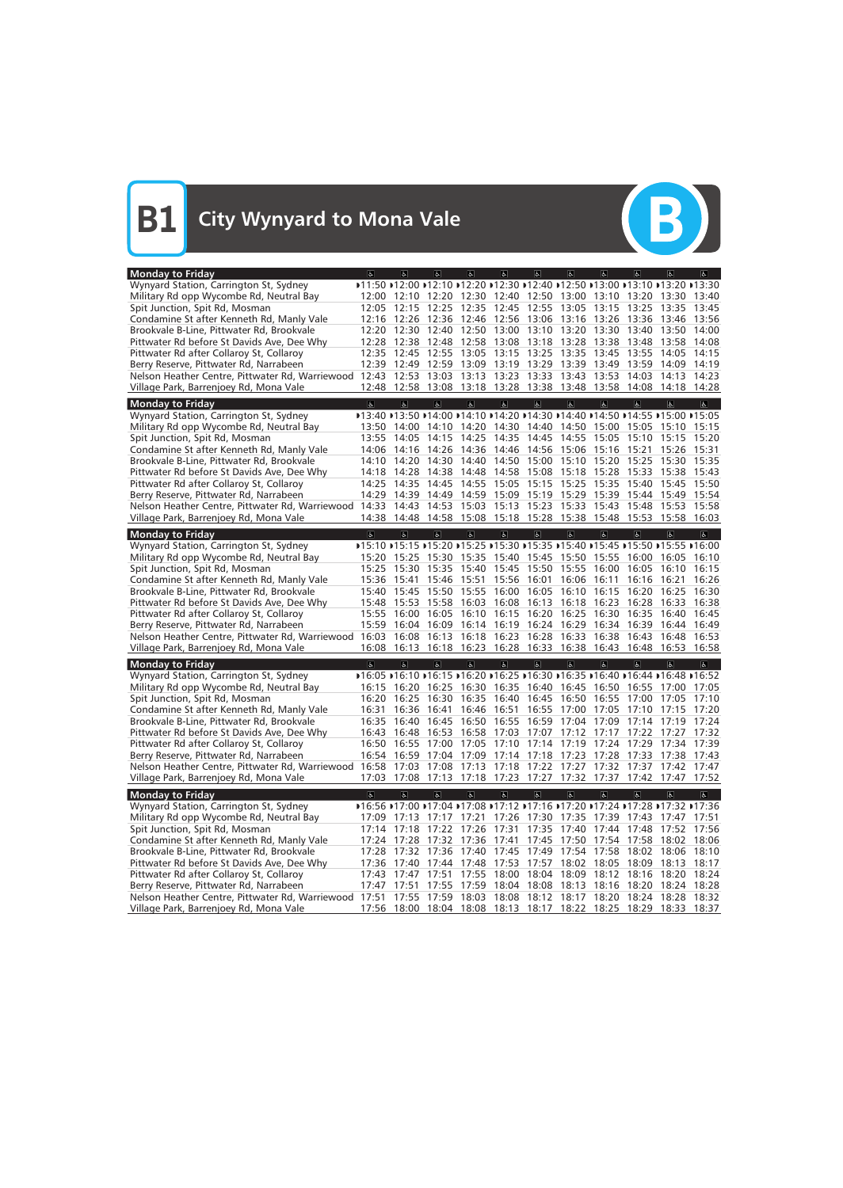# B1 City Wynyard to Mona Vale

| Monday to Friday | | | | | | | | | | | |
|---|---|---|---|---|---|---|---|---|---|---|---|
| Wynyard Station, Carrington St, Sydney | 11:50 | 12:00 | 12:10 | 12:20 | 12:30 | 12:40 | 12:50 | 13:00 | 13:10 | 13:20 | 13:30 |
| Military Rd opp Wycombe Rd, Neutral Bay | 12:00 | 12:10 | 12:20 | 12:30 | 12:40 | 12:50 | 13:00 | 13:10 | 13:20 | 13:30 | 13:40 |
| Spit Junction, Spit Rd, Mosman | 12:05 | 12:15 | 12:25 | 12:35 | 12:45 | 12:55 | 13:05 | 13:15 | 13:25 | 13:35 | 13:45 |
| Condamine St after Kenneth Rd, Manly Vale | 12:16 | 12:26 | 12:36 | 12:46 | 12:56 | 13:06 | 13:16 | 13:26 | 13:36 | 13:46 | 13:56 |
| Brookvale B-Line, Pittwater Rd, Brookvale | 12:20 | 12:30 | 12:40 | 12:50 | 13:00 | 13:10 | 13:20 | 13:30 | 13:40 | 13:50 | 14:00 |
| Pittwater Rd before St Davids Ave, Dee Why | 12:28 | 12:38 | 12:48 | 12:58 | 13:08 | 13:18 | 13:28 | 13:38 | 13:48 | 13:58 | 14:08 |
| Pittwater Rd after Collaroy St, Collaroy | 12:35 | 12:45 | 12:55 | 13:05 | 13:15 | 13:25 | 13:35 | 13:45 | 13:55 | 14:05 | 14:15 |
| Berry Reserve, Pittwater Rd, Narrabeen | 12:39 | 12:49 | 12:59 | 13:09 | 13:19 | 13:29 | 13:39 | 13:49 | 13:59 | 14:09 | 14:19 |
| Nelson Heather Centre, Pittwater Rd, Warriewood | 12:43 | 12:53 | 13:03 | 13:13 | 13:23 | 13:33 | 13:43 | 13:53 | 14:03 | 14:13 | 14:23 |
| Village Park, Barrenjoey Rd, Mona Vale | 12:48 | 12:58 | 13:08 | 13:18 | 13:28 | 13:38 | 13:48 | 13:58 | 14:08 | 14:18 | 14:28 |

| Monday to Friday | | | | | | | | | | | |
|---|---|---|---|---|---|---|---|---|---|---|---|
| Wynyard Station, Carrington St, Sydney | 13:40 | 13:50 | 14:00 | 14:10 | 14:20 | 14:30 | 14:40 | 14:50 | 14:55 | 15:00 | 15:05 |
| Military Rd opp Wycombe Rd, Neutral Bay | 13:50 | 14:00 | 14:10 | 14:20 | 14:30 | 14:40 | 14:50 | 15:00 | 15:05 | 15:10 | 15:15 |
| Spit Junction, Spit Rd, Mosman | 13:55 | 14:05 | 14:15 | 14:25 | 14:35 | 14:45 | 14:55 | 15:05 | 15:10 | 15:15 | 15:20 |
| Condamine St after Kenneth Rd, Manly Vale | 14:06 | 14:16 | 14:26 | 14:36 | 14:46 | 14:56 | 15:06 | 15:16 | 15:21 | 15:26 | 15:31 |
| Brookvale B-Line, Pittwater Rd, Brookvale | 14:10 | 14:20 | 14:30 | 14:40 | 14:50 | 15:00 | 15:10 | 15:20 | 15:25 | 15:30 | 15:35 |
| Pittwater Rd before St Davids Ave, Dee Why | 14:18 | 14:28 | 14:38 | 14:48 | 14:58 | 15:08 | 15:18 | 15:28 | 15:33 | 15:38 | 15:43 |
| Pittwater Rd after Collaroy St, Collaroy | 14:25 | 14:35 | 14:45 | 14:55 | 15:05 | 15:15 | 15:25 | 15:35 | 15:40 | 15:45 | 15:50 |
| Berry Reserve, Pittwater Rd, Narrabeen | 14:29 | 14:39 | 14:49 | 14:59 | 15:09 | 15:19 | 15:29 | 15:39 | 15:44 | 15:49 | 15:54 |
| Nelson Heather Centre, Pittwater Rd, Warriewood | 14:33 | 14:43 | 14:53 | 15:03 | 15:13 | 15:23 | 15:33 | 15:43 | 15:48 | 15:53 | 15:58 |
| Village Park, Barrenjoey Rd, Mona Vale | 14:38 | 14:48 | 14:58 | 15:08 | 15:18 | 15:28 | 15:38 | 15:48 | 15:53 | 15:58 | 16:03 |

| Monday to Friday | | | | | | | | | | | |
|---|---|---|---|---|---|---|---|---|---|---|---|
| Wynyard Station, Carrington St, Sydney | 15:10 | 15:15 | 15:20 | 15:25 | 15:30 | 15:35 | 15:40 | 15:45 | 15:50 | 15:55 | 16:00 |
| Military Rd opp Wycombe Rd, Neutral Bay | 15:20 | 15:25 | 15:30 | 15:35 | 15:40 | 15:45 | 15:50 | 15:55 | 16:00 | 16:05 | 16:10 |
| Spit Junction, Spit Rd, Mosman | 15:25 | 15:30 | 15:35 | 15:40 | 15:45 | 15:50 | 15:55 | 16:00 | 16:05 | 16:10 | 16:15 |
| Condamine St after Kenneth Rd, Manly Vale | 15:36 | 15:41 | 15:46 | 15:51 | 15:56 | 16:01 | 16:06 | 16:11 | 16:16 | 16:21 | 16:26 |
| Brookvale B-Line, Pittwater Rd, Brookvale | 15:40 | 15:45 | 15:50 | 15:55 | 16:00 | 16:05 | 16:10 | 16:15 | 16:20 | 16:25 | 16:30 |
| Pittwater Rd before St Davids Ave, Dee Why | 15:48 | 15:53 | 15:58 | 16:03 | 16:08 | 16:13 | 16:18 | 16:23 | 16:28 | 16:33 | 16:38 |
| Pittwater Rd after Collaroy St, Collaroy | 15:55 | 16:00 | 16:05 | 16:10 | 16:15 | 16:20 | 16:25 | 16:30 | 16:35 | 16:40 | 16:45 |
| Berry Reserve, Pittwater Rd, Narrabeen | 15:59 | 16:04 | 16:09 | 16:14 | 16:19 | 16:24 | 16:29 | 16:34 | 16:39 | 16:44 | 16:49 |
| Nelson Heather Centre, Pittwater Rd, Warriewood | 16:03 | 16:08 | 16:13 | 16:18 | 16:23 | 16:28 | 16:33 | 16:38 | 16:43 | 16:48 | 16:53 |
| Village Park, Barrenjoey Rd, Mona Vale | 16:08 | 16:13 | 16:18 | 16:23 | 16:28 | 16:33 | 16:38 | 16:43 | 16:48 | 16:53 | 16:58 |

| Monday to Friday | | | | | | | | | | | |
|---|---|---|---|---|---|---|---|---|---|---|---|
| Wynyard Station, Carrington St, Sydney | 16:05 | 16:10 | 16:15 | 16:20 | 16:25 | 16:30 | 16:35 | 16:40 | 16:44 | 16:48 | 16:52 |
| Military Rd opp Wycombe Rd, Neutral Bay | 16:15 | 16:20 | 16:25 | 16:30 | 16:35 | 16:40 | 16:45 | 16:50 | 16:55 | 17:00 | 17:05 |
| Spit Junction, Spit Rd, Mosman | 16:20 | 16:25 | 16:30 | 16:35 | 16:40 | 16:45 | 16:50 | 16:55 | 17:00 | 17:05 | 17:10 |
| Condamine St after Kenneth Rd, Manly Vale | 16:31 | 16:36 | 16:41 | 16:46 | 16:51 | 16:55 | 17:00 | 17:05 | 17:10 | 17:15 | 17:20 |
| Brookvale B-Line, Pittwater Rd, Brookvale | 16:35 | 16:40 | 16:45 | 16:50 | 16:55 | 16:59 | 17:04 | 17:09 | 17:14 | 17:19 | 17:24 |
| Pittwater Rd before St Davids Ave, Dee Why | 16:43 | 16:48 | 16:53 | 16:58 | 17:03 | 17:07 | 17:12 | 17:17 | 17:22 | 17:27 | 17:32 |
| Pittwater Rd after Collaroy St, Collaroy | 16:50 | 16:55 | 17:00 | 17:05 | 17:10 | 17:14 | 17:19 | 17:24 | 17:29 | 17:34 | 17:39 |
| Berry Reserve, Pittwater Rd, Narrabeen | 16:54 | 16:59 | 17:04 | 17:09 | 17:14 | 17:18 | 17:23 | 17:28 | 17:33 | 17:38 | 17:43 |
| Nelson Heather Centre, Pittwater Rd, Warriewood | 16:58 | 17:03 | 17:08 | 17:13 | 17:18 | 17:22 | 17:27 | 17:32 | 17:37 | 17:42 | 17:47 |
| Village Park, Barrenjoey Rd, Mona Vale | 17:03 | 17:08 | 17:13 | 17:18 | 17:23 | 17:27 | 17:32 | 17:37 | 17:42 | 17:47 | 17:52 |

| Monday to Friday | | | | | | | | | | | |
|---|---|---|---|---|---|---|---|---|---|---|---|
| Wynyard Station, Carrington St, Sydney | 16:56 | 17:00 | 17:04 | 17:08 | 17:12 | 17:16 | 17:20 | 17:24 | 17:28 | 17:32 | 17:36 |
| Military Rd opp Wycombe Rd, Neutral Bay | 17:09 | 17:13 | 17:17 | 17:21 | 17:26 | 17:30 | 17:35 | 17:39 | 17:43 | 17:47 | 17:51 |
| Spit Junction, Spit Rd, Mosman | 17:14 | 17:18 | 17:22 | 17:26 | 17:31 | 17:35 | 17:40 | 17:44 | 17:48 | 17:52 | 17:56 |
| Condamine St after Kenneth Rd, Manly Vale | 17:24 | 17:28 | 17:32 | 17:36 | 17:41 | 17:45 | 17:50 | 17:54 | 17:58 | 18:02 | 18:06 |
| Brookvale B-Line, Pittwater Rd, Brookvale | 17:28 | 17:32 | 17:36 | 17:40 | 17:45 | 17:49 | 17:54 | 17:58 | 18:02 | 18:06 | 18:10 |
| Pittwater Rd before St Davids Ave, Dee Why | 17:36 | 17:40 | 17:44 | 17:48 | 17:53 | 17:57 | 18:02 | 18:05 | 18:09 | 18:13 | 18:17 |
| Pittwater Rd after Collaroy St, Collaroy | 17:43 | 17:47 | 17:51 | 17:55 | 18:00 | 18:04 | 18:09 | 18:12 | 18:16 | 18:20 | 18:24 |
| Berry Reserve, Pittwater Rd, Narrabeen | 17:47 | 17:51 | 17:55 | 17:59 | 18:04 | 18:08 | 18:13 | 18:16 | 18:20 | 18:24 | 18:28 |
| Nelson Heather Centre, Pittwater Rd, Warriewood | 17:51 | 17:55 | 17:59 | 18:03 | 18:08 | 18:12 | 18:17 | 18:20 | 18:24 | 18:28 | 18:32 |
| Village Park, Barrenjoey Rd, Mona Vale | 17:56 | 18:00 | 18:04 | 18:08 | 18:13 | 18:17 | 18:22 | 18:25 | 18:29 | 18:33 | 18:37 |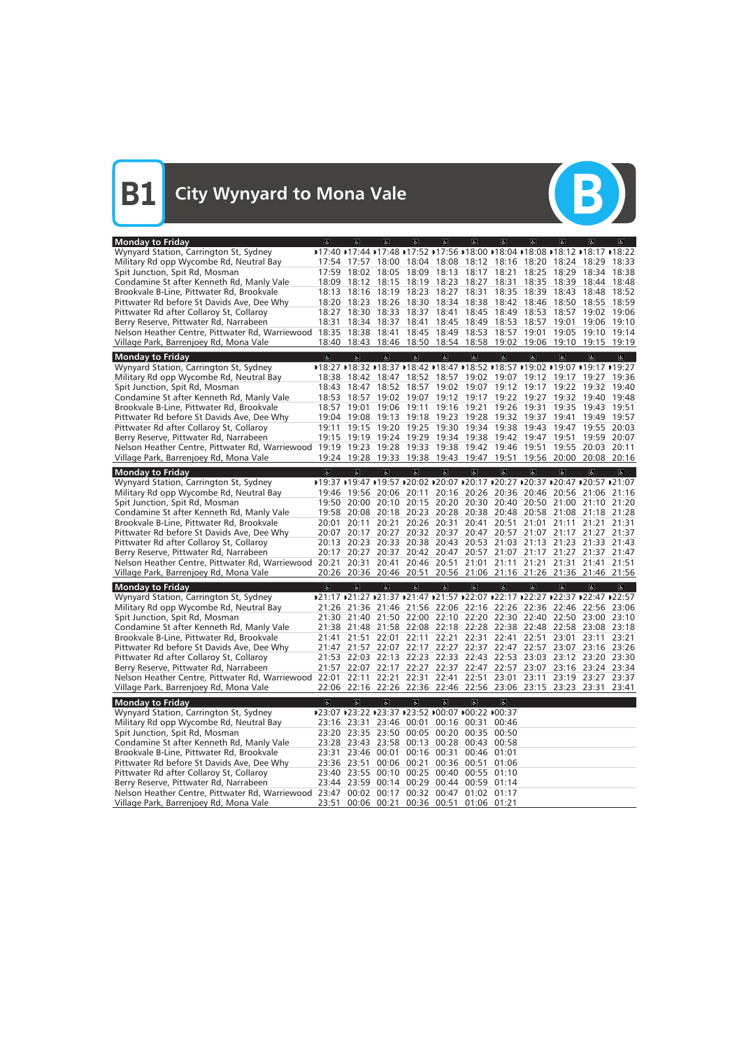# B1 City Wynyard to Mona Vale

| Monday to Friday | ♿ | ♿ | ♿ | ♿ | ♿ | ♿ | ♿ | ♿ | ♿ | ♿ | ♿ |
|---|---|---|---|---|---|---|---|---|---|---|---|
| Wynyard Station, Carrington St, Sydney | ▸17:40 | ▸17:44 | ▸17:48 | ▸17:52 | ▸17:56 | ▸18:00 | ▸18:04 | ▸18:08 | ▸18:12 | ▸18:17 | ▸18:22 |
| Military Rd opp Wycombe Rd, Neutral Bay | 17:54 | 17:57 | 18:00 | 18:04 | 18:08 | 18:12 | 18:16 | 18:20 | 18:24 | 18:29 | 18:33 |
| Spit Junction, Spit Rd, Mosman | 17:59 | 18:02 | 18:05 | 18:09 | 18:13 | 18:17 | 18:21 | 18:25 | 18:29 | 18:34 | 18:38 |
| Condamine St after Kenneth Rd, Manly Vale | 18:09 | 18:12 | 18:15 | 18:19 | 18:23 | 18:27 | 18:31 | 18:35 | 18:39 | 18:44 | 18:48 |
| Brookvale B-Line, Pittwater Rd, Brookvale | 18:13 | 18:16 | 18:19 | 18:23 | 18:27 | 18:31 | 18:35 | 18:39 | 18:43 | 18:48 | 18:52 |
| Pittwater Rd before St Davids Ave, Dee Why | 18:20 | 18:23 | 18:26 | 18:30 | 18:34 | 18:38 | 18:42 | 18:46 | 18:50 | 18:55 | 18:59 |
| Pittwater Rd after Collaroy St, Collaroy | 18:27 | 18:30 | 18:33 | 18:37 | 18:41 | 18:45 | 18:49 | 18:53 | 18:57 | 19:02 | 19:06 |
| Berry Reserve, Pittwater Rd, Narrabeen | 18:31 | 18:34 | 18:37 | 18:41 | 18:45 | 18:49 | 18:53 | 18:57 | 19:01 | 19:06 | 19:10 |
| Nelson Heather Centre, Pittwater Rd, Warriewood | 18:35 | 18:38 | 18:41 | 18:45 | 18:49 | 18:53 | 18:57 | 19:01 | 19:05 | 19:10 | 19:14 |
| Village Park, Barrenjoey Rd, Mona Vale | 18:40 | 18:43 | 18:46 | 18:50 | 18:54 | 18:58 | 19:02 | 19:06 | 19:10 | 19:15 | 19:19 |

| Monday to Friday | ♿ | ♿ | ♿ | ♿ | ♿ | ♿ | ♿ | ♿ | ♿ | ♿ | ♿ |
|---|---|---|---|---|---|---|---|---|---|---|---|
| Wynyard Station, Carrington St, Sydney | ▸18:27 | ▸18:32 | ▸18:37 | ▸18:42 | ▸18:47 | ▸18:52 | ▸18:57 | ▸19:02 | ▸19:07 | ▸19:17 | ▸19:27 |
| Military Rd opp Wycombe Rd, Neutral Bay | 18:38 | 18:42 | 18:47 | 18:52 | 18:57 | 19:02 | 19:07 | 19:12 | 19:17 | 19:27 | 19:36 |
| Spit Junction, Spit Rd, Mosman | 18:43 | 18:47 | 18:52 | 18:57 | 19:02 | 19:07 | 19:12 | 19:17 | 19:22 | 19:32 | 19:40 |
| Condamine St after Kenneth Rd, Manly Vale | 18:53 | 18:57 | 19:02 | 19:07 | 19:12 | 19:17 | 19:22 | 19:27 | 19:32 | 19:40 | 19:48 |
| Brookvale B-Line, Pittwater Rd, Brookvale | 18:57 | 19:01 | 19:06 | 19:11 | 19:16 | 19:21 | 19:26 | 19:31 | 19:35 | 19:43 | 19:51 |
| Pittwater Rd before St Davids Ave, Dee Why | 19:04 | 19:08 | 19:13 | 19:18 | 19:23 | 19:28 | 19:32 | 19:37 | 19:41 | 19:49 | 19:57 |
| Pittwater Rd after Collaroy St, Collaroy | 19:11 | 19:15 | 19:20 | 19:25 | 19:30 | 19:34 | 19:38 | 19:43 | 19:47 | 19:55 | 20:03 |
| Berry Reserve, Pittwater Rd, Narrabeen | 19:15 | 19:19 | 19:24 | 19:29 | 19:34 | 19:38 | 19:42 | 19:47 | 19:51 | 19:59 | 20:07 |
| Nelson Heather Centre, Pittwater Rd, Warriewood | 19:19 | 19:23 | 19:28 | 19:33 | 19:38 | 19:42 | 19:46 | 19:51 | 19:55 | 20:03 | 20:11 |
| Village Park, Barrenjoey Rd, Mona Vale | 19:24 | 19:28 | 19:33 | 19:38 | 19:43 | 19:47 | 19:51 | 19:56 | 20:00 | 20:08 | 20:16 |

| Monday to Friday | ♿ | ♿ | ♿ | ♿ | ♿ | ♿ | ♿ | ♿ | ♿ | ♿ | ♿ |
|---|---|---|---|---|---|---|---|---|---|---|---|
| Wynyard Station, Carrington St, Sydney | ▸19:37 | ▸19:47 | ▸19:57 | ▸20:02 | ▸20:07 | ▸20:17 | ▸20:27 | ▸20:37 | ▸20:47 | ▸20:57 | ▸21:07 |
| Military Rd opp Wycombe Rd, Neutral Bay | 19:46 | 19:56 | 20:06 | 20:11 | 20:16 | 20:26 | 20:36 | 20:46 | 20:56 | 21:06 | 21:16 |
| Spit Junction, Spit Rd, Mosman | 19:50 | 20:00 | 20:10 | 20:15 | 20:20 | 20:30 | 20:40 | 20:50 | 21:00 | 21:10 | 21:20 |
| Condamine St after Kenneth Rd, Manly Vale | 19:58 | 20:08 | 20:18 | 20:23 | 20:28 | 20:38 | 20:48 | 20:58 | 21:08 | 21:18 | 21:28 |
| Brookvale B-Line, Pittwater Rd, Brookvale | 20:01 | 20:11 | 20:21 | 20:26 | 20:31 | 20:41 | 20:51 | 21:01 | 21:11 | 21:21 | 21:31 |
| Pittwater Rd before St Davids Ave, Dee Why | 20:07 | 20:17 | 20:27 | 20:32 | 20:37 | 20:47 | 20:57 | 21:07 | 21:17 | 21:27 | 21:37 |
| Pittwater Rd after Collaroy St, Collaroy | 20:13 | 20:23 | 20:33 | 20:38 | 20:43 | 20:53 | 21:03 | 21:13 | 21:23 | 21:33 | 21:43 |
| Berry Reserve, Pittwater Rd, Narrabeen | 20:17 | 20:27 | 20:37 | 20:42 | 20:47 | 20:57 | 21:07 | 21:17 | 21:27 | 21:37 | 21:47 |
| Nelson Heather Centre, Pittwater Rd, Warriewood | 20:21 | 20:31 | 20:41 | 20:46 | 20:51 | 21:01 | 21:11 | 21:21 | 21:31 | 21:41 | 21:51 |
| Village Park, Barrenjoey Rd, Mona Vale | 20:26 | 20:36 | 20:46 | 20:51 | 20:56 | 21:06 | 21:16 | 21:26 | 21:36 | 21:46 | 21:56 |

| Monday to Friday | ♿ | ♿ | ♿ | ♿ | ♿ | ♿ | ♿ | ♿ | ♿ | ♿ | ♿ |
|---|---|---|---|---|---|---|---|---|---|---|---|
| Wynyard Station, Carrington St, Sydney | ▸21:17 | ▸21:27 | ▸21:37 | ▸21:47 | ▸21:57 | ▸22:07 | ▸22:17 | ▸22:27 | ▸22:37 | ▸22:47 | ▸22:57 |
| Military Rd opp Wycombe Rd, Neutral Bay | 21:26 | 21:36 | 21:46 | 21:56 | 22:06 | 22:16 | 22:26 | 22:36 | 22:46 | 22:56 | 23:06 |
| Spit Junction, Spit Rd, Mosman | 21:30 | 21:40 | 21:50 | 22:00 | 22:10 | 22:20 | 22:30 | 22:40 | 22:50 | 23:00 | 23:10 |
| Condamine St after Kenneth Rd, Manly Vale | 21:38 | 21:48 | 21:58 | 22:08 | 22:18 | 22:28 | 22:38 | 22:48 | 22:58 | 23:08 | 23:18 |
| Brookvale B-Line, Pittwater Rd, Brookvale | 21:41 | 21:51 | 22:01 | 22:11 | 22:21 | 22:31 | 22:41 | 22:51 | 23:01 | 23:11 | 23:21 |
| Pittwater Rd before St Davids Ave, Dee Why | 21:47 | 21:57 | 22:07 | 22:17 | 22:27 | 22:37 | 22:47 | 22:57 | 23:07 | 23:16 | 23:26 |
| Pittwater Rd after Collaroy St, Collaroy | 21:53 | 22:03 | 22:13 | 22:23 | 22:33 | 22:43 | 22:53 | 23:03 | 23:12 | 23:20 | 23:30 |
| Berry Reserve, Pittwater Rd, Narrabeen | 21:57 | 22:07 | 22:17 | 22:27 | 22:37 | 22:47 | 22:57 | 23:07 | 23:16 | 23:24 | 23:34 |
| Nelson Heather Centre, Pittwater Rd, Warriewood | 22:01 | 22:11 | 22:21 | 22:31 | 22:41 | 22:51 | 23:01 | 23:11 | 23:19 | 23:27 | 23:37 |
| Village Park, Barrenjoey Rd, Mona Vale | 22:06 | 22:16 | 22:26 | 22:36 | 22:46 | 22:56 | 23:06 | 23:15 | 23:23 | 23:31 | 23:41 |

| Monday to Friday | ♿ | ♿ | ♿ | ♿ | ♿ | ♿ | ♿ |
|---|---|---|---|---|---|---|---|
| Wynyard Station, Carrington St, Sydney | ▸23:07 | ▸23:22 | ▸23:37 | ▸23:52 | ▸00:07 | ▸00:22 | ▸00:37 |
| Military Rd opp Wycombe Rd, Neutral Bay | 23:16 | 23:31 | 23:46 | 00:01 | 00:16 | 00:31 | 00:46 |
| Spit Junction, Spit Rd, Mosman | 23:20 | 23:35 | 23:50 | 00:05 | 00:20 | 00:35 | 00:50 |
| Condamine St after Kenneth Rd, Manly Vale | 23:28 | 23:43 | 23:58 | 00:13 | 00:28 | 00:43 | 00:58 |
| Brookvale B-Line, Pittwater Rd, Brookvale | 23:31 | 23:46 | 00:01 | 00:16 | 00:31 | 00:46 | 01:01 |
| Pittwater Rd before St Davids Ave, Dee Why | 23:36 | 23:51 | 00:06 | 00:21 | 00:36 | 00:51 | 01:06 |
| Pittwater Rd after Collaroy St, Collaroy | 23:40 | 23:55 | 00:10 | 00:25 | 00:40 | 00:55 | 01:10 |
| Berry Reserve, Pittwater Rd, Narrabeen | 23:44 | 23:59 | 00:14 | 00:29 | 00:44 | 00:59 | 01:14 |
| Nelson Heather Centre, Pittwater Rd, Warriewood | 23:47 | 00:02 | 00:17 | 00:32 | 00:47 | 01:02 | 01:17 |
| Village Park, Barrenjoey Rd, Mona Vale | 23:51 | 00:06 | 00:21 | 00:36 | 00:51 | 01:06 | 01:21 |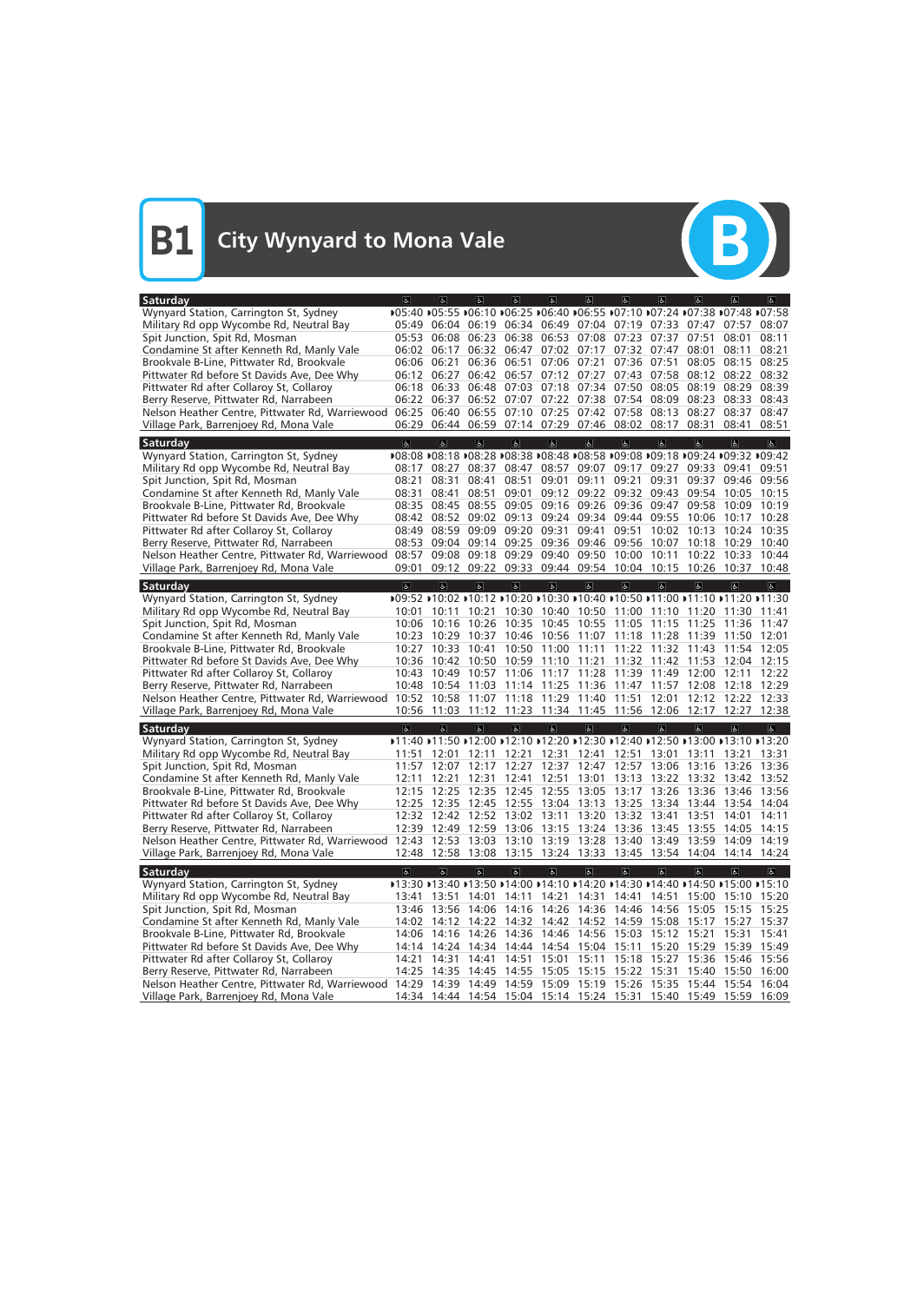# B1 City Wynyard to Mona Vale

| Saturday | ♿ | ♿ | ♿ | ♿ | ♿ | ♿ | ♿ | ♿ | ♿ | ♿ | ♿ |
|---|---|---|---|---|---|---|---|---|---|---|---|
| Wynyard Station, Carrington St, Sydney | ▸05:40 | ▸05:55 | ▸06:10 | ▸06:25 | ▸06:40 | ▸06:55 | ▸07:10 | ▸07:24 | ▸07:38 | ▸07:48 | ▸07:58 |
| Military Rd opp Wycombe Rd, Neutral Bay | 05:49 | 06:04 | 06:19 | 06:34 | 06:49 | 07:04 | 07:19 | 07:33 | 07:47 | 07:57 | 08:07 |
| Spit Junction, Spit Rd, Mosman | 05:53 | 06:08 | 06:23 | 06:38 | 06:53 | 07:08 | 07:23 | 07:37 | 07:51 | 08:01 | 08:11 |
| Condamine St after Kenneth Rd, Manly Vale | 06:02 | 06:17 | 06:32 | 06:47 | 07:02 | 07:17 | 07:32 | 07:47 | 08:01 | 08:11 | 08:21 |
| Brookvale B-Line, Pittwater Rd, Brookvale | 06:06 | 06:21 | 06:36 | 06:51 | 07:06 | 07:21 | 07:36 | 07:51 | 08:05 | 08:15 | 08:25 |
| Pittwater Rd before St Davids Ave, Dee Why | 06:12 | 06:27 | 06:42 | 06:57 | 07:12 | 07:27 | 07:43 | 07:58 | 08:12 | 08:22 | 08:32 |
| Pittwater Rd after Collaroy St, Collaroy | 06:18 | 06:33 | 06:48 | 07:03 | 07:18 | 07:34 | 07:50 | 08:05 | 08:19 | 08:29 | 08:39 |
| Berry Reserve, Pittwater Rd, Narrabeen | 06:22 | 06:37 | 06:52 | 07:07 | 07:22 | 07:38 | 07:54 | 08:09 | 08:23 | 08:33 | 08:43 |
| Nelson Heather Centre, Pittwater Rd, Warriewood | 06:25 | 06:40 | 06:55 | 07:10 | 07:25 | 07:42 | 07:58 | 08:13 | 08:27 | 08:37 | 08:47 |
| Village Park, Barrenjoey Rd, Mona Vale | 06:29 | 06:44 | 06:59 | 07:14 | 07:29 | 07:46 | 08:02 | 08:17 | 08:31 | 08:41 | 08:51 |

| Saturday | ♿ | ♿ | ♿ | ♿ | ♿ | ♿ | ♿ | ♿ | ♿ | ♿ | ♿ |
|---|---|---|---|---|---|---|---|---|---|---|---|
| Wynyard Station, Carrington St, Sydney | ▸08:08 | ▸08:18 | ▸08:28 | ▸08:38 | ▸08:48 | ▸08:58 | ▸09:08 | ▸09:18 | ▸09:24 | ▸09:32 | ▸09:42 |
| Military Rd opp Wycombe Rd, Neutral Bay | 08:17 | 08:27 | 08:37 | 08:47 | 08:57 | 09:07 | 09:17 | 09:27 | 09:33 | 09:41 | 09:51 |
| Spit Junction, Spit Rd, Mosman | 08:21 | 08:31 | 08:41 | 08:51 | 09:01 | 09:11 | 09:21 | 09:31 | 09:37 | 09:46 | 09:56 |
| Condamine St after Kenneth Rd, Manly Vale | 08:31 | 08:41 | 08:51 | 09:01 | 09:12 | 09:22 | 09:32 | 09:43 | 09:54 | 10:05 | 10:15 |
| Brookvale B-Line, Pittwater Rd, Brookvale | 08:35 | 08:45 | 08:55 | 09:05 | 09:16 | 09:26 | 09:36 | 09:47 | 09:58 | 10:09 | 10:19 |
| Pittwater Rd before St Davids Ave, Dee Why | 08:42 | 08:52 | 09:02 | 09:13 | 09:24 | 09:34 | 09:44 | 09:55 | 10:06 | 10:17 | 10:28 |
| Pittwater Rd after Collaroy St, Collaroy | 08:49 | 08:59 | 09:09 | 09:20 | 09:31 | 09:41 | 09:51 | 10:02 | 10:13 | 10:24 | 10:35 |
| Berry Reserve, Pittwater Rd, Narrabeen | 08:53 | 09:04 | 09:14 | 09:25 | 09:36 | 09:46 | 09:56 | 10:07 | 10:18 | 10:29 | 10:40 |
| Nelson Heather Centre, Pittwater Rd, Warriewood | 08:57 | 09:08 | 09:18 | 09:29 | 09:40 | 09:50 | 10:00 | 10:11 | 10:22 | 10:33 | 10:44 |
| Village Park, Barrenjoey Rd, Mona Vale | 09:01 | 09:12 | 09:22 | 09:33 | 09:44 | 09:54 | 10:04 | 10:15 | 10:26 | 10:37 | 10:48 |

| Saturday | ♿ | ♿ | ♿ | ♿ | ♿ | ♿ | ♿ | ♿ | ♿ | ♿ | ♿ |
|---|---|---|---|---|---|---|---|---|---|---|---|
| Wynyard Station, Carrington St, Sydney | ▸09:52 | ▸10:02 | ▸10:12 | ▸10:20 | ▸10:30 | ▸10:40 | ▸10:50 | ▸11:00 | ▸11:10 | ▸11:20 | ▸11:30 |
| Military Rd opp Wycombe Rd, Neutral Bay | 10:01 | 10:11 | 10:21 | 10:30 | 10:40 | 10:50 | 11:00 | 11:10 | 11:20 | 11:30 | 11:41 |
| Spit Junction, Spit Rd, Mosman | 10:06 | 10:16 | 10:26 | 10:35 | 10:45 | 10:55 | 11:05 | 11:15 | 11:25 | 11:36 | 11:47 |
| Condamine St after Kenneth Rd, Manly Vale | 10:23 | 10:29 | 10:37 | 10:46 | 10:56 | 11:07 | 11:18 | 11:28 | 11:39 | 11:50 | 12:01 |
| Brookvale B-Line, Pittwater Rd, Brookvale | 10:27 | 10:33 | 10:41 | 10:50 | 11:00 | 11:11 | 11:22 | 11:32 | 11:43 | 11:54 | 12:05 |
| Pittwater Rd before St Davids Ave, Dee Why | 10:36 | 10:42 | 10:50 | 10:59 | 11:10 | 11:21 | 11:32 | 11:42 | 11:53 | 12:04 | 12:15 |
| Pittwater Rd after Collaroy St, Collaroy | 10:43 | 10:49 | 10:57 | 11:06 | 11:17 | 11:28 | 11:39 | 11:49 | 12:00 | 12:11 | 12:22 |
| Berry Reserve, Pittwater Rd, Narrabeen | 10:48 | 10:54 | 11:03 | 11:14 | 11:25 | 11:36 | 11:47 | 11:57 | 12:08 | 12:18 | 12:29 |
| Nelson Heather Centre, Pittwater Rd, Warriewood | 10:52 | 10:58 | 11:07 | 11:18 | 11:29 | 11:40 | 11:51 | 12:01 | 12:12 | 12:22 | 12:33 |
| Village Park, Barrenjoey Rd, Mona Vale | 10:56 | 11:03 | 11:12 | 11:23 | 11:34 | 11:45 | 11:56 | 12:06 | 12:17 | 12:27 | 12:38 |

| Saturday | ♿ | ♿ | ♿ | ♿ | ♿ | ♿ | ♿ | ♿ | ♿ | ♿ | ♿ |
|---|---|---|---|---|---|---|---|---|---|---|---|
| Wynyard Station, Carrington St, Sydney | ▸11:40 | ▸11:50 | ▸12:00 | ▸12:10 | ▸12:20 | ▸12:30 | ▸12:40 | ▸12:50 | ▸13:00 | ▸13:10 | ▸13:20 |
| Military Rd opp Wycombe Rd, Neutral Bay | 11:51 | 12:01 | 12:11 | 12:21 | 12:31 | 12:41 | 12:51 | 13:01 | 13:11 | 13:21 | 13:31 |
| Spit Junction, Spit Rd, Mosman | 11:57 | 12:07 | 12:17 | 12:27 | 12:37 | 12:47 | 12:57 | 13:06 | 13:16 | 13:26 | 13:36 |
| Condamine St after Kenneth Rd, Manly Vale | 12:11 | 12:21 | 12:31 | 12:41 | 12:51 | 13:01 | 13:13 | 13:22 | 13:32 | 13:42 | 13:52 |
| Brookvale B-Line, Pittwater Rd, Brookvale | 12:15 | 12:25 | 12:35 | 12:45 | 12:55 | 13:05 | 13:17 | 13:26 | 13:36 | 13:46 | 13:56 |
| Pittwater Rd before St Davids Ave, Dee Why | 12:25 | 12:35 | 12:45 | 12:55 | 13:04 | 13:13 | 13:25 | 13:34 | 13:44 | 13:54 | 14:04 |
| Pittwater Rd after Collaroy St, Collaroy | 12:32 | 12:42 | 12:52 | 13:02 | 13:11 | 13:20 | 13:32 | 13:41 | 13:51 | 14:01 | 14:11 |
| Berry Reserve, Pittwater Rd, Narrabeen | 12:39 | 12:49 | 12:59 | 13:06 | 13:15 | 13:24 | 13:36 | 13:45 | 13:55 | 14:05 | 14:15 |
| Nelson Heather Centre, Pittwater Rd, Warriewood | 12:43 | 12:53 | 13:03 | 13:10 | 13:19 | 13:28 | 13:40 | 13:49 | 13:59 | 14:09 | 14:19 |
| Village Park, Barrenjoey Rd, Mona Vale | 12:48 | 12:58 | 13:08 | 13:15 | 13:24 | 13:33 | 13:45 | 13:54 | 14:04 | 14:14 | 14:24 |

| Saturday | ♿ | ♿ | ♿ | ♿ | ♿ | ♿ | ♿ | ♿ | ♿ | ♿ | ♿ |
|---|---|---|---|---|---|---|---|---|---|---|---|
| Wynyard Station, Carrington St, Sydney | ▸13:30 | ▸13:40 | ▸13:50 | ▸14:00 | ▸14:10 | ▸14:20 | ▸14:30 | ▸14:40 | ▸14:50 | ▸15:00 | ▸15:10 |
| Military Rd opp Wycombe Rd, Neutral Bay | 13:41 | 13:51 | 14:01 | 14:11 | 14:21 | 14:31 | 14:41 | 14:51 | 15:00 | 15:10 | 15:20 |
| Spit Junction, Spit Rd, Mosman | 13:46 | 13:56 | 14:06 | 14:16 | 14:26 | 14:36 | 14:46 | 14:56 | 15:05 | 15:15 | 15:25 |
| Condamine St after Kenneth Rd, Manly Vale | 14:02 | 14:12 | 14:22 | 14:32 | 14:42 | 14:52 | 14:59 | 15:08 | 15:17 | 15:27 | 15:37 |
| Brookvale B-Line, Pittwater Rd, Brookvale | 14:06 | 14:16 | 14:26 | 14:36 | 14:46 | 14:56 | 15:03 | 15:12 | 15:21 | 15:31 | 15:41 |
| Pittwater Rd before St Davids Ave, Dee Why | 14:14 | 14:24 | 14:34 | 14:44 | 14:54 | 15:04 | 15:11 | 15:20 | 15:29 | 15:39 | 15:49 |
| Pittwater Rd after Collaroy St, Collaroy | 14:21 | 14:31 | 14:41 | 14:51 | 15:01 | 15:11 | 15:18 | 15:27 | 15:36 | 15:46 | 15:56 |
| Berry Reserve, Pittwater Rd, Narrabeen | 14:25 | 14:35 | 14:45 | 14:55 | 15:05 | 15:15 | 15:22 | 15:31 | 15:40 | 15:50 | 16:00 |
| Nelson Heather Centre, Pittwater Rd, Warriewood | 14:29 | 14:39 | 14:49 | 14:59 | 15:09 | 15:19 | 15:26 | 15:35 | 15:44 | 15:54 | 16:04 |
| Village Park, Barrenjoey Rd, Mona Vale | 14:34 | 14:44 | 14:54 | 15:04 | 15:14 | 15:24 | 15:31 | 15:40 | 15:49 | 15:59 | 16:09 |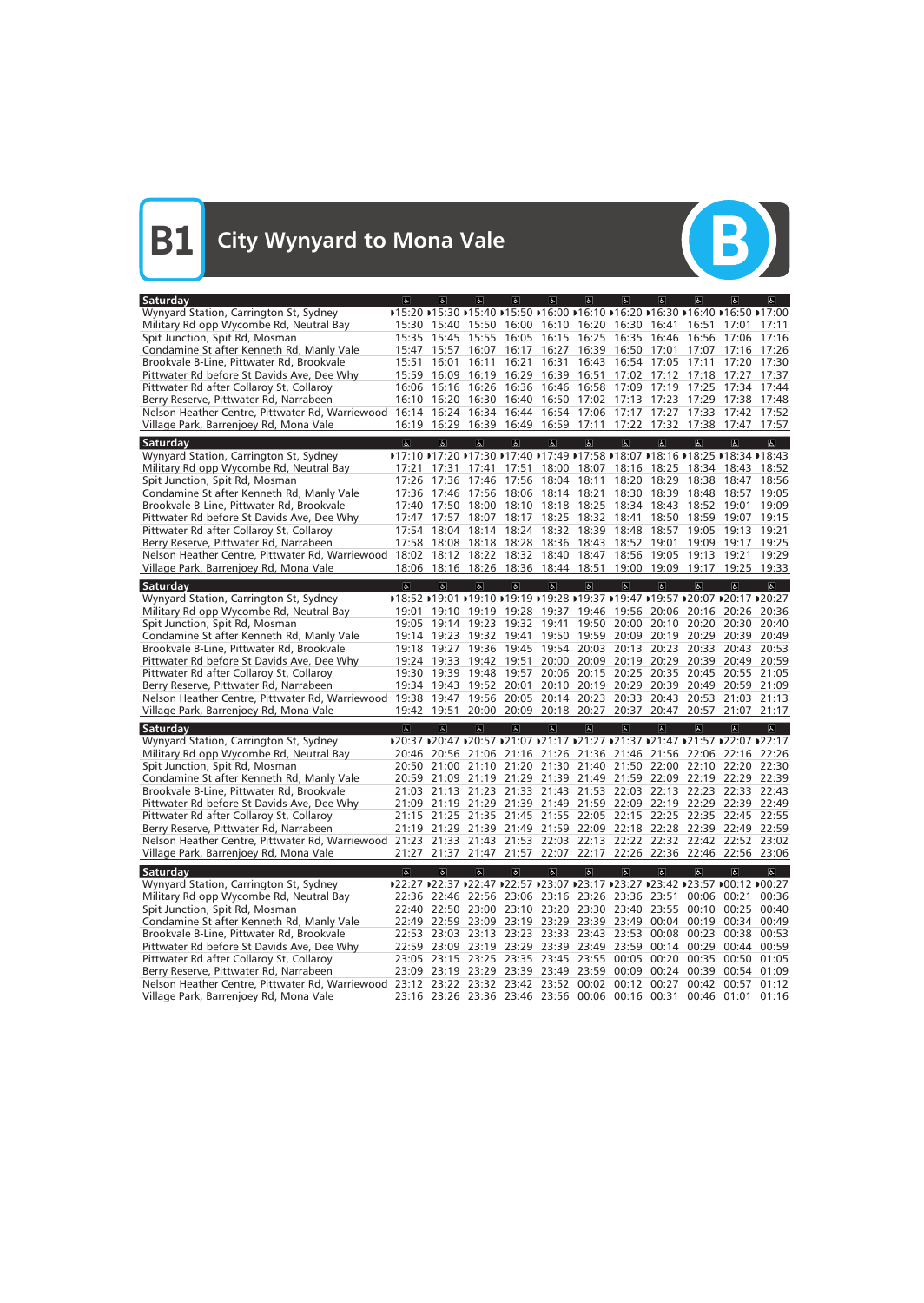# B1 City Wynyard to Mona Vale

| Saturday | ♿ | ♿ | ♿ | ♿ | ♿ | ♿ | ♿ | ♿ | ♿ | ♿ | ♿ |
|---|---|---|---|---|---|---|---|---|---|---|---|
| Wynyard Station, Carrington St, Sydney | ▸15:20 | ▸15:30 | ▸15:40 | ▸15:50 | ▸16:00 | ▸16:10 | ▸16:20 | ▸16:30 | ▸16:40 | ▸16:50 | ▸17:00 |
| Military Rd opp Wycombe Rd, Neutral Bay | 15:30 | 15:40 | 15:50 | 16:00 | 16:10 | 16:20 | 16:30 | 16:41 | 16:51 | 17:01 | 17:11 |
| Spit Junction, Spit Rd, Mosman | 15:35 | 15:45 | 15:55 | 16:05 | 16:15 | 16:25 | 16:35 | 16:46 | 16:56 | 17:06 | 17:16 |
| Condamine St after Kenneth Rd, Manly Vale | 15:47 | 15:57 | 16:07 | 16:17 | 16:27 | 16:39 | 16:50 | 17:01 | 17:07 | 17:16 | 17:26 |
| Brookvale B-Line, Pittwater Rd, Brookvale | 15:51 | 16:01 | 16:11 | 16:21 | 16:31 | 16:43 | 16:54 | 17:05 | 17:11 | 17:20 | 17:30 |
| Pittwater Rd before St Davids Ave, Dee Why | 15:59 | 16:09 | 16:19 | 16:29 | 16:39 | 16:51 | 17:02 | 17:12 | 17:18 | 17:27 | 17:37 |
| Pittwater Rd after Collaroy St, Collaroy | 16:06 | 16:16 | 16:26 | 16:36 | 16:46 | 16:58 | 17:09 | 17:19 | 17:25 | 17:34 | 17:44 |
| Berry Reserve, Pittwater Rd, Narrabeen | 16:10 | 16:20 | 16:30 | 16:40 | 16:50 | 17:02 | 17:13 | 17:23 | 17:29 | 17:38 | 17:48 |
| Nelson Heather Centre, Pittwater Rd, Warriewood | 16:14 | 16:24 | 16:34 | 16:44 | 16:54 | 17:06 | 17:17 | 17:27 | 17:33 | 17:42 | 17:52 |
| Village Park, Barrenjoey Rd, Mona Vale | 16:19 | 16:29 | 16:39 | 16:49 | 16:59 | 17:11 | 17:22 | 17:32 | 17:38 | 17:47 | 17:57 |

| Saturday | ♿ | ♿ | ♿ | ♿ | ♿ | ♿ | ♿ | ♿ | ♿ | ♿ | ♿ |
|---|---|---|---|---|---|---|---|---|---|---|---|
| Wynyard Station, Carrington St, Sydney | ▸17:10 | ▸17:20 | ▸17:30 | ▸17:40 | ▸17:49 | ▸17:58 | ▸18:07 | ▸18:16 | ▸18:25 | ▸18:34 | ▸18:43 |
| Military Rd opp Wycombe Rd, Neutral Bay | 17:21 | 17:31 | 17:41 | 17:51 | 18:00 | 18:07 | 18:16 | 18:25 | 18:34 | 18:43 | 18:52 |
| Spit Junction, Spit Rd, Mosman | 17:26 | 17:36 | 17:46 | 17:56 | 18:04 | 18:11 | 18:20 | 18:29 | 18:38 | 18:47 | 18:56 |
| Condamine St after Kenneth Rd, Manly Vale | 17:36 | 17:46 | 17:56 | 18:06 | 18:14 | 18:21 | 18:30 | 18:39 | 18:48 | 18:57 | 19:05 |
| Brookvale B-Line, Pittwater Rd, Brookvale | 17:40 | 17:50 | 18:00 | 18:10 | 18:18 | 18:25 | 18:34 | 18:43 | 18:52 | 19:01 | 19:09 |
| Pittwater Rd before St Davids Ave, Dee Why | 17:47 | 17:57 | 18:07 | 18:17 | 18:25 | 18:32 | 18:41 | 18:50 | 18:59 | 19:07 | 19:15 |
| Pittwater Rd after Collaroy St, Collaroy | 17:54 | 18:04 | 18:14 | 18:24 | 18:32 | 18:39 | 18:48 | 18:57 | 19:05 | 19:13 | 19:21 |
| Berry Reserve, Pittwater Rd, Narrabeen | 17:58 | 18:08 | 18:18 | 18:28 | 18:36 | 18:43 | 18:52 | 19:01 | 19:09 | 19:17 | 19:25 |
| Nelson Heather Centre, Pittwater Rd, Warriewood | 18:02 | 18:12 | 18:22 | 18:32 | 18:40 | 18:47 | 18:56 | 19:05 | 19:13 | 19:21 | 19:29 |
| Village Park, Barrenjoey Rd, Mona Vale | 18:06 | 18:16 | 18:26 | 18:36 | 18:44 | 18:51 | 19:00 | 19:09 | 19:17 | 19:25 | 19:33 |

| Saturday | ♿ | ♿ | ♿ | ♿ | ♿ | ♿ | ♿ | ♿ | ♿ | ♿ | ♿ |
|---|---|---|---|---|---|---|---|---|---|---|---|
| Wynyard Station, Carrington St, Sydney | ▸18:52 | ▸19:01 | ▸19:10 | ▸19:19 | ▸19:28 | ▸19:37 | ▸19:47 | ▸19:57 | ▸20:07 | ▸20:17 | ▸20:27 |
| Military Rd opp Wycombe Rd, Neutral Bay | 19:01 | 19:10 | 19:19 | 19:28 | 19:37 | 19:46 | 19:56 | 20:06 | 20:16 | 20:26 | 20:36 |
| Spit Junction, Spit Rd, Mosman | 19:05 | 19:14 | 19:23 | 19:32 | 19:41 | 19:50 | 20:00 | 20:10 | 20:20 | 20:30 | 20:40 |
| Condamine St after Kenneth Rd, Manly Vale | 19:14 | 19:23 | 19:32 | 19:41 | 19:50 | 19:59 | 20:09 | 20:19 | 20:29 | 20:39 | 20:49 |
| Brookvale B-Line, Pittwater Rd, Brookvale | 19:18 | 19:27 | 19:36 | 19:45 | 19:54 | 20:03 | 20:13 | 20:23 | 20:33 | 20:43 | 20:53 |
| Pittwater Rd before St Davids Ave, Dee Why | 19:24 | 19:33 | 19:42 | 19:51 | 20:00 | 20:09 | 20:19 | 20:29 | 20:39 | 20:49 | 20:59 |
| Pittwater Rd after Collaroy St, Collaroy | 19:30 | 19:39 | 19:48 | 19:57 | 20:06 | 20:15 | 20:25 | 20:35 | 20:45 | 20:55 | 21:05 |
| Berry Reserve, Pittwater Rd, Narrabeen | 19:34 | 19:43 | 19:52 | 20:01 | 20:10 | 20:19 | 20:29 | 20:39 | 20:49 | 20:59 | 21:09 |
| Nelson Heather Centre, Pittwater Rd, Warriewood | 19:38 | 19:47 | 19:56 | 20:05 | 20:14 | 20:23 | 20:33 | 20:43 | 20:53 | 21:03 | 21:13 |
| Village Park, Barrenjoey Rd, Mona Vale | 19:42 | 19:51 | 20:00 | 20:09 | 20:18 | 20:27 | 20:37 | 20:47 | 20:57 | 21:07 | 21:17 |

| Saturday | ♿ | ♿ | ♿ | ♿ | ♿ | ♿ | ♿ | ♿ | ♿ | ♿ | ♿ |
|---|---|---|---|---|---|---|---|---|---|---|---|
| Wynyard Station, Carrington St, Sydney | ▸20:37 | ▸20:47 | ▸20:57 | ▸21:07 | ▸21:17 | ▸21:27 | ▸21:37 | ▸21:47 | ▸21:57 | ▸22:07 | ▸22:17 |
| Military Rd opp Wycombe Rd, Neutral Bay | 20:46 | 20:56 | 21:06 | 21:16 | 21:26 | 21:36 | 21:46 | 21:56 | 22:06 | 22:16 | 22:26 |
| Spit Junction, Spit Rd, Mosman | 20:50 | 21:00 | 21:10 | 21:20 | 21:30 | 21:40 | 21:50 | 22:00 | 22:10 | 22:20 | 22:30 |
| Condamine St after Kenneth Rd, Manly Vale | 20:59 | 21:09 | 21:19 | 21:29 | 21:39 | 21:49 | 21:59 | 22:09 | 22:19 | 22:29 | 22:39 |
| Brookvale B-Line, Pittwater Rd, Brookvale | 21:03 | 21:13 | 21:23 | 21:33 | 21:43 | 21:53 | 22:03 | 22:13 | 22:23 | 22:33 | 22:43 |
| Pittwater Rd before St Davids Ave, Dee Why | 21:09 | 21:19 | 21:29 | 21:39 | 21:49 | 21:59 | 22:09 | 22:19 | 22:29 | 22:39 | 22:49 |
| Pittwater Rd after Collaroy St, Collaroy | 21:15 | 21:25 | 21:35 | 21:45 | 21:55 | 22:05 | 22:15 | 22:25 | 22:35 | 22:45 | 22:55 |
| Berry Reserve, Pittwater Rd, Narrabeen | 21:19 | 21:29 | 21:39 | 21:49 | 21:59 | 22:09 | 22:18 | 22:28 | 22:39 | 22:49 | 22:59 |
| Nelson Heather Centre, Pittwater Rd, Warriewood | 21:23 | 21:33 | 21:43 | 21:53 | 22:03 | 22:13 | 22:22 | 22:32 | 22:42 | 22:52 | 23:02 |
| Village Park, Barrenjoey Rd, Mona Vale | 21:27 | 21:37 | 21:47 | 21:57 | 22:07 | 22:17 | 22:26 | 22:36 | 22:46 | 22:56 | 23:06 |

| Saturday | ♿ | ♿ | ♿ | ♿ | ♿ | ♿ | ♿ | ♿ | ♿ | ♿ | ♿ |
|---|---|---|---|---|---|---|---|---|---|---|---|
| Wynyard Station, Carrington St, Sydney | ▸22:27 | ▸22:37 | ▸22:47 | ▸22:57 | ▸23:07 | ▸23:17 | ▸23:27 | ▸23:42 | ▸23:57 | ▸00:12 | ▸00:27 |
| Military Rd opp Wycombe Rd, Neutral Bay | 22:36 | 22:46 | 22:56 | 23:06 | 23:16 | 23:26 | 23:36 | 23:51 | 00:06 | 00:21 | 00:36 |
| Spit Junction, Spit Rd, Mosman | 22:40 | 22:50 | 23:00 | 23:10 | 23:20 | 23:30 | 23:40 | 23:55 | 00:10 | 00:25 | 00:40 |
| Condamine St after Kenneth Rd, Manly Vale | 22:49 | 22:59 | 23:09 | 23:19 | 23:29 | 23:39 | 23:49 | 00:04 | 00:19 | 00:34 | 00:49 |
| Brookvale B-Line, Pittwater Rd, Brookvale | 22:53 | 23:03 | 23:13 | 23:23 | 23:33 | 23:43 | 23:53 | 00:08 | 00:23 | 00:38 | 00:53 |
| Pittwater Rd before St Davids Ave, Dee Why | 22:59 | 23:09 | 23:19 | 23:29 | 23:39 | 23:49 | 23:59 | 00:14 | 00:29 | 00:44 | 00:59 |
| Pittwater Rd after Collaroy St, Collaroy | 23:05 | 23:15 | 23:25 | 23:35 | 23:45 | 23:55 | 00:05 | 00:20 | 00:35 | 00:50 | 01:05 |
| Berry Reserve, Pittwater Rd, Narrabeen | 23:09 | 23:19 | 23:29 | 23:39 | 23:49 | 23:59 | 00:09 | 00:24 | 00:39 | 00:54 | 01:09 |
| Nelson Heather Centre, Pittwater Rd, Warriewood | 23:12 | 23:22 | 23:32 | 23:42 | 23:52 | 00:02 | 00:12 | 00:27 | 00:42 | 00:57 | 01:12 |
| Village Park, Barrenjoey Rd, Mona Vale | 23:16 | 23:26 | 23:36 | 23:46 | 23:56 | 00:06 | 00:16 | 00:31 | 00:46 | 01:01 | 01:16 |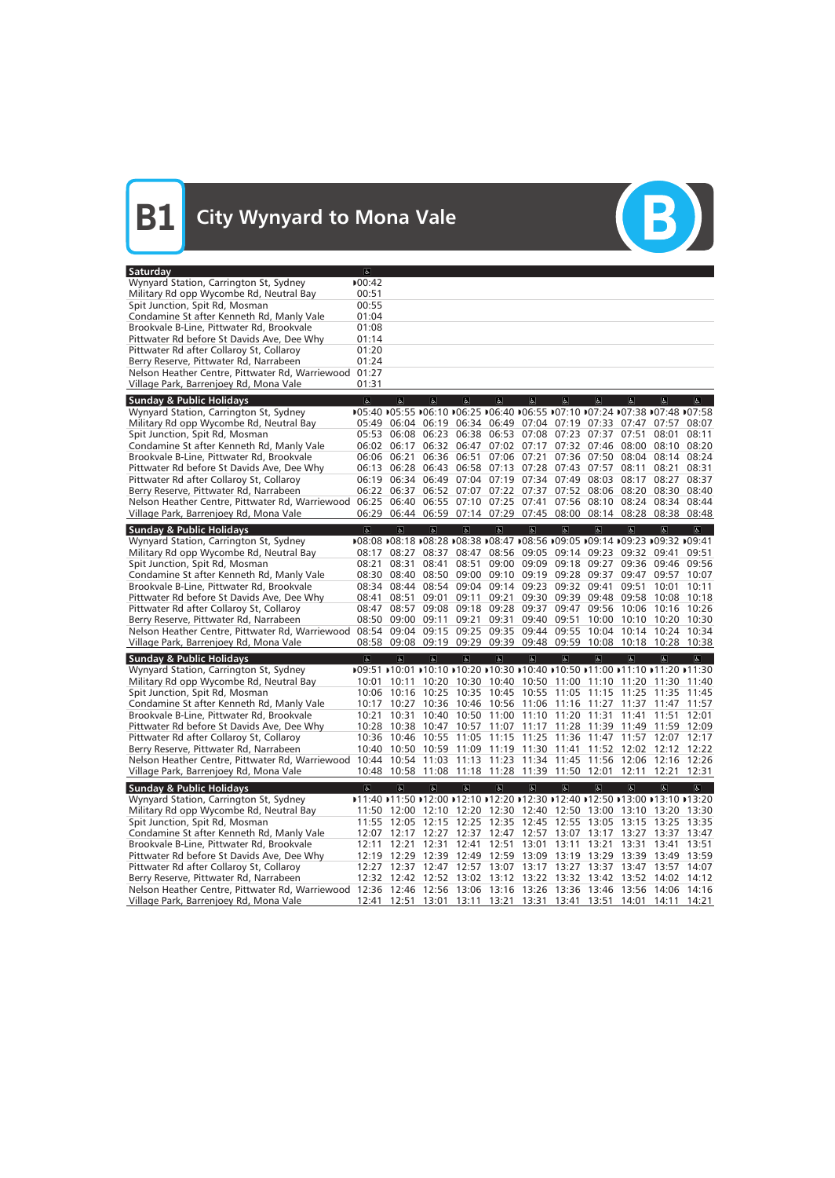# B1 City Wynyard to Mona Vale

| Saturday | ♿ |
|---|---|
| Wynyard Station, Carrington St, Sydney | ▸00:42 |
| Military Rd opp Wycombe Rd, Neutral Bay | 00:51 |
| Spit Junction, Spit Rd, Mosman | 00:55 |
| Condamine St after Kenneth Rd, Manly Vale | 01:04 |
| Brookvale B-Line, Pittwater Rd, Brookvale | 01:08 |
| Pittwater Rd before St Davids Ave, Dee Why | 01:14 |
| Pittwater Rd after Collaroy St, Collaroy | 01:20 |
| Berry Reserve, Pittwater Rd, Narrabeen | 01:24 |
| Nelson Heather Centre, Pittwater Rd, Warriewood | 01:27 |
| Village Park, Barrenjoey Rd, Mona Vale | 01:31 |

| Sunday & Public Holidays | ♿ | ♿ | ♿ | ♿ | ♿ | ♿ | ♿ | ♿ | ♿ | ♿ | ♿ |
|---|---|---|---|---|---|---|---|---|---|---|---|
| Wynyard Station, Carrington St, Sydney | ▸05:40 | ▸05:55 | ▸06:10 | ▸06:25 | ▸06:40 | ▸06:55 | ▸07:10 | ▸07:24 | ▸07:38 | ▸07:48 | ▸07:58 |
| Military Rd opp Wycombe Rd, Neutral Bay | 05:49 | 06:04 | 06:19 | 06:34 | 06:49 | 07:04 | 07:19 | 07:33 | 07:47 | 07:57 | 08:07 |
| Spit Junction, Spit Rd, Mosman | 05:53 | 06:08 | 06:23 | 06:38 | 06:53 | 07:08 | 07:23 | 07:37 | 07:51 | 08:01 | 08:11 |
| Condamine St after Kenneth Rd, Manly Vale | 06:02 | 06:17 | 06:32 | 06:47 | 07:02 | 07:17 | 07:32 | 07:46 | 08:00 | 08:10 | 08:20 |
| Brookvale B-Line, Pittwater Rd, Brookvale | 06:06 | 06:21 | 06:36 | 06:51 | 07:06 | 07:21 | 07:36 | 07:50 | 08:04 | 08:14 | 08:24 |
| Pittwater Rd before St Davids Ave, Dee Why | 06:13 | 06:28 | 06:43 | 06:58 | 07:13 | 07:28 | 07:43 | 07:57 | 08:11 | 08:21 | 08:31 |
| Pittwater Rd after Collaroy St, Collaroy | 06:19 | 06:34 | 06:49 | 07:04 | 07:19 | 07:34 | 07:49 | 08:03 | 08:17 | 08:27 | 08:37 |
| Berry Reserve, Pittwater Rd, Narrabeen | 06:22 | 06:37 | 06:52 | 07:07 | 07:22 | 07:37 | 07:52 | 08:06 | 08:20 | 08:30 | 08:40 |
| Nelson Heather Centre, Pittwater Rd, Warriewood | 06:25 | 06:40 | 06:55 | 07:10 | 07:25 | 07:41 | 07:56 | 08:10 | 08:24 | 08:34 | 08:44 |
| Village Park, Barrenjoey Rd, Mona Vale | 06:29 | 06:44 | 06:59 | 07:14 | 07:29 | 07:45 | 08:00 | 08:14 | 08:28 | 08:38 | 08:48 |

| Sunday & Public Holidays | ♿ | ♿ | ♿ | ♿ | ♿ | ♿ | ♿ | ♿ | ♿ | ♿ | ♿ |
|---|---|---|---|---|---|---|---|---|---|---|---|
| Wynyard Station, Carrington St, Sydney | ▸08:08 | ▸08:18 | ▸08:28 | ▸08:38 | ▸08:47 | ▸08:56 | ▸09:05 | ▸09:14 | ▸09:23 | ▸09:32 | ▸09:41 |
| Military Rd opp Wycombe Rd, Neutral Bay | 08:17 | 08:27 | 08:37 | 08:47 | 08:56 | 09:05 | 09:14 | 09:23 | 09:32 | 09:41 | 09:51 |
| Spit Junction, Spit Rd, Mosman | 08:21 | 08:31 | 08:41 | 08:51 | 09:00 | 09:09 | 09:18 | 09:27 | 09:36 | 09:46 | 09:56 |
| Condamine St after Kenneth Rd, Manly Vale | 08:30 | 08:40 | 08:50 | 09:00 | 09:10 | 09:19 | 09:28 | 09:37 | 09:47 | 09:57 | 10:07 |
| Brookvale B-Line, Pittwater Rd, Brookvale | 08:34 | 08:44 | 08:54 | 09:04 | 09:14 | 09:23 | 09:32 | 09:41 | 09:51 | 10:01 | 10:11 |
| Pittwater Rd before St Davids Ave, Dee Why | 08:41 | 08:51 | 09:01 | 09:11 | 09:21 | 09:30 | 09:39 | 09:48 | 09:58 | 10:08 | 10:18 |
| Pittwater Rd after Collaroy St, Collaroy | 08:47 | 08:57 | 09:08 | 09:18 | 09:28 | 09:37 | 09:47 | 09:56 | 10:06 | 10:16 | 10:26 |
| Berry Reserve, Pittwater Rd, Narrabeen | 08:50 | 09:00 | 09:11 | 09:21 | 09:31 | 09:40 | 09:51 | 10:00 | 10:10 | 10:20 | 10:30 |
| Nelson Heather Centre, Pittwater Rd, Warriewood | 08:54 | 09:04 | 09:15 | 09:25 | 09:35 | 09:44 | 09:55 | 10:04 | 10:14 | 10:24 | 10:34 |
| Village Park, Barrenjoey Rd, Mona Vale | 08:58 | 09:08 | 09:19 | 09:29 | 09:39 | 09:48 | 09:59 | 10:08 | 10:18 | 10:28 | 10:38 |

| Sunday & Public Holidays | ♿ | ♿ | ♿ | ♿ | ♿ | ♿ | ♿ | ♿ | ♿ | ♿ | ♿ |
|---|---|---|---|---|---|---|---|---|---|---|---|
| Wynyard Station, Carrington St, Sydney | ▸09:51 | ▸10:01 | ▸10:10 | ▸10:20 | ▸10:30 | ▸10:40 | ▸10:50 | ▸11:00 | ▸11:10 | ▸11:20 | ▸11:30 |
| Military Rd opp Wycombe Rd, Neutral Bay | 10:01 | 10:11 | 10:20 | 10:30 | 10:40 | 10:50 | 11:00 | 11:10 | 11:20 | 11:30 | 11:40 |
| Spit Junction, Spit Rd, Mosman | 10:06 | 10:16 | 10:25 | 10:35 | 10:45 | 10:55 | 11:05 | 11:15 | 11:25 | 11:35 | 11:45 |
| Condamine St after Kenneth Rd, Manly Vale | 10:17 | 10:27 | 10:36 | 10:46 | 10:56 | 11:06 | 11:16 | 11:27 | 11:37 | 11:47 | 11:57 |
| Brookvale B-Line, Pittwater Rd, Brookvale | 10:21 | 10:31 | 10:40 | 10:50 | 11:00 | 11:10 | 11:20 | 11:31 | 11:41 | 11:51 | 12:01 |
| Pittwater Rd before St Davids Ave, Dee Why | 10:28 | 10:38 | 10:47 | 10:57 | 11:07 | 11:17 | 11:28 | 11:39 | 11:49 | 11:59 | 12:09 |
| Pittwater Rd after Collaroy St, Collaroy | 10:36 | 10:46 | 10:55 | 11:05 | 11:15 | 11:25 | 11:36 | 11:47 | 11:57 | 12:07 | 12:17 |
| Berry Reserve, Pittwater Rd, Narrabeen | 10:40 | 10:50 | 10:59 | 11:09 | 11:19 | 11:30 | 11:41 | 11:52 | 12:02 | 12:12 | 12:22 |
| Nelson Heather Centre, Pittwater Rd, Warriewood | 10:44 | 10:54 | 11:03 | 11:13 | 11:23 | 11:34 | 11:45 | 11:56 | 12:06 | 12:16 | 12:26 |
| Village Park, Barrenjoey Rd, Mona Vale | 10:48 | 10:58 | 11:08 | 11:18 | 11:28 | 11:39 | 11:50 | 12:01 | 12:11 | 12:21 | 12:31 |

| Sunday & Public Holidays | ♿ | ♿ | ♿ | ♿ | ♿ | ♿ | ♿ | ♿ | ♿ | ♿ | ♿ |
|---|---|---|---|---|---|---|---|---|---|---|---|
| Wynyard Station, Carrington St, Sydney | ▸11:40 | ▸11:50 | ▸12:00 | ▸12:10 | ▸12:20 | ▸12:30 | ▸12:40 | ▸12:50 | ▸13:00 | ▸13:10 | ▸13:20 |
| Military Rd opp Wycombe Rd, Neutral Bay | 11:50 | 12:00 | 12:10 | 12:20 | 12:30 | 12:40 | 12:50 | 13:00 | 13:10 | 13:20 | 13:30 |
| Spit Junction, Spit Rd, Mosman | 11:55 | 12:05 | 12:15 | 12:25 | 12:35 | 12:45 | 12:55 | 13:05 | 13:15 | 13:25 | 13:35 |
| Condamine St after Kenneth Rd, Manly Vale | 12:07 | 12:17 | 12:27 | 12:37 | 12:47 | 12:57 | 13:07 | 13:17 | 13:27 | 13:37 | 13:47 |
| Brookvale B-Line, Pittwater Rd, Brookvale | 12:11 | 12:21 | 12:31 | 12:41 | 12:51 | 13:01 | 13:11 | 13:21 | 13:31 | 13:41 | 13:51 |
| Pittwater Rd before St Davids Ave, Dee Why | 12:19 | 12:29 | 12:39 | 12:49 | 12:59 | 13:09 | 13:19 | 13:29 | 13:39 | 13:49 | 13:59 |
| Pittwater Rd after Collaroy St, Collaroy | 12:27 | 12:37 | 12:47 | 12:57 | 13:07 | 13:17 | 13:27 | 13:37 | 13:47 | 13:57 | 14:07 |
| Berry Reserve, Pittwater Rd, Narrabeen | 12:32 | 12:42 | 12:52 | 13:02 | 13:12 | 13:22 | 13:32 | 13:42 | 13:52 | 14:02 | 14:12 |
| Nelson Heather Centre, Pittwater Rd, Warriewood | 12:36 | 12:46 | 12:56 | 13:06 | 13:16 | 13:26 | 13:36 | 13:46 | 13:56 | 14:06 | 14:16 |
| Village Park, Barrenjoey Rd, Mona Vale | 12:41 | 12:51 | 13:01 | 13:11 | 13:21 | 13:31 | 13:41 | 13:51 | 14:01 | 14:11 | 14:21 |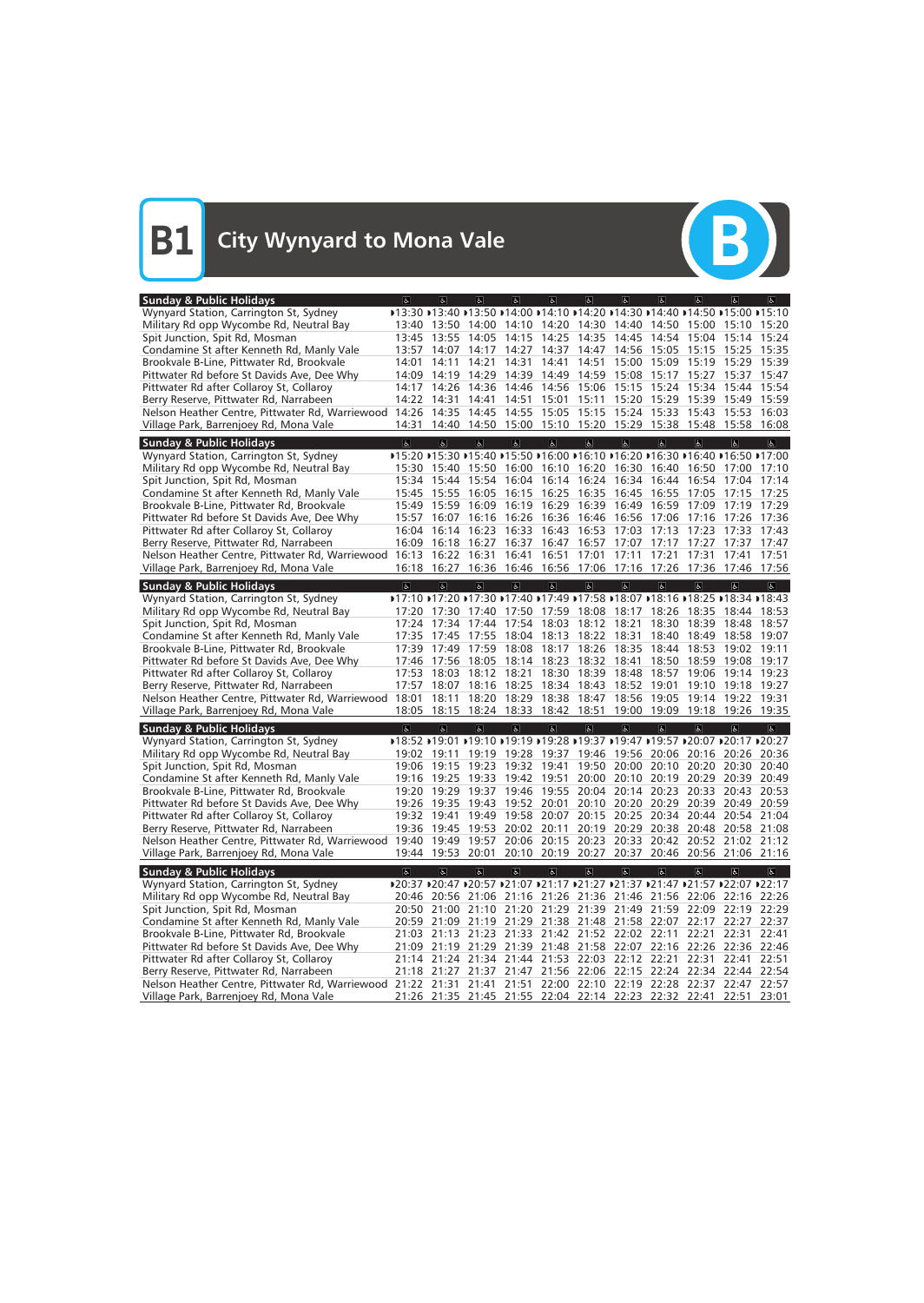# B1 City Wynyard to Mona Vale

| Sunday & Public Holidays | ♿ | ♿ | ♿ | ♿ | ♿ | ♿ | ♿ | ♿ | ♿ | ♿ | ♿ |
|---|---|---|---|---|---|---|---|---|---|---|---|
| Wynyard Station, Carrington St, Sydney | ▸13:30 | ▸13:40 | ▸13:50 | ▸14:00 | ▸14:10 | ▸14:20 | ▸14:30 | ▸14:40 | ▸14:50 | ▸15:00 | ▸15:10 |
| Military Rd opp Wycombe Rd, Neutral Bay | 13:40 | 13:50 | 14:00 | 14:10 | 14:20 | 14:30 | 14:40 | 14:50 | 15:00 | 15:10 | 15:20 |
| Spit Junction, Spit Rd, Mosman | 13:45 | 13:55 | 14:05 | 14:15 | 14:25 | 14:35 | 14:45 | 14:54 | 15:04 | 15:14 | 15:24 |
| Condamine St after Kenneth Rd, Manly Vale | 13:57 | 14:07 | 14:17 | 14:27 | 14:37 | 14:47 | 14:56 | 15:05 | 15:15 | 15:25 | 15:35 |
| Brookvale B-Line, Pittwater Rd, Brookvale | 14:01 | 14:11 | 14:21 | 14:31 | 14:41 | 14:51 | 15:00 | 15:09 | 15:19 | 15:29 | 15:39 |
| Pittwater Rd before St Davids Ave, Dee Why | 14:09 | 14:19 | 14:29 | 14:39 | 14:49 | 14:59 | 15:08 | 15:17 | 15:27 | 15:37 | 15:47 |
| Pittwater Rd after Collaroy St, Collaroy | 14:17 | 14:26 | 14:36 | 14:46 | 14:56 | 15:06 | 15:15 | 15:24 | 15:34 | 15:44 | 15:54 |
| Berry Reserve, Pittwater Rd, Narrabeen | 14:22 | 14:31 | 14:41 | 14:51 | 15:01 | 15:11 | 15:20 | 15:29 | 15:39 | 15:49 | 15:59 |
| Nelson Heather Centre, Pittwater Rd, Warriewood | 14:26 | 14:35 | 14:45 | 14:55 | 15:05 | 15:15 | 15:24 | 15:33 | 15:43 | 15:53 | 16:03 |
| Village Park, Barrenjoey Rd, Mona Vale | 14:31 | 14:40 | 14:50 | 15:00 | 15:10 | 15:20 | 15:29 | 15:38 | 15:48 | 15:58 | 16:08 |

| Sunday & Public Holidays | ♿ | ♿ | ♿ | ♿ | ♿ | ♿ | ♿ | ♿ | ♿ | ♿ | ♿ |
|---|---|---|---|---|---|---|---|---|---|---|---|
| Wynyard Station, Carrington St, Sydney | ▸15:20 | ▸15:30 | ▸15:40 | ▸15:50 | ▸16:00 | ▸16:10 | ▸16:20 | ▸16:30 | ▸16:40 | ▸16:50 | ▸17:00 |
| Military Rd opp Wycombe Rd, Neutral Bay | 15:30 | 15:40 | 15:50 | 16:00 | 16:10 | 16:20 | 16:30 | 16:40 | 16:50 | 17:00 | 17:10 |
| Spit Junction, Spit Rd, Mosman | 15:34 | 15:44 | 15:54 | 16:04 | 16:14 | 16:24 | 16:34 | 16:44 | 16:54 | 17:04 | 17:14 |
| Condamine St after Kenneth Rd, Manly Vale | 15:45 | 15:55 | 16:05 | 16:15 | 16:25 | 16:35 | 16:45 | 16:55 | 17:05 | 17:15 | 17:25 |
| Brookvale B-Line, Pittwater Rd, Brookvale | 15:49 | 15:59 | 16:09 | 16:19 | 16:29 | 16:39 | 16:49 | 16:59 | 17:09 | 17:19 | 17:29 |
| Pittwater Rd before St Davids Ave, Dee Why | 15:57 | 16:07 | 16:16 | 16:26 | 16:36 | 16:46 | 16:56 | 17:06 | 17:16 | 17:26 | 17:36 |
| Pittwater Rd after Collaroy St, Collaroy | 16:04 | 16:14 | 16:23 | 16:33 | 16:43 | 16:53 | 17:03 | 17:13 | 17:23 | 17:33 | 17:43 |
| Berry Reserve, Pittwater Rd, Narrabeen | 16:09 | 16:18 | 16:27 | 16:37 | 16:47 | 16:57 | 17:07 | 17:17 | 17:27 | 17:37 | 17:47 |
| Nelson Heather Centre, Pittwater Rd, Warriewood | 16:13 | 16:22 | 16:31 | 16:41 | 16:51 | 17:01 | 17:11 | 17:21 | 17:31 | 17:41 | 17:51 |
| Village Park, Barrenjoey Rd, Mona Vale | 16:18 | 16:27 | 16:36 | 16:46 | 16:56 | 17:06 | 17:16 | 17:26 | 17:36 | 17:46 | 17:56 |

| Sunday & Public Holidays | ♿ | ♿ | ♿ | ♿ | ♿ | ♿ | ♿ | ♿ | ♿ | ♿ | ♿ |
|---|---|---|---|---|---|---|---|---|---|---|---|
| Wynyard Station, Carrington St, Sydney | ▸17:10 | ▸17:20 | ▸17:30 | ▸17:40 | ▸17:49 | ▸17:58 | ▸18:07 | ▸18:16 | ▸18:25 | ▸18:34 | ▸18:43 |
| Military Rd opp Wycombe Rd, Neutral Bay | 17:20 | 17:30 | 17:40 | 17:50 | 17:59 | 18:08 | 18:17 | 18:26 | 18:35 | 18:44 | 18:53 |
| Spit Junction, Spit Rd, Mosman | 17:24 | 17:34 | 17:44 | 17:54 | 18:03 | 18:12 | 18:21 | 18:30 | 18:39 | 18:48 | 18:57 |
| Condamine St after Kenneth Rd, Manly Vale | 17:35 | 17:45 | 17:55 | 18:04 | 18:13 | 18:22 | 18:31 | 18:40 | 18:49 | 18:58 | 19:07 |
| Brookvale B-Line, Pittwater Rd, Brookvale | 17:39 | 17:49 | 17:59 | 18:08 | 18:17 | 18:26 | 18:35 | 18:44 | 18:53 | 19:02 | 19:11 |
| Pittwater Rd before St Davids Ave, Dee Why | 17:46 | 17:56 | 18:05 | 18:14 | 18:23 | 18:32 | 18:41 | 18:50 | 18:59 | 19:08 | 19:17 |
| Pittwater Rd after Collaroy St, Collaroy | 17:53 | 18:03 | 18:12 | 18:21 | 18:30 | 18:39 | 18:48 | 18:57 | 19:06 | 19:14 | 19:23 |
| Berry Reserve, Pittwater Rd, Narrabeen | 17:57 | 18:07 | 18:16 | 18:25 | 18:34 | 18:43 | 18:52 | 19:01 | 19:10 | 19:18 | 19:27 |
| Nelson Heather Centre, Pittwater Rd, Warriewood | 18:01 | 18:11 | 18:20 | 18:29 | 18:38 | 18:47 | 18:56 | 19:05 | 19:14 | 19:22 | 19:31 |
| Village Park, Barrenjoey Rd, Mona Vale | 18:05 | 18:15 | 18:24 | 18:33 | 18:42 | 18:51 | 19:00 | 19:09 | 19:18 | 19:26 | 19:35 |

| Sunday & Public Holidays | ♿ | ♿ | ♿ | ♿ | ♿ | ♿ | ♿ | ♿ | ♿ | ♿ | ♿ |
|---|---|---|---|---|---|---|---|---|---|---|---|
| Wynyard Station, Carrington St, Sydney | ▸18:52 | ▸19:01 | ▸19:10 | ▸19:19 | ▸19:28 | ▸19:37 | ▸19:47 | ▸19:57 | ▸20:07 | ▸20:17 | ▸20:27 |
| Military Rd opp Wycombe Rd, Neutral Bay | 19:02 | 19:11 | 19:19 | 19:28 | 19:37 | 19:46 | 19:56 | 20:06 | 20:16 | 20:26 | 20:36 |
| Spit Junction, Spit Rd, Mosman | 19:06 | 19:15 | 19:23 | 19:32 | 19:41 | 19:50 | 20:00 | 20:10 | 20:20 | 20:30 | 20:40 |
| Condamine St after Kenneth Rd, Manly Vale | 19:16 | 19:25 | 19:33 | 19:42 | 19:51 | 20:00 | 20:10 | 20:19 | 20:29 | 20:39 | 20:49 |
| Brookvale B-Line, Pittwater Rd, Brookvale | 19:20 | 19:29 | 19:37 | 19:46 | 19:55 | 20:04 | 20:14 | 20:23 | 20:33 | 20:43 | 20:53 |
| Pittwater Rd before St Davids Ave, Dee Why | 19:26 | 19:35 | 19:43 | 19:52 | 20:01 | 20:10 | 20:20 | 20:29 | 20:39 | 20:49 | 20:59 |
| Pittwater Rd after Collaroy St, Collaroy | 19:32 | 19:41 | 19:49 | 19:58 | 20:07 | 20:15 | 20:25 | 20:34 | 20:44 | 20:54 | 21:04 |
| Berry Reserve, Pittwater Rd, Narrabeen | 19:36 | 19:45 | 19:53 | 20:02 | 20:11 | 20:19 | 20:29 | 20:38 | 20:48 | 20:58 | 21:08 |
| Nelson Heather Centre, Pittwater Rd, Warriewood | 19:40 | 19:49 | 19:57 | 20:06 | 20:15 | 20:23 | 20:33 | 20:42 | 20:52 | 21:02 | 21:12 |
| Village Park, Barrenjoey Rd, Mona Vale | 19:44 | 19:53 | 20:01 | 20:10 | 20:19 | 20:27 | 20:37 | 20:46 | 20:56 | 21:06 | 21:16 |

| Sunday & Public Holidays | ♿ | ♿ | ♿ | ♿ | ♿ | ♿ | ♿ | ♿ | ♿ | ♿ | ♿ |
|---|---|---|---|---|---|---|---|---|---|---|---|
| Wynyard Station, Carrington St, Sydney | ▸20:37 | ▸20:47 | ▸20:57 | ▸21:07 | ▸21:17 | ▸21:27 | ▸21:37 | ▸21:47 | ▸21:57 | ▸22:07 | ▸22:17 |
| Military Rd opp Wycombe Rd, Neutral Bay | 20:46 | 20:56 | 21:06 | 21:16 | 21:26 | 21:36 | 21:46 | 21:56 | 22:06 | 22:16 | 22:26 |
| Spit Junction, Spit Rd, Mosman | 20:50 | 21:00 | 21:10 | 21:20 | 21:29 | 21:39 | 21:49 | 21:59 | 22:09 | 22:19 | 22:29 |
| Condamine St after Kenneth Rd, Manly Vale | 20:59 | 21:09 | 21:19 | 21:29 | 21:38 | 21:48 | 21:58 | 22:07 | 22:17 | 22:27 | 22:37 |
| Brookvale B-Line, Pittwater Rd, Brookvale | 21:03 | 21:13 | 21:23 | 21:33 | 21:42 | 21:52 | 22:02 | 22:11 | 22:21 | 22:31 | 22:41 |
| Pittwater Rd before St Davids Ave, Dee Why | 21:09 | 21:19 | 21:29 | 21:39 | 21:48 | 21:58 | 22:07 | 22:16 | 22:26 | 22:36 | 22:46 |
| Pittwater Rd after Collaroy St, Collaroy | 21:14 | 21:24 | 21:34 | 21:44 | 21:53 | 22:03 | 22:12 | 22:21 | 22:31 | 22:41 | 22:51 |
| Berry Reserve, Pittwater Rd, Narrabeen | 21:18 | 21:27 | 21:37 | 21:47 | 21:56 | 22:06 | 22:15 | 22:24 | 22:34 | 22:44 | 22:54 |
| Nelson Heather Centre, Pittwater Rd, Warriewood | 21:22 | 21:31 | 21:41 | 21:51 | 22:00 | 22:10 | 22:19 | 22:28 | 22:37 | 22:47 | 22:57 |
| Village Park, Barrenjoey Rd, Mona Vale | 21:26 | 21:35 | 21:45 | 21:55 | 22:04 | 22:14 | 22:23 | 22:32 | 22:41 | 22:51 | 23:01 |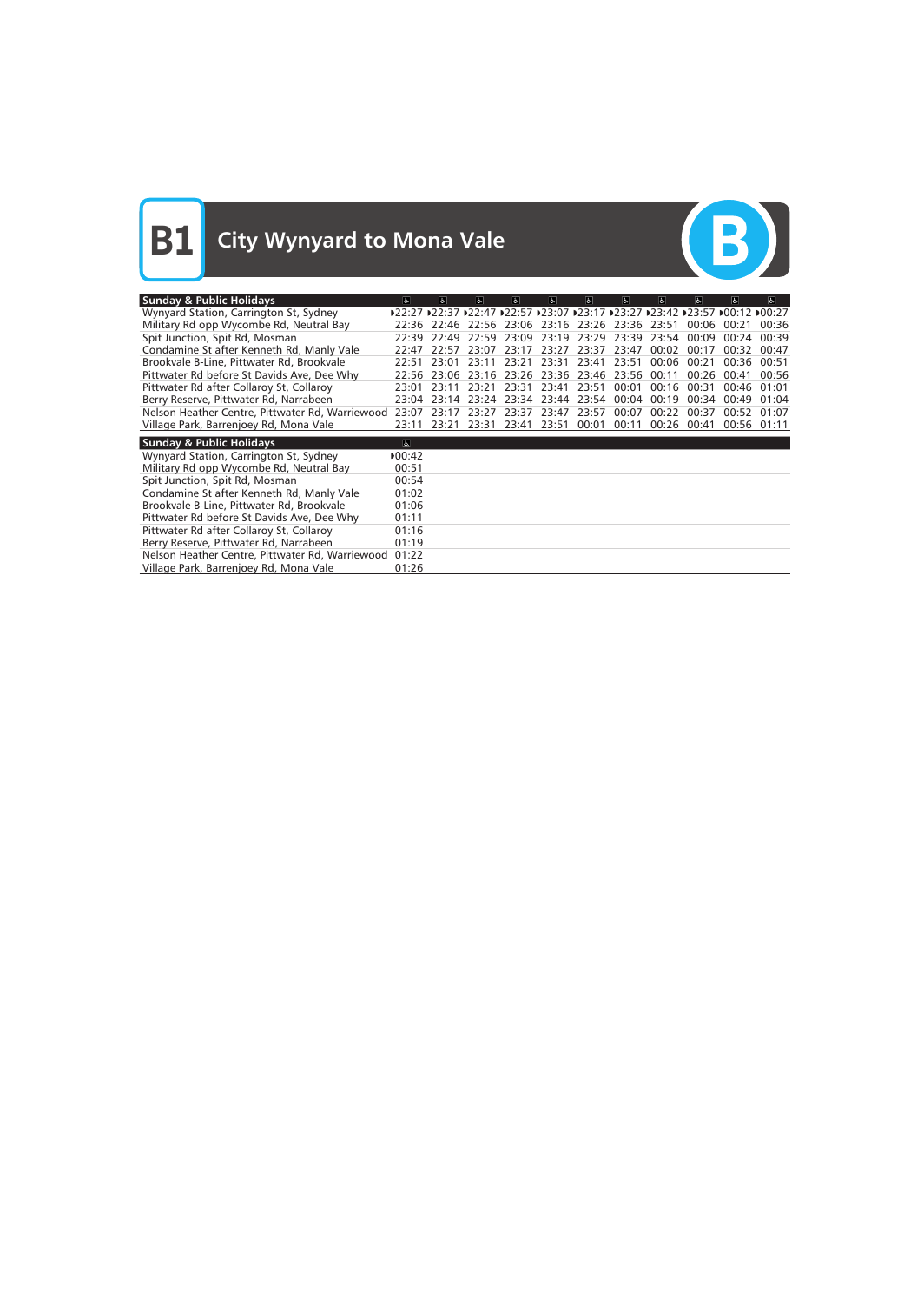# B1 City Wynyard to Mona Vale

| Sunday & Public Holidays | ♿ | ♿ | ♿ | ♿ | ♿ | ♿ | ♿ | ♿ | ♿ | ♿ | ♿ |
|---|---|---|---|---|---|---|---|---|---|---|---|
| Wynyard Station, Carrington St, Sydney | ▸22:27 | ▸22:37 | ▸22:47 | ▸22:57 | ▸23:07 | ▸23:17 | ▸23:27 | ▸23:42 | ▸23:57 | ▸00:12 | ▸00:27 |
| Military Rd opp Wycombe Rd, Neutral Bay | 22:36 | 22:46 | 22:56 | 23:06 | 23:16 | 23:26 | 23:36 | 23:51 | 00:06 | 00:21 | 00:36 |
| Spit Junction, Spit Rd, Mosman | 22:39 | 22:49 | 22:59 | 23:09 | 23:19 | 23:29 | 23:39 | 23:54 | 00:09 | 00:24 | 00:39 |
| Condamine St after Kenneth Rd, Manly Vale | 22:47 | 22:57 | 23:07 | 23:17 | 23:27 | 23:37 | 23:47 | 00:02 | 00:17 | 00:32 | 00:47 |
| Brookvale B-Line, Pittwater Rd, Brookvale | 22:51 | 23:01 | 23:11 | 23:21 | 23:31 | 23:41 | 23:51 | 00:06 | 00:21 | 00:36 | 00:51 |
| Pittwater Rd before St Davids Ave, Dee Why | 22:56 | 23:06 | 23:16 | 23:26 | 23:36 | 23:46 | 23:56 | 00:11 | 00:26 | 00:41 | 00:56 |
| Pittwater Rd after Collaroy St, Collaroy | 23:01 | 23:11 | 23:21 | 23:31 | 23:41 | 23:51 | 00:01 | 00:16 | 00:31 | 00:46 | 01:01 |
| Berry Reserve, Pittwater Rd, Narrabeen | 23:04 | 23:14 | 23:24 | 23:34 | 23:44 | 23:54 | 00:04 | 00:19 | 00:34 | 00:49 | 01:04 |
| Nelson Heather Centre, Pittwater Rd, Warriewood | 23:07 | 23:17 | 23:27 | 23:37 | 23:47 | 23:57 | 00:07 | 00:22 | 00:37 | 00:52 | 01:07 |
| Village Park, Barrenjoey Rd, Mona Vale | 23:11 | 23:21 | 23:31 | 23:41 | 23:51 | 00:01 | 00:11 | 00:26 | 00:41 | 00:56 | 01:11 |

| Sunday & Public Holidays | ♿ |
|---|---|
| Wynyard Station, Carrington St, Sydney | ▸00:42 |
| Military Rd opp Wycombe Rd, Neutral Bay | 00:51 |
| Spit Junction, Spit Rd, Mosman | 00:54 |
| Condamine St after Kenneth Rd, Manly Vale | 01:02 |
| Brookvale B-Line, Pittwater Rd, Brookvale | 01:06 |
| Pittwater Rd before St Davids Ave, Dee Why | 01:11 |
| Pittwater Rd after Collaroy St, Collaroy | 01:16 |
| Berry Reserve, Pittwater Rd, Narrabeen | 01:19 |
| Nelson Heather Centre, Pittwater Rd, Warriewood | 01:22 |
| Village Park, Barrenjoey Rd, Mona Vale | 01:26 |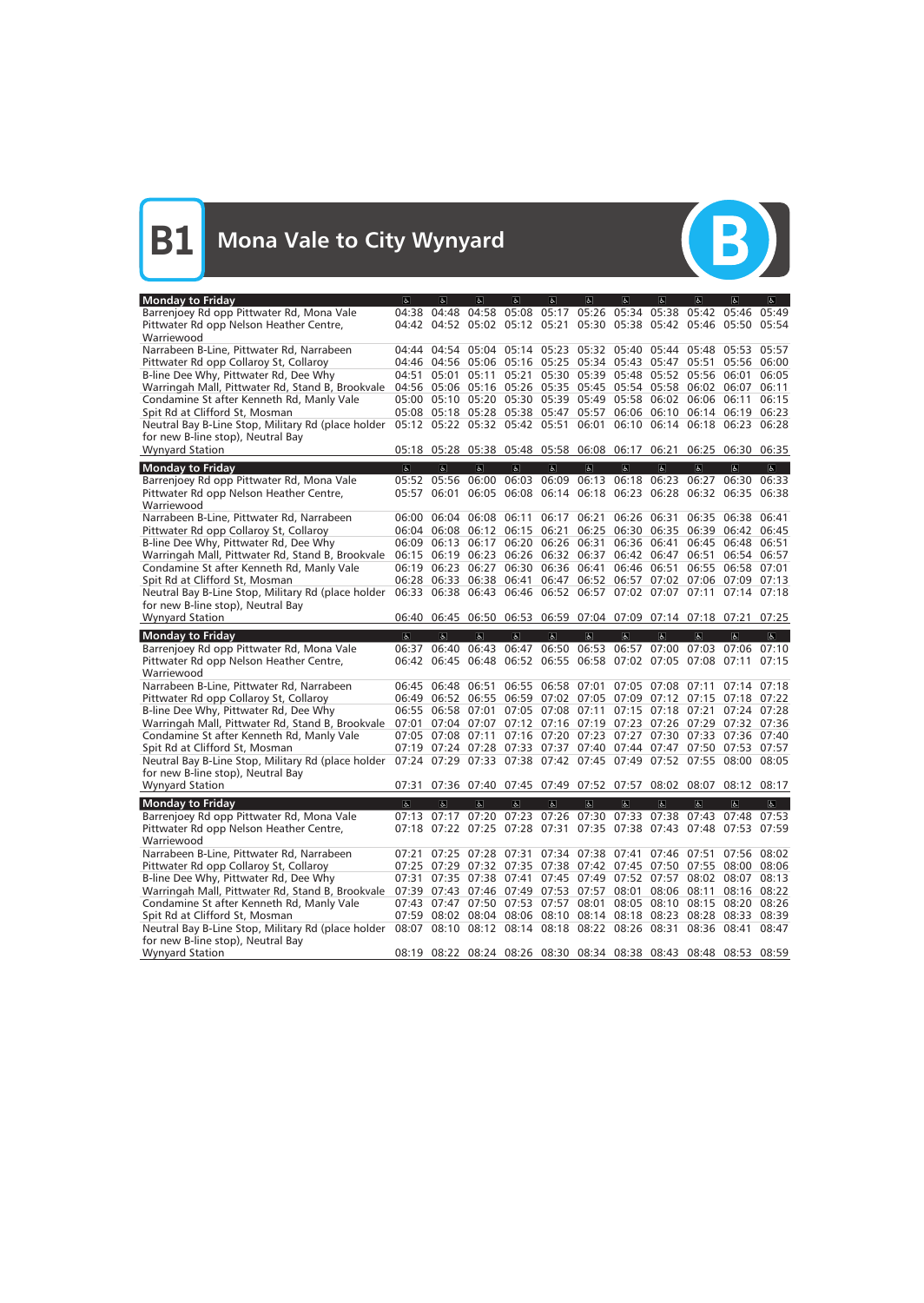# B1 Mona Vale to City Wynyard

| Monday to Friday | ♿ | ♿ | ♿ | ♿ | ♿ | ♿ | ♿ | ♿ | ♿ | ♿ | ♿ |
|---|---|---|---|---|---|---|---|---|---|---|---|
| Barrenjoey Rd opp Pittwater Rd, Mona Vale | 04:38 | 04:48 | 04:58 | 05:08 | 05:17 | 05:26 | 05:34 | 05:38 | 05:42 | 05:46 | 05:49 |
| Pittwater Rd opp Nelson Heather Centre, Warriewood | 04:42 | 04:52 | 05:02 | 05:12 | 05:21 | 05:30 | 05:38 | 05:42 | 05:46 | 05:50 | 05:54 |
| Narrabeen B-Line, Pittwater Rd, Narrabeen | 04:44 | 04:54 | 05:04 | 05:14 | 05:23 | 05:32 | 05:40 | 05:44 | 05:48 | 05:53 | 05:57 |
| Pittwater Rd opp Collaroy St, Collaroy | 04:46 | 04:56 | 05:06 | 05:16 | 05:25 | 05:34 | 05:43 | 05:47 | 05:51 | 05:56 | 06:00 |
| B-line Dee Why, Pittwater Rd, Dee Why | 04:51 | 05:01 | 05:11 | 05:21 | 05:30 | 05:39 | 05:48 | 05:52 | 05:56 | 06:01 | 06:05 |
| Warringah Mall, Pittwater Rd, Stand B, Brookvale | 04:56 | 05:06 | 05:16 | 05:26 | 05:35 | 05:45 | 05:54 | 05:58 | 06:02 | 06:07 | 06:11 |
| Condamine St after Kenneth Rd, Manly Vale | 05:00 | 05:10 | 05:20 | 05:30 | 05:39 | 05:49 | 05:58 | 06:02 | 06:06 | 06:11 | 06:15 |
| Spit Rd at Clifford St, Mosman | 05:08 | 05:18 | 05:28 | 05:38 | 05:47 | 05:57 | 06:06 | 06:10 | 06:14 | 06:19 | 06:23 |
| Neutral Bay B-Line Stop, Military Rd (place holder for new B-line stop), Neutral Bay | 05:12 | 05:22 | 05:32 | 05:42 | 05:51 | 06:01 | 06:10 | 06:14 | 06:18 | 06:23 | 06:28 |
| Wynyard Station | 05:18 | 05:28 | 05:38 | 05:48 | 05:58 | 06:08 | 06:17 | 06:21 | 06:25 | 06:30 | 06:35 |

| Monday to Friday | ♿ | ♿ | ♿ | ♿ | ♿ | ♿ | ♿ | ♿ | ♿ | ♿ | ♿ |
|---|---|---|---|---|---|---|---|---|---|---|---|
| Barrenjoey Rd opp Pittwater Rd, Mona Vale | 05:52 | 05:56 | 06:00 | 06:03 | 06:09 | 06:13 | 06:18 | 06:23 | 06:27 | 06:30 | 06:33 |
| Pittwater Rd opp Nelson Heather Centre, Warriewood | 05:57 | 06:01 | 06:05 | 06:08 | 06:14 | 06:18 | 06:23 | 06:28 | 06:32 | 06:35 | 06:38 |
| Narrabeen B-Line, Pittwater Rd, Narrabeen | 06:00 | 06:04 | 06:08 | 06:11 | 06:17 | 06:21 | 06:26 | 06:31 | 06:35 | 06:38 | 06:41 |
| Pittwater Rd opp Collaroy St, Collaroy | 06:04 | 06:08 | 06:12 | 06:15 | 06:21 | 06:25 | 06:30 | 06:35 | 06:39 | 06:42 | 06:45 |
| B-line Dee Why, Pittwater Rd, Dee Why | 06:09 | 06:13 | 06:17 | 06:20 | 06:26 | 06:31 | 06:36 | 06:41 | 06:45 | 06:48 | 06:51 |
| Warringah Mall, Pittwater Rd, Stand B, Brookvale | 06:15 | 06:19 | 06:23 | 06:26 | 06:32 | 06:37 | 06:42 | 06:47 | 06:51 | 06:54 | 06:57 |
| Condamine St after Kenneth Rd, Manly Vale | 06:19 | 06:23 | 06:27 | 06:30 | 06:36 | 06:41 | 06:46 | 06:51 | 06:55 | 06:58 | 07:01 |
| Spit Rd at Clifford St, Mosman | 06:28 | 06:33 | 06:38 | 06:41 | 06:47 | 06:52 | 06:57 | 07:02 | 07:06 | 07:09 | 07:13 |
| Neutral Bay B-Line Stop, Military Rd (place holder for new B-line stop), Neutral Bay | 06:33 | 06:38 | 06:43 | 06:46 | 06:52 | 06:57 | 07:02 | 07:07 | 07:11 | 07:14 | 07:18 |
| Wynyard Station | 06:40 | 06:45 | 06:50 | 06:53 | 06:59 | 07:04 | 07:09 | 07:14 | 07:18 | 07:21 | 07:25 |

| Monday to Friday | ♿ | ♿ | ♿ | ♿ | ♿ | ♿ | ♿ | ♿ | ♿ | ♿ | ♿ |
|---|---|---|---|---|---|---|---|---|---|---|---|
| Barrenjoey Rd opp Pittwater Rd, Mona Vale | 06:37 | 06:40 | 06:43 | 06:47 | 06:50 | 06:53 | 06:57 | 07:00 | 07:03 | 07:06 | 07:10 |
| Pittwater Rd opp Nelson Heather Centre, Warriewood | 06:42 | 06:45 | 06:48 | 06:52 | 06:55 | 06:58 | 07:02 | 07:05 | 07:08 | 07:11 | 07:15 |
| Narrabeen B-Line, Pittwater Rd, Narrabeen | 06:45 | 06:48 | 06:51 | 06:55 | 06:58 | 07:01 | 07:05 | 07:08 | 07:11 | 07:14 | 07:18 |
| Pittwater Rd opp Collaroy St, Collaroy | 06:49 | 06:52 | 06:55 | 06:59 | 07:02 | 07:05 | 07:09 | 07:12 | 07:15 | 07:18 | 07:22 |
| B-line Dee Why, Pittwater Rd, Dee Why | 06:55 | 06:58 | 07:01 | 07:05 | 07:08 | 07:11 | 07:15 | 07:18 | 07:21 | 07:24 | 07:28 |
| Warringah Mall, Pittwater Rd, Stand B, Brookvale | 07:01 | 07:04 | 07:07 | 07:12 | 07:16 | 07:19 | 07:23 | 07:26 | 07:29 | 07:32 | 07:36 |
| Condamine St after Kenneth Rd, Manly Vale | 07:05 | 07:08 | 07:11 | 07:16 | 07:20 | 07:23 | 07:27 | 07:30 | 07:33 | 07:36 | 07:40 |
| Spit Rd at Clifford St, Mosman | 07:19 | 07:24 | 07:28 | 07:33 | 07:37 | 07:40 | 07:44 | 07:47 | 07:50 | 07:53 | 07:57 |
| Neutral Bay B-Line Stop, Military Rd (place holder for new B-line stop), Neutral Bay | 07:24 | 07:29 | 07:33 | 07:38 | 07:42 | 07:45 | 07:49 | 07:52 | 07:55 | 08:00 | 08:05 |
| Wynyard Station | 07:31 | 07:36 | 07:40 | 07:45 | 07:49 | 07:52 | 07:57 | 08:02 | 08:07 | 08:12 | 08:17 |

| Monday to Friday | ♿ | ♿ | ♿ | ♿ | ♿ | ♿ | ♿ | ♿ | ♿ | ♿ | ♿ |
|---|---|---|---|---|---|---|---|---|---|---|---|
| Barrenjoey Rd opp Pittwater Rd, Mona Vale | 07:13 | 07:17 | 07:20 | 07:23 | 07:26 | 07:30 | 07:33 | 07:38 | 07:43 | 07:48 | 07:53 |
| Pittwater Rd opp Nelson Heather Centre, Warriewood | 07:18 | 07:22 | 07:25 | 07:28 | 07:31 | 07:35 | 07:38 | 07:43 | 07:48 | 07:53 | 07:59 |
| Narrabeen B-Line, Pittwater Rd, Narrabeen | 07:21 | 07:25 | 07:28 | 07:31 | 07:34 | 07:38 | 07:41 | 07:46 | 07:51 | 07:56 | 08:02 |
| Pittwater Rd opp Collaroy St, Collaroy | 07:25 | 07:29 | 07:32 | 07:35 | 07:38 | 07:42 | 07:45 | 07:50 | 07:55 | 08:00 | 08:06 |
| B-line Dee Why, Pittwater Rd, Dee Why | 07:31 | 07:35 | 07:38 | 07:41 | 07:45 | 07:49 | 07:52 | 07:57 | 08:02 | 08:07 | 08:13 |
| Warringah Mall, Pittwater Rd, Stand B, Brookvale | 07:39 | 07:43 | 07:46 | 07:49 | 07:53 | 07:57 | 08:01 | 08:06 | 08:11 | 08:16 | 08:22 |
| Condamine St after Kenneth Rd, Manly Vale | 07:43 | 07:47 | 07:50 | 07:53 | 07:57 | 08:01 | 08:05 | 08:10 | 08:15 | 08:20 | 08:26 |
| Spit Rd at Clifford St, Mosman | 07:59 | 08:02 | 08:04 | 08:06 | 08:10 | 08:14 | 08:18 | 08:23 | 08:28 | 08:33 | 08:39 |
| Neutral Bay B-Line Stop, Military Rd (place holder for new B-line stop), Neutral Bay | 08:07 | 08:10 | 08:12 | 08:14 | 08:18 | 08:22 | 08:26 | 08:31 | 08:36 | 08:41 | 08:47 |
| Wynyard Station | 08:19 | 08:22 | 08:24 | 08:26 | 08:30 | 08:34 | 08:38 | 08:43 | 08:48 | 08:53 | 08:59 |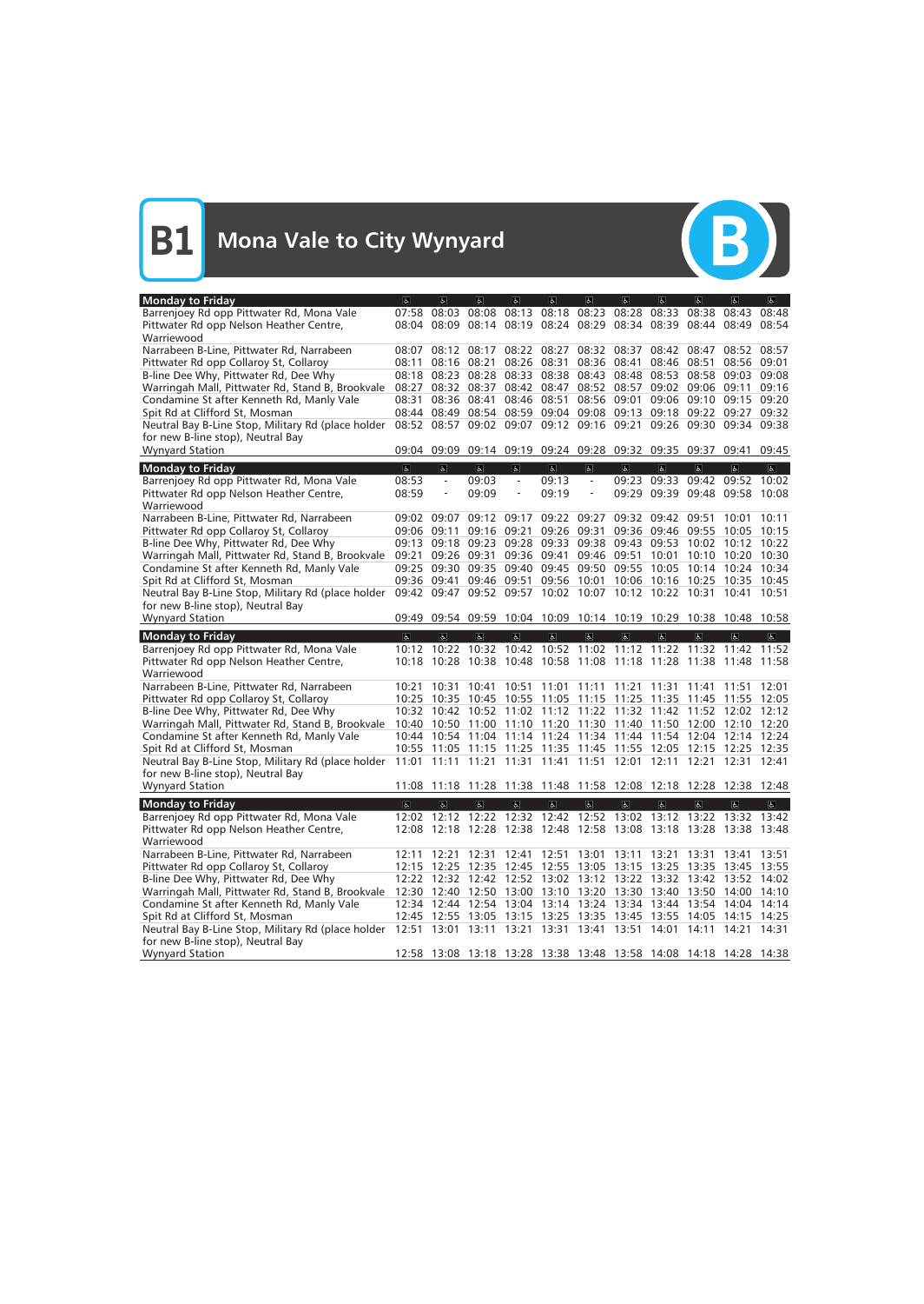# B1 Mona Vale to City Wynyard

| Monday to Friday | ♿ | ♿ | ♿ | ♿ | ♿ | ♿ | ♿ | ♿ | ♿ | ♿ | ♿ |
|---|---|---|---|---|---|---|---|---|---|---|---|
| Barrenjoey Rd opp Pittwater Rd, Mona Vale | 07:58 | 08:03 | 08:08 | 08:13 | 08:18 | 08:23 | 08:28 | 08:33 | 08:38 | 08:43 | 08:48 |
| Pittwater Rd opp Nelson Heather Centre, Warriewood | 08:04 | 08:09 | 08:14 | 08:19 | 08:24 | 08:29 | 08:34 | 08:39 | 08:44 | 08:49 | 08:54 |
| Narrabeen B-Line, Pittwater Rd, Narrabeen | 08:07 | 08:12 | 08:17 | 08:22 | 08:27 | 08:32 | 08:37 | 08:42 | 08:47 | 08:52 | 08:57 |
| Pittwater Rd opp Collaroy St, Collaroy | 08:11 | 08:16 | 08:21 | 08:26 | 08:31 | 08:36 | 08:41 | 08:46 | 08:51 | 08:56 | 09:01 |
| B-line Dee Why, Pittwater Rd, Dee Why | 08:18 | 08:23 | 08:28 | 08:33 | 08:38 | 08:43 | 08:48 | 08:53 | 08:58 | 09:03 | 09:08 |
| Warringah Mall, Pittwater Rd, Stand B, Brookvale | 08:27 | 08:32 | 08:37 | 08:42 | 08:47 | 08:52 | 08:57 | 09:02 | 09:06 | 09:11 | 09:16 |
| Condamine St after Kenneth Rd, Manly Vale | 08:31 | 08:36 | 08:41 | 08:46 | 08:51 | 08:56 | 09:01 | 09:06 | 09:10 | 09:15 | 09:20 |
| Spit Rd at Clifford St, Mosman | 08:44 | 08:49 | 08:54 | 08:59 | 09:04 | 09:08 | 09:13 | 09:18 | 09:22 | 09:27 | 09:32 |
| Neutral Bay B-Line Stop, Military Rd (place holder for new B-line stop), Neutral Bay | 08:52 | 08:57 | 09:02 | 09:07 | 09:12 | 09:16 | 09:21 | 09:26 | 09:30 | 09:34 | 09:38 |
| Wynyard Station | 09:04 | 09:09 | 09:14 | 09:19 | 09:24 | 09:28 | 09:32 | 09:35 | 09:37 | 09:41 | 09:45 |

| Monday to Friday | ♿ | ♿ | ♿ | ♿ | ♿ | ♿ | ♿ | ♿ | ♿ | ♿ | ♿ |
|---|---|---|---|---|---|---|---|---|---|---|---|
| Barrenjoey Rd opp Pittwater Rd, Mona Vale | 08:53 | - | 09:03 | - | 09:13 | - | 09:23 | 09:33 | 09:42 | 09:52 | 10:02 |
| Pittwater Rd opp Nelson Heather Centre, Warriewood | 08:59 | - | 09:09 | - | 09:19 | - | 09:29 | 09:39 | 09:48 | 09:58 | 10:08 |
| Narrabeen B-Line, Pittwater Rd, Narrabeen | 09:02 | 09:07 | 09:12 | 09:17 | 09:22 | 09:27 | 09:32 | 09:42 | 09:51 | 10:01 | 10:11 |
| Pittwater Rd opp Collaroy St, Collaroy | 09:06 | 09:11 | 09:16 | 09:21 | 09:26 | 09:31 | 09:36 | 09:46 | 09:55 | 10:05 | 10:15 |
| B-line Dee Why, Pittwater Rd, Dee Why | 09:13 | 09:18 | 09:23 | 09:28 | 09:33 | 09:38 | 09:43 | 09:53 | 10:02 | 10:12 | 10:22 |
| Warringah Mall, Pittwater Rd, Stand B, Brookvale | 09:21 | 09:26 | 09:31 | 09:36 | 09:41 | 09:46 | 09:51 | 10:01 | 10:10 | 10:20 | 10:30 |
| Condamine St after Kenneth Rd, Manly Vale | 09:25 | 09:30 | 09:35 | 09:40 | 09:45 | 09:50 | 09:55 | 10:05 | 10:14 | 10:24 | 10:34 |
| Spit Rd at Clifford St, Mosman | 09:36 | 09:41 | 09:46 | 09:51 | 09:56 | 10:01 | 10:06 | 10:16 | 10:25 | 10:35 | 10:45 |
| Neutral Bay B-Line Stop, Military Rd (place holder for new B-line stop), Neutral Bay | 09:42 | 09:47 | 09:52 | 09:57 | 10:02 | 10:07 | 10:12 | 10:22 | 10:31 | 10:41 | 10:51 |
| Wynyard Station | 09:49 | 09:54 | 09:59 | 10:04 | 10:09 | 10:14 | 10:19 | 10:29 | 10:38 | 10:48 | 10:58 |

| Monday to Friday | ♿ | ♿ | ♿ | ♿ | ♿ | ♿ | ♿ | ♿ | ♿ | ♿ | ♿ |
|---|---|---|---|---|---|---|---|---|---|---|---|
| Barrenjoey Rd opp Pittwater Rd, Mona Vale | 10:12 | 10:22 | 10:32 | 10:42 | 10:52 | 11:02 | 11:12 | 11:22 | 11:32 | 11:42 | 11:52 |
| Pittwater Rd opp Nelson Heather Centre, Warriewood | 10:18 | 10:28 | 10:38 | 10:48 | 10:58 | 11:08 | 11:18 | 11:28 | 11:38 | 11:48 | 11:58 |
| Narrabeen B-Line, Pittwater Rd, Narrabeen | 10:21 | 10:31 | 10:41 | 10:51 | 11:01 | 11:11 | 11:21 | 11:31 | 11:41 | 11:51 | 12:01 |
| Pittwater Rd opp Collaroy St, Collaroy | 10:25 | 10:35 | 10:45 | 10:55 | 11:05 | 11:15 | 11:25 | 11:35 | 11:45 | 11:55 | 12:05 |
| B-line Dee Why, Pittwater Rd, Dee Why | 10:32 | 10:42 | 10:52 | 11:02 | 11:12 | 11:22 | 11:32 | 11:42 | 11:52 | 12:02 | 12:12 |
| Warringah Mall, Pittwater Rd, Stand B, Brookvale | 10:40 | 10:50 | 11:00 | 11:10 | 11:20 | 11:30 | 11:40 | 11:50 | 12:00 | 12:10 | 12:20 |
| Condamine St after Kenneth Rd, Manly Vale | 10:44 | 10:54 | 11:04 | 11:14 | 11:24 | 11:34 | 11:44 | 11:54 | 12:04 | 12:14 | 12:24 |
| Spit Rd at Clifford St, Mosman | 10:55 | 11:05 | 11:15 | 11:25 | 11:35 | 11:45 | 11:55 | 12:05 | 12:15 | 12:25 | 12:35 |
| Neutral Bay B-Line Stop, Military Rd (place holder for new B-line stop), Neutral Bay | 11:01 | 11:11 | 11:21 | 11:31 | 11:41 | 11:51 | 12:01 | 12:11 | 12:21 | 12:31 | 12:41 |
| Wynyard Station | 11:08 | 11:18 | 11:28 | 11:38 | 11:48 | 11:58 | 12:08 | 12:18 | 12:28 | 12:38 | 12:48 |

| Monday to Friday | ♿ | ♿ | ♿ | ♿ | ♿ | ♿ | ♿ | ♿ | ♿ | ♿ | ♿ |
|---|---|---|---|---|---|---|---|---|---|---|---|
| Barrenjoey Rd opp Pittwater Rd, Mona Vale | 12:02 | 12:12 | 12:22 | 12:32 | 12:42 | 12:52 | 13:02 | 13:12 | 13:22 | 13:32 | 13:42 |
| Pittwater Rd opp Nelson Heather Centre, Warriewood | 12:08 | 12:18 | 12:28 | 12:38 | 12:48 | 12:58 | 13:08 | 13:18 | 13:28 | 13:38 | 13:48 |
| Narrabeen B-Line, Pittwater Rd, Narrabeen | 12:11 | 12:21 | 12:31 | 12:41 | 12:51 | 13:01 | 13:11 | 13:21 | 13:31 | 13:41 | 13:51 |
| Pittwater Rd opp Collaroy St, Collaroy | 12:15 | 12:25 | 12:35 | 12:45 | 12:55 | 13:05 | 13:15 | 13:25 | 13:35 | 13:45 | 13:55 |
| B-line Dee Why, Pittwater Rd, Dee Why | 12:22 | 12:32 | 12:42 | 12:52 | 13:02 | 13:12 | 13:22 | 13:32 | 13:42 | 13:52 | 14:02 |
| Warringah Mall, Pittwater Rd, Stand B, Brookvale | 12:30 | 12:40 | 12:50 | 13:00 | 13:10 | 13:20 | 13:30 | 13:40 | 13:50 | 14:00 | 14:10 |
| Condamine St after Kenneth Rd, Manly Vale | 12:34 | 12:44 | 12:54 | 13:04 | 13:14 | 13:24 | 13:34 | 13:44 | 13:54 | 14:04 | 14:14 |
| Spit Rd at Clifford St, Mosman | 12:45 | 12:55 | 13:05 | 13:15 | 13:25 | 13:35 | 13:45 | 13:55 | 14:05 | 14:15 | 14:25 |
| Neutral Bay B-Line Stop, Military Rd (place holder for new B-line stop), Neutral Bay | 12:51 | 13:01 | 13:11 | 13:21 | 13:31 | 13:41 | 13:51 | 14:01 | 14:11 | 14:21 | 14:31 |
| Wynyard Station | 12:58 | 13:08 | 13:18 | 13:28 | 13:38 | 13:48 | 13:58 | 14:08 | 14:18 | 14:28 | 14:38 |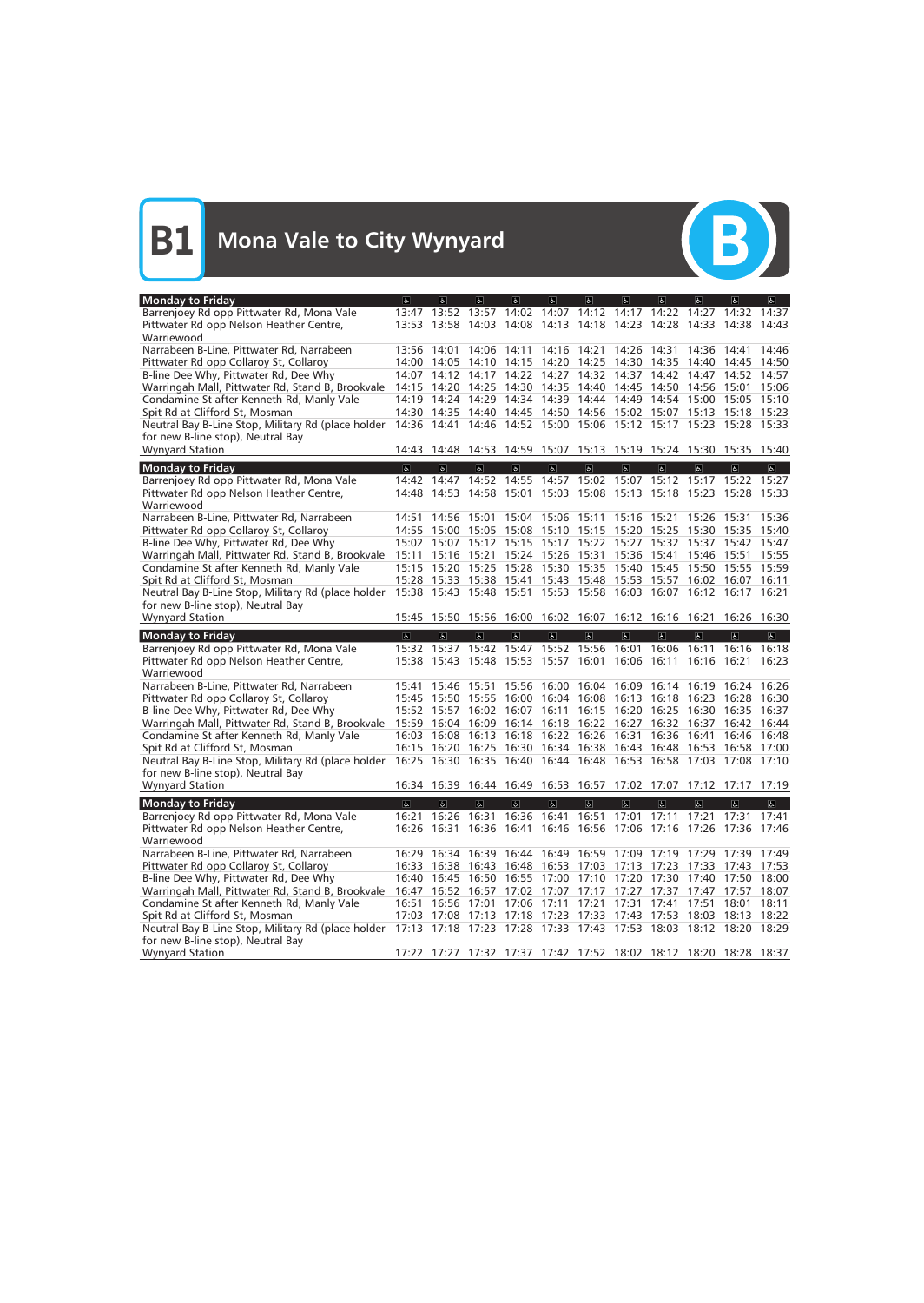# B1 Mona Vale to City Wynyard

| Monday to Friday | ♿ | ♿ | ♿ | ♿ | ♿ | ♿ | ♿ | ♿ | ♿ | ♿ | ♿ |
|---|---|---|---|---|---|---|---|---|---|---|---|
| Barrenjoey Rd opp Pittwater Rd, Mona Vale | 13:47 | 13:52 | 13:57 | 14:02 | 14:07 | 14:12 | 14:17 | 14:22 | 14:27 | 14:32 | 14:37 |
| Pittwater Rd opp Nelson Heather Centre, Warriewood | 13:53 | 13:58 | 14:03 | 14:08 | 14:13 | 14:18 | 14:23 | 14:28 | 14:33 | 14:38 | 14:43 |
| Narrabeen B-Line, Pittwater Rd, Narrabeen | 13:56 | 14:01 | 14:06 | 14:11 | 14:16 | 14:21 | 14:26 | 14:31 | 14:36 | 14:41 | 14:46 |
| Pittwater Rd opp Collaroy St, Collaroy | 14:00 | 14:05 | 14:10 | 14:15 | 14:20 | 14:25 | 14:30 | 14:35 | 14:40 | 14:45 | 14:50 |
| B-line Dee Why, Pittwater Rd, Dee Why | 14:07 | 14:12 | 14:17 | 14:22 | 14:27 | 14:32 | 14:37 | 14:42 | 14:47 | 14:52 | 14:57 |
| Warringah Mall, Pittwater Rd, Stand B, Brookvale | 14:15 | 14:20 | 14:25 | 14:30 | 14:35 | 14:40 | 14:45 | 14:50 | 14:56 | 15:01 | 15:06 |
| Condamine St after Kenneth Rd, Manly Vale | 14:19 | 14:24 | 14:29 | 14:34 | 14:39 | 14:44 | 14:49 | 14:54 | 15:00 | 15:05 | 15:10 |
| Spit Rd at Clifford St, Mosman | 14:30 | 14:35 | 14:40 | 14:45 | 14:50 | 14:56 | 15:02 | 15:07 | 15:13 | 15:18 | 15:23 |
| Neutral Bay B-Line Stop, Military Rd (place holder for new B-line stop), Neutral Bay | 14:36 | 14:41 | 14:46 | 14:52 | 15:00 | 15:06 | 15:12 | 15:17 | 15:23 | 15:28 | 15:33 |
| Wynyard Station | 14:43 | 14:48 | 14:53 | 14:59 | 15:07 | 15:13 | 15:19 | 15:24 | 15:30 | 15:35 | 15:40 |

| Monday to Friday | ♿ | ♿ | ♿ | ♿ | ♿ | ♿ | ♿ | ♿ | ♿ | ♿ | ♿ |
|---|---|---|---|---|---|---|---|---|---|---|---|
| Barrenjoey Rd opp Pittwater Rd, Mona Vale | 14:42 | 14:47 | 14:52 | 14:55 | 14:57 | 15:02 | 15:07 | 15:12 | 15:17 | 15:22 | 15:27 |
| Pittwater Rd opp Nelson Heather Centre, Warriewood | 14:48 | 14:53 | 14:58 | 15:01 | 15:03 | 15:08 | 15:13 | 15:18 | 15:23 | 15:28 | 15:33 |
| Narrabeen B-Line, Pittwater Rd, Narrabeen | 14:51 | 14:56 | 15:01 | 15:04 | 15:06 | 15:11 | 15:16 | 15:21 | 15:26 | 15:31 | 15:36 |
| Pittwater Rd opp Collaroy St, Collaroy | 14:55 | 15:00 | 15:05 | 15:08 | 15:10 | 15:15 | 15:20 | 15:25 | 15:30 | 15:35 | 15:40 |
| B-line Dee Why, Pittwater Rd, Dee Why | 15:02 | 15:07 | 15:12 | 15:15 | 15:17 | 15:22 | 15:27 | 15:32 | 15:37 | 15:42 | 15:47 |
| Warringah Mall, Pittwater Rd, Stand B, Brookvale | 15:11 | 15:16 | 15:21 | 15:24 | 15:26 | 15:31 | 15:36 | 15:41 | 15:46 | 15:51 | 15:55 |
| Condamine St after Kenneth Rd, Manly Vale | 15:15 | 15:20 | 15:25 | 15:28 | 15:30 | 15:35 | 15:40 | 15:45 | 15:50 | 15:55 | 15:59 |
| Spit Rd at Clifford St, Mosman | 15:28 | 15:33 | 15:38 | 15:41 | 15:43 | 15:48 | 15:53 | 15:57 | 16:02 | 16:07 | 16:11 |
| Neutral Bay B-Line Stop, Military Rd (place holder for new B-line stop), Neutral Bay | 15:38 | 15:43 | 15:48 | 15:51 | 15:53 | 15:58 | 16:03 | 16:07 | 16:12 | 16:17 | 16:21 |
| Wynyard Station | 15:45 | 15:50 | 15:56 | 16:00 | 16:02 | 16:07 | 16:12 | 16:16 | 16:21 | 16:26 | 16:30 |

| Monday to Friday | ♿ | ♿ | ♿ | ♿ | ♿ | ♿ | ♿ | ♿ | ♿ | ♿ | ♿ |
|---|---|---|---|---|---|---|---|---|---|---|---|
| Barrenjoey Rd opp Pittwater Rd, Mona Vale | 15:32 | 15:37 | 15:42 | 15:47 | 15:52 | 15:56 | 16:01 | 16:06 | 16:11 | 16:16 | 16:18 |
| Pittwater Rd opp Nelson Heather Centre, Warriewood | 15:38 | 15:43 | 15:48 | 15:53 | 15:57 | 16:01 | 16:06 | 16:11 | 16:16 | 16:21 | 16:23 |
| Narrabeen B-Line, Pittwater Rd, Narrabeen | 15:41 | 15:46 | 15:51 | 15:56 | 16:00 | 16:04 | 16:09 | 16:14 | 16:19 | 16:24 | 16:26 |
| Pittwater Rd opp Collaroy St, Collaroy | 15:45 | 15:50 | 15:55 | 16:00 | 16:04 | 16:08 | 16:13 | 16:18 | 16:23 | 16:28 | 16:30 |
| B-line Dee Why, Pittwater Rd, Dee Why | 15:52 | 15:57 | 16:02 | 16:07 | 16:11 | 16:15 | 16:20 | 16:25 | 16:30 | 16:35 | 16:37 |
| Warringah Mall, Pittwater Rd, Stand B, Brookvale | 15:59 | 16:04 | 16:09 | 16:14 | 16:18 | 16:22 | 16:27 | 16:32 | 16:37 | 16:42 | 16:44 |
| Condamine St after Kenneth Rd, Manly Vale | 16:03 | 16:08 | 16:13 | 16:18 | 16:22 | 16:26 | 16:31 | 16:36 | 16:41 | 16:46 | 16:48 |
| Spit Rd at Clifford St, Mosman | 16:15 | 16:20 | 16:25 | 16:30 | 16:34 | 16:38 | 16:43 | 16:48 | 16:53 | 16:58 | 17:00 |
| Neutral Bay B-Line Stop, Military Rd (place holder for new B-line stop), Neutral Bay | 16:25 | 16:30 | 16:35 | 16:40 | 16:44 | 16:48 | 16:53 | 16:58 | 17:03 | 17:08 | 17:10 |
| Wynyard Station | 16:34 | 16:39 | 16:44 | 16:49 | 16:53 | 16:57 | 17:02 | 17:07 | 17:12 | 17:17 | 17:19 |

| Monday to Friday | ♿ | ♿ | ♿ | ♿ | ♿ | ♿ | ♿ | ♿ | ♿ | ♿ | ♿ |
|---|---|---|---|---|---|---|---|---|---|---|---|
| Barrenjoey Rd opp Pittwater Rd, Mona Vale | 16:21 | 16:26 | 16:31 | 16:36 | 16:41 | 16:51 | 17:01 | 17:11 | 17:21 | 17:31 | 17:41 |
| Pittwater Rd opp Nelson Heather Centre, Warriewood | 16:26 | 16:31 | 16:36 | 16:41 | 16:46 | 16:56 | 17:06 | 17:16 | 17:26 | 17:36 | 17:46 |
| Narrabeen B-Line, Pittwater Rd, Narrabeen | 16:29 | 16:34 | 16:39 | 16:44 | 16:49 | 16:59 | 17:09 | 17:19 | 17:29 | 17:39 | 17:49 |
| Pittwater Rd opp Collaroy St, Collaroy | 16:33 | 16:38 | 16:43 | 16:48 | 16:53 | 17:03 | 17:13 | 17:23 | 17:33 | 17:43 | 17:53 |
| B-line Dee Why, Pittwater Rd, Dee Why | 16:40 | 16:45 | 16:50 | 16:55 | 17:00 | 17:10 | 17:20 | 17:30 | 17:40 | 17:50 | 18:00 |
| Warringah Mall, Pittwater Rd, Stand B, Brookvale | 16:47 | 16:52 | 16:57 | 17:02 | 17:07 | 17:17 | 17:27 | 17:37 | 17:47 | 17:57 | 18:07 |
| Condamine St after Kenneth Rd, Manly Vale | 16:51 | 16:56 | 17:01 | 17:06 | 17:11 | 17:21 | 17:31 | 17:41 | 17:51 | 18:01 | 18:11 |
| Spit Rd at Clifford St, Mosman | 17:03 | 17:08 | 17:13 | 17:18 | 17:23 | 17:33 | 17:43 | 17:53 | 18:03 | 18:13 | 18:22 |
| Neutral Bay B-Line Stop, Military Rd (place holder for new B-line stop), Neutral Bay | 17:13 | 17:18 | 17:23 | 17:28 | 17:33 | 17:43 | 17:53 | 18:03 | 18:12 | 18:20 | 18:29 |
| Wynyard Station | 17:22 | 17:27 | 17:32 | 17:37 | 17:42 | 17:52 | 18:02 | 18:12 | 18:20 | 18:28 | 18:37 |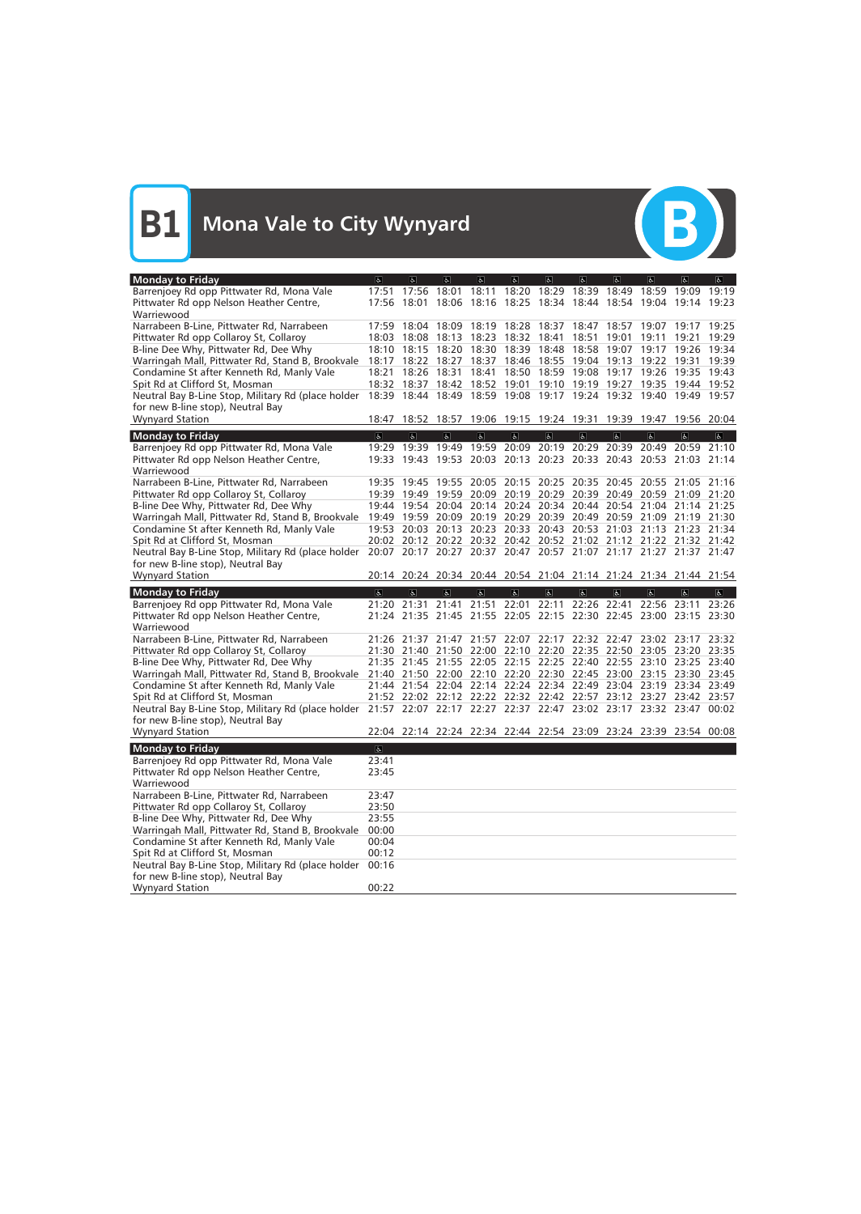# B1 Mona Vale to City Wynyard

| Monday to Friday | ♿ | ♿ | ♿ | ♿ | ♿ | ♿ | ♿ | ♿ | ♿ | ♿ | ♿ |
|---|---|---|---|---|---|---|---|---|---|---|---|
| Barrenjoey Rd opp Pittwater Rd, Mona Vale | 17:51 | 17:56 | 18:01 | 18:11 | 18:20 | 18:29 | 18:39 | 18:49 | 18:59 | 19:09 | 19:19 |
| Pittwater Rd opp Nelson Heather Centre, Warriewood | 17:56 | 18:01 | 18:06 | 18:16 | 18:25 | 18:34 | 18:44 | 18:54 | 19:04 | 19:14 | 19:23 |
| Narrabeen B-Line, Pittwater Rd, Narrabeen | 17:59 | 18:04 | 18:09 | 18:19 | 18:28 | 18:37 | 18:47 | 18:57 | 19:07 | 19:17 | 19:25 |
| Pittwater Rd opp Collaroy St, Collaroy | 18:03 | 18:08 | 18:13 | 18:23 | 18:32 | 18:41 | 18:51 | 19:01 | 19:11 | 19:21 | 19:29 |
| B-line Dee Why, Pittwater Rd, Dee Why | 18:10 | 18:15 | 18:20 | 18:30 | 18:39 | 18:48 | 18:58 | 19:07 | 19:17 | 19:26 | 19:34 |
| Warringah Mall, Pittwater Rd, Stand B, Brookvale | 18:17 | 18:22 | 18:27 | 18:37 | 18:46 | 18:55 | 19:04 | 19:13 | 19:22 | 19:31 | 19:39 |
| Condamine St after Kenneth Rd, Manly Vale | 18:21 | 18:26 | 18:31 | 18:41 | 18:50 | 18:59 | 19:08 | 19:17 | 19:26 | 19:35 | 19:43 |
| Spit Rd at Clifford St, Mosman | 18:32 | 18:37 | 18:42 | 18:52 | 19:01 | 19:10 | 19:19 | 19:27 | 19:35 | 19:44 | 19:52 |
| Neutral Bay B-Line Stop, Military Rd (place holder for new B-line stop), Neutral Bay | 18:39 | 18:44 | 18:49 | 18:59 | 19:08 | 19:17 | 19:24 | 19:32 | 19:40 | 19:49 | 19:57 |
| Wynyard Station | 18:47 | 18:52 | 18:57 | 19:06 | 19:15 | 19:24 | 19:31 | 19:39 | 19:47 | 19:56 | 20:04 |

| Monday to Friday | ♿ | ♿ | ♿ | ♿ | ♿ | ♿ | ♿ | ♿ | ♿ | ♿ | ♿ |
|---|---|---|---|---|---|---|---|---|---|---|---|
| Barrenjoey Rd opp Pittwater Rd, Mona Vale | 19:29 | 19:39 | 19:49 | 19:59 | 20:09 | 20:19 | 20:29 | 20:39 | 20:49 | 20:59 | 21:10 |
| Pittwater Rd opp Nelson Heather Centre, Warriewood | 19:33 | 19:43 | 19:53 | 20:03 | 20:13 | 20:23 | 20:33 | 20:43 | 20:53 | 21:03 | 21:14 |
| Narrabeen B-Line, Pittwater Rd, Narrabeen | 19:35 | 19:45 | 19:55 | 20:05 | 20:15 | 20:25 | 20:35 | 20:45 | 20:55 | 21:05 | 21:16 |
| Pittwater Rd opp Collaroy St, Collaroy | 19:39 | 19:49 | 19:59 | 20:09 | 20:19 | 20:29 | 20:39 | 20:49 | 20:59 | 21:09 | 21:20 |
| B-line Dee Why, Pittwater Rd, Dee Why | 19:44 | 19:54 | 20:04 | 20:14 | 20:24 | 20:34 | 20:44 | 20:54 | 21:04 | 21:14 | 21:25 |
| Warringah Mall, Pittwater Rd, Stand B, Brookvale | 19:49 | 19:59 | 20:09 | 20:19 | 20:29 | 20:39 | 20:49 | 20:59 | 21:09 | 21:19 | 21:30 |
| Condamine St after Kenneth Rd, Manly Vale | 19:53 | 20:03 | 20:13 | 20:23 | 20:33 | 20:43 | 20:53 | 21:03 | 21:13 | 21:23 | 21:34 |
| Spit Rd at Clifford St, Mosman | 20:02 | 20:12 | 20:22 | 20:32 | 20:42 | 20:52 | 21:02 | 21:12 | 21:22 | 21:32 | 21:42 |
| Neutral Bay B-Line Stop, Military Rd (place holder for new B-line stop), Neutral Bay | 20:07 | 20:17 | 20:27 | 20:37 | 20:47 | 20:57 | 21:07 | 21:17 | 21:27 | 21:37 | 21:47 |
| Wynyard Station | 20:14 | 20:24 | 20:34 | 20:44 | 20:54 | 21:04 | 21:14 | 21:24 | 21:34 | 21:44 | 21:54 |

| Monday to Friday | ♿ | ♿ | ♿ | ♿ | ♿ | ♿ | ♿ | ♿ | ♿ | ♿ | ♿ |
|---|---|---|---|---|---|---|---|---|---|---|---|
| Barrenjoey Rd opp Pittwater Rd, Mona Vale | 21:20 | 21:31 | 21:41 | 21:51 | 22:01 | 22:11 | 22:26 | 22:41 | 22:56 | 23:11 | 23:26 |
| Pittwater Rd opp Nelson Heather Centre, Warriewood | 21:24 | 21:35 | 21:45 | 21:55 | 22:05 | 22:15 | 22:30 | 22:45 | 23:00 | 23:15 | 23:30 |
| Narrabeen B-Line, Pittwater Rd, Narrabeen | 21:26 | 21:37 | 21:47 | 21:57 | 22:07 | 22:17 | 22:32 | 22:47 | 23:02 | 23:17 | 23:32 |
| Pittwater Rd opp Collaroy St, Collaroy | 21:30 | 21:40 | 21:50 | 22:00 | 22:10 | 22:20 | 22:35 | 22:50 | 23:05 | 23:20 | 23:35 |
| B-line Dee Why, Pittwater Rd, Dee Why | 21:35 | 21:45 | 21:55 | 22:05 | 22:15 | 22:25 | 22:40 | 22:55 | 23:10 | 23:25 | 23:40 |
| Warringah Mall, Pittwater Rd, Stand B, Brookvale | 21:40 | 21:50 | 22:00 | 22:10 | 22:20 | 22:30 | 22:45 | 23:00 | 23:15 | 23:30 | 23:45 |
| Condamine St after Kenneth Rd, Manly Vale | 21:44 | 21:54 | 22:04 | 22:14 | 22:24 | 22:34 | 22:49 | 23:04 | 23:19 | 23:34 | 23:49 |
| Spit Rd at Clifford St, Mosman | 21:52 | 22:02 | 22:12 | 22:22 | 22:32 | 22:42 | 22:57 | 23:12 | 23:27 | 23:42 | 23:57 |
| Neutral Bay B-Line Stop, Military Rd (place holder for new B-line stop), Neutral Bay | 21:57 | 22:07 | 22:17 | 22:27 | 22:37 | 22:47 | 23:02 | 23:17 | 23:32 | 23:47 | 00:02 |
| Wynyard Station | 22:04 | 22:14 | 22:24 | 22:34 | 22:44 | 22:54 | 23:09 | 23:24 | 23:39 | 23:54 | 00:08 |

| Monday to Friday | ♿ |
|---|---|
| Barrenjoey Rd opp Pittwater Rd, Mona Vale | 23:41 |
| Pittwater Rd opp Nelson Heather Centre, Warriewood | 23:45 |
| Narrabeen B-Line, Pittwater Rd, Narrabeen | 23:47 |
| Pittwater Rd opp Collaroy St, Collaroy | 23:50 |
| B-line Dee Why, Pittwater Rd, Dee Why | 23:55 |
| Warringah Mall, Pittwater Rd, Stand B, Brookvale | 00:00 |
| Condamine St after Kenneth Rd, Manly Vale | 00:04 |
| Spit Rd at Clifford St, Mosman | 00:12 |
| Neutral Bay B-Line Stop, Military Rd (place holder for new B-line stop), Neutral Bay | 00:16 |
| Wynyard Station | 00:22 |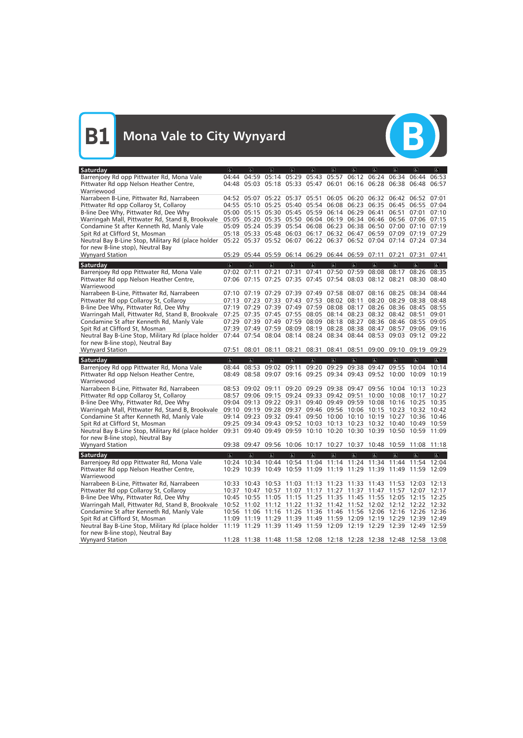# B1 Mona Vale to City Wynyard

| Saturday | ♿ | ♿ | ♿ | ♿ | ♿ | ♿ | ♿ | ♿ | ♿ | ♿ | ♿ |
|---|---|---|---|---|---|---|---|---|---|---|---|
| Barrenjoey Rd opp Pittwater Rd, Mona Vale | 04:44 | 04:59 | 05:14 | 05:29 | 05:43 | 05:57 | 06:12 | 06:24 | 06:34 | 06:44 | 06:53 |
| Pittwater Rd opp Nelson Heather Centre, Warriewood | 04:48 | 05:03 | 05:18 | 05:33 | 05:47 | 06:01 | 06:16 | 06:28 | 06:38 | 06:48 | 06:57 |
| Narrabeen B-Line, Pittwater Rd, Narrabeen | 04:52 | 05:07 | 05:22 | 05:37 | 05:51 | 06:05 | 06:20 | 06:32 | 06:42 | 06:52 | 07:01 |
| Pittwater Rd opp Collaroy St, Collaroy | 04:55 | 05:10 | 05:25 | 05:40 | 05:54 | 06:08 | 06:23 | 06:35 | 06:45 | 06:55 | 07:04 |
| B-line Dee Why, Pittwater Rd, Dee Why | 05:00 | 05:15 | 05:30 | 05:45 | 05:59 | 06:14 | 06:29 | 06:41 | 06:51 | 07:01 | 07:10 |
| Warringah Mall, Pittwater Rd, Stand B, Brookvale | 05:05 | 05:20 | 05:35 | 05:50 | 06:04 | 06:19 | 06:34 | 06:46 | 06:56 | 07:06 | 07:15 |
| Condamine St after Kenneth Rd, Manly Vale | 05:09 | 05:24 | 05:39 | 05:54 | 06:08 | 06:23 | 06:38 | 06:50 | 07:00 | 07:10 | 07:19 |
| Spit Rd at Clifford St, Mosman | 05:18 | 05:33 | 05:48 | 06:03 | 06:17 | 06:32 | 06:47 | 06:59 | 07:09 | 07:19 | 07:29 |
| Neutral Bay B-Line Stop, Military Rd (place holder for new B-line stop), Neutral Bay | 05:22 | 05:37 | 05:52 | 06:07 | 06:22 | 06:37 | 06:52 | 07:04 | 07:14 | 07:24 | 07:34 |
| Wynyard Station | 05:29 | 05:44 | 05:59 | 06:14 | 06:29 | 06:44 | 06:59 | 07:11 | 07:21 | 07:31 | 07:41 |

| Saturday | ♿ | ♿ | ♿ | ♿ | ♿ | ♿ | ♿ | ♿ | ♿ | ♿ | ♿ |
|---|---|---|---|---|---|---|---|---|---|---|---|
| Barrenjoey Rd opp Pittwater Rd, Mona Vale | 07:02 | 07:11 | 07:21 | 07:31 | 07:41 | 07:50 | 07:59 | 08:08 | 08:17 | 08:26 | 08:35 |
| Pittwater Rd opp Nelson Heather Centre, Warriewood | 07:06 | 07:15 | 07:25 | 07:35 | 07:45 | 07:54 | 08:03 | 08:12 | 08:21 | 08:30 | 08:40 |
| Narrabeen B-Line, Pittwater Rd, Narrabeen | 07:10 | 07:19 | 07:29 | 07:39 | 07:49 | 07:58 | 08:07 | 08:16 | 08:25 | 08:34 | 08:44 |
| Pittwater Rd opp Collaroy St, Collaroy | 07:13 | 07:23 | 07:33 | 07:43 | 07:53 | 08:02 | 08:11 | 08:20 | 08:29 | 08:38 | 08:48 |
| B-line Dee Why, Pittwater Rd, Dee Why | 07:19 | 07:29 | 07:39 | 07:49 | 07:59 | 08:08 | 08:17 | 08:26 | 08:36 | 08:45 | 08:55 |
| Warringah Mall, Pittwater Rd, Stand B, Brookvale | 07:25 | 07:35 | 07:45 | 07:55 | 08:05 | 08:14 | 08:23 | 08:32 | 08:42 | 08:51 | 09:01 |
| Condamine St after Kenneth Rd, Manly Vale | 07:29 | 07:39 | 07:49 | 07:59 | 08:09 | 08:18 | 08:27 | 08:36 | 08:46 | 08:55 | 09:05 |
| Spit Rd at Clifford St, Mosman | 07:39 | 07:49 | 07:59 | 08:09 | 08:19 | 08:28 | 08:38 | 08:47 | 08:57 | 09:06 | 09:16 |
| Neutral Bay B-Line Stop, Military Rd (place holder for new B-line stop), Neutral Bay | 07:44 | 07:54 | 08:04 | 08:14 | 08:24 | 08:34 | 08:44 | 08:53 | 09:03 | 09:12 | 09:22 |
| Wynyard Station | 07:51 | 08:01 | 08:11 | 08:21 | 08:31 | 08:41 | 08:51 | 09:00 | 09:10 | 09:19 | 09:29 |

| Saturday | ♿ | ♿ | ♿ | ♿ | ♿ | ♿ | ♿ | ♿ | ♿ | ♿ | ♿ |
|---|---|---|---|---|---|---|---|---|---|---|---|
| Barrenjoey Rd opp Pittwater Rd, Mona Vale | 08:44 | 08:53 | 09:02 | 09:11 | 09:20 | 09:29 | 09:38 | 09:47 | 09:55 | 10:04 | 10:14 |
| Pittwater Rd opp Nelson Heather Centre, Warriewood | 08:49 | 08:58 | 09:07 | 09:16 | 09:25 | 09:34 | 09:43 | 09:52 | 10:00 | 10:09 | 10:19 |
| Narrabeen B-Line, Pittwater Rd, Narrabeen | 08:53 | 09:02 | 09:11 | 09:20 | 09:29 | 09:38 | 09:47 | 09:56 | 10:04 | 10:13 | 10:23 |
| Pittwater Rd opp Collaroy St, Collaroy | 08:57 | 09:06 | 09:15 | 09:24 | 09:33 | 09:42 | 09:51 | 10:00 | 10:08 | 10:17 | 10:27 |
| B-line Dee Why, Pittwater Rd, Dee Why | 09:04 | 09:13 | 09:22 | 09:31 | 09:40 | 09:49 | 09:59 | 10:08 | 10:16 | 10:25 | 10:35 |
| Warringah Mall, Pittwater Rd, Stand B, Brookvale | 09:10 | 09:19 | 09:28 | 09:37 | 09:46 | 09:56 | 10:06 | 10:15 | 10:23 | 10:32 | 10:42 |
| Condamine St after Kenneth Rd, Manly Vale | 09:14 | 09:23 | 09:32 | 09:41 | 09:50 | 10:00 | 10:10 | 10:19 | 10:27 | 10:36 | 10:46 |
| Spit Rd at Clifford St, Mosman | 09:25 | 09:34 | 09:43 | 09:52 | 10:03 | 10:13 | 10:23 | 10:32 | 10:40 | 10:49 | 10:59 |
| Neutral Bay B-Line Stop, Military Rd (place holder for new B-line stop), Neutral Bay | 09:31 | 09:40 | 09:49 | 09:59 | 10:10 | 10:20 | 10:30 | 10:39 | 10:50 | 10:59 | 11:09 |
| Wynyard Station | 09:38 | 09:47 | 09:56 | 10:06 | 10:17 | 10:27 | 10:37 | 10:48 | 10:59 | 11:08 | 11:18 |

| Saturday | ♿ | ♿ | ♿ | ♿ | ♿ | ♿ | ♿ | ♿ | ♿ | ♿ | ♿ |
|---|---|---|---|---|---|---|---|---|---|---|---|
| Barrenjoey Rd opp Pittwater Rd, Mona Vale | 10:24 | 10:34 | 10:44 | 10:54 | 11:04 | 11:14 | 11:24 | 11:34 | 11:44 | 11:54 | 12:04 |
| Pittwater Rd opp Nelson Heather Centre, Warriewood | 10:29 | 10:39 | 10:49 | 10:59 | 11:09 | 11:19 | 11:29 | 11:39 | 11:49 | 11:59 | 12:09 |
| Narrabeen B-Line, Pittwater Rd, Narrabeen | 10:33 | 10:43 | 10:53 | 11:03 | 11:13 | 11:23 | 11:33 | 11:43 | 11:53 | 12:03 | 12:13 |
| Pittwater Rd opp Collaroy St, Collaroy | 10:37 | 10:47 | 10:57 | 11:07 | 11:17 | 11:27 | 11:37 | 11:47 | 11:57 | 12:07 | 12:17 |
| B-line Dee Why, Pittwater Rd, Dee Why | 10:45 | 10:55 | 11:05 | 11:15 | 11:25 | 11:35 | 11:45 | 11:55 | 12:05 | 12:15 | 12:25 |
| Warringah Mall, Pittwater Rd, Stand B, Brookvale | 10:52 | 11:02 | 11:12 | 11:22 | 11:32 | 11:42 | 11:52 | 12:02 | 12:12 | 12:22 | 12:32 |
| Condamine St after Kenneth Rd, Manly Vale | 10:56 | 11:06 | 11:16 | 11:26 | 11:36 | 11:46 | 11:56 | 12:06 | 12:16 | 12:26 | 12:36 |
| Spit Rd at Clifford St, Mosman | 11:09 | 11:19 | 11:29 | 11:39 | 11:49 | 11:59 | 12:09 | 12:19 | 12:29 | 12:39 | 12:49 |
| Neutral Bay B-Line Stop, Military Rd (place holder for new B-line stop), Neutral Bay | 11:19 | 11:29 | 11:39 | 11:49 | 11:59 | 12:09 | 12:19 | 12:29 | 12:39 | 12:49 | 12:59 |
| Wynyard Station | 11:28 | 11:38 | 11:48 | 11:58 | 12:08 | 12:18 | 12:28 | 12:38 | 12:48 | 12:58 | 13:08 |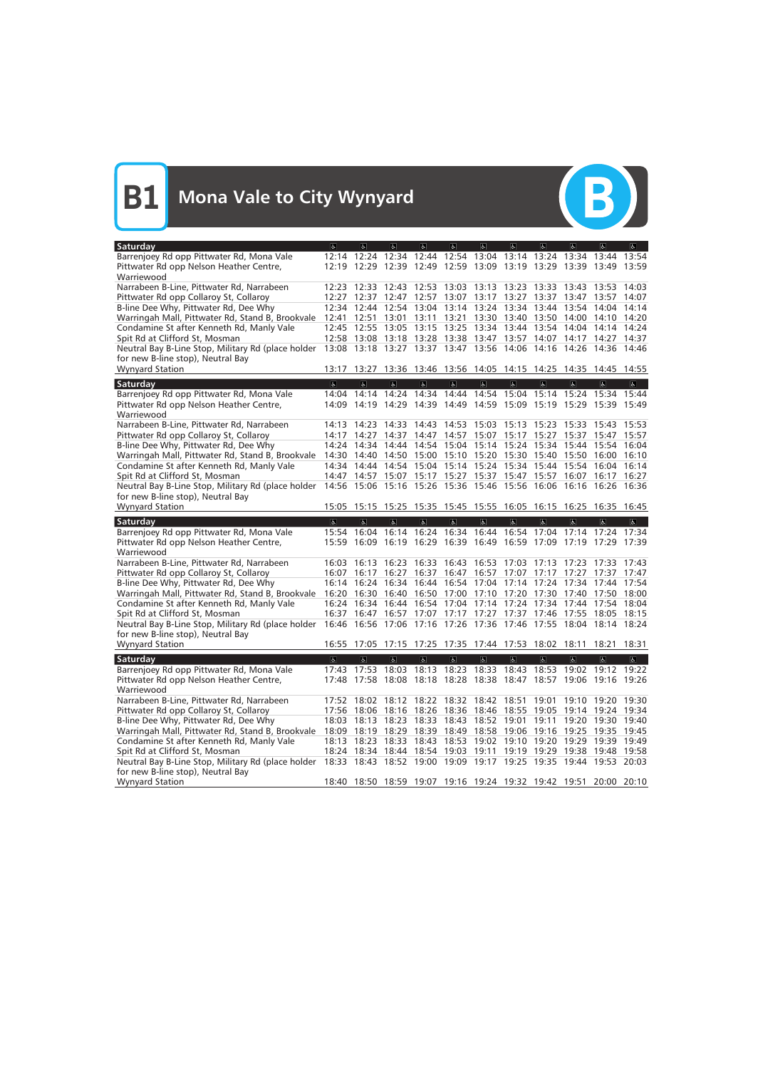# B1 Mona Vale to City Wynyard

| Saturday | ♿ | ♿ | ♿ | ♿ | ♿ | ♿ | ♿ | ♿ | ♿ | ♿ | ♿ |
|---|---|---|---|---|---|---|---|---|---|---|---|
| Barrenjoey Rd opp Pittwater Rd, Mona Vale | 12:14 | 12:24 | 12:34 | 12:44 | 12:54 | 13:04 | 13:14 | 13:24 | 13:34 | 13:44 | 13:54 |
| Pittwater Rd opp Nelson Heather Centre, Warriewood | 12:19 | 12:29 | 12:39 | 12:49 | 12:59 | 13:09 | 13:19 | 13:29 | 13:39 | 13:49 | 13:59 |
| Narrabeen B-Line, Pittwater Rd, Narrabeen | 12:23 | 12:33 | 12:43 | 12:53 | 13:03 | 13:13 | 13:23 | 13:33 | 13:43 | 13:53 | 14:03 |
| Pittwater Rd opp Collaroy St, Collaroy | 12:27 | 12:37 | 12:47 | 12:57 | 13:07 | 13:17 | 13:27 | 13:37 | 13:47 | 13:57 | 14:07 |
| B-line Dee Why, Pittwater Rd, Dee Why | 12:34 | 12:44 | 12:54 | 13:04 | 13:14 | 13:24 | 13:34 | 13:44 | 13:54 | 14:04 | 14:14 |
| Warringah Mall, Pittwater Rd, Stand B, Brookvale | 12:41 | 12:51 | 13:01 | 13:11 | 13:21 | 13:30 | 13:40 | 13:50 | 14:00 | 14:10 | 14:20 |
| Condamine St after Kenneth Rd, Manly Vale | 12:45 | 12:55 | 13:05 | 13:15 | 13:25 | 13:34 | 13:44 | 13:54 | 14:04 | 14:14 | 14:24 |
| Spit Rd at Clifford St, Mosman | 12:58 | 13:08 | 13:18 | 13:28 | 13:38 | 13:47 | 13:57 | 14:07 | 14:17 | 14:27 | 14:37 |
| Neutral Bay B-Line Stop, Military Rd (place holder for new B-line stop), Neutral Bay | 13:08 | 13:18 | 13:27 | 13:37 | 13:47 | 13:56 | 14:06 | 14:16 | 14:26 | 14:36 | 14:46 |
| Wynyard Station | 13:17 | 13:27 | 13:36 | 13:46 | 13:56 | 14:05 | 14:15 | 14:25 | 14:35 | 14:45 | 14:55 |

| Saturday | ♿ | ♿ | ♿ | ♿ | ♿ | ♿ | ♿ | ♿ | ♿ | ♿ | ♿ |
|---|---|---|---|---|---|---|---|---|---|---|---|
| Barrenjoey Rd opp Pittwater Rd, Mona Vale | 14:04 | 14:14 | 14:24 | 14:34 | 14:44 | 14:54 | 15:04 | 15:14 | 15:24 | 15:34 | 15:44 |
| Pittwater Rd opp Nelson Heather Centre, Warriewood | 14:09 | 14:19 | 14:29 | 14:39 | 14:49 | 14:59 | 15:09 | 15:19 | 15:29 | 15:39 | 15:49 |
| Narrabeen B-Line, Pittwater Rd, Narrabeen | 14:13 | 14:23 | 14:33 | 14:43 | 14:53 | 15:03 | 15:13 | 15:23 | 15:33 | 15:43 | 15:53 |
| Pittwater Rd opp Collaroy St, Collaroy | 14:17 | 14:27 | 14:37 | 14:47 | 14:57 | 15:07 | 15:17 | 15:27 | 15:37 | 15:47 | 15:57 |
| B-line Dee Why, Pittwater Rd, Dee Why | 14:24 | 14:34 | 14:44 | 14:54 | 15:04 | 15:14 | 15:24 | 15:34 | 15:44 | 15:54 | 16:04 |
| Warringah Mall, Pittwater Rd, Stand B, Brookvale | 14:30 | 14:40 | 14:50 | 15:00 | 15:10 | 15:20 | 15:30 | 15:40 | 15:50 | 16:00 | 16:10 |
| Condamine St after Kenneth Rd, Manly Vale | 14:34 | 14:44 | 14:54 | 15:04 | 15:14 | 15:24 | 15:34 | 15:44 | 15:54 | 16:04 | 16:14 |
| Spit Rd at Clifford St, Mosman | 14:47 | 14:57 | 15:07 | 15:17 | 15:27 | 15:37 | 15:47 | 15:57 | 16:07 | 16:17 | 16:27 |
| Neutral Bay B-Line Stop, Military Rd (place holder for new B-line stop), Neutral Bay | 14:56 | 15:06 | 15:16 | 15:26 | 15:36 | 15:46 | 15:56 | 16:06 | 16:16 | 16:26 | 16:36 |
| Wynyard Station | 15:05 | 15:15 | 15:25 | 15:35 | 15:45 | 15:55 | 16:05 | 16:15 | 16:25 | 16:35 | 16:45 |

| Saturday | ♿ | ♿ | ♿ | ♿ | ♿ | ♿ | ♿ | ♿ | ♿ | ♿ | ♿ |
|---|---|---|---|---|---|---|---|---|---|---|---|
| Barrenjoey Rd opp Pittwater Rd, Mona Vale | 15:54 | 16:04 | 16:14 | 16:24 | 16:34 | 16:44 | 16:54 | 17:04 | 17:14 | 17:24 | 17:34 |
| Pittwater Rd opp Nelson Heather Centre, Warriewood | 15:59 | 16:09 | 16:19 | 16:29 | 16:39 | 16:49 | 16:59 | 17:09 | 17:19 | 17:29 | 17:39 |
| Narrabeen B-Line, Pittwater Rd, Narrabeen | 16:03 | 16:13 | 16:23 | 16:33 | 16:43 | 16:53 | 17:03 | 17:13 | 17:23 | 17:33 | 17:43 |
| Pittwater Rd opp Collaroy St, Collaroy | 16:07 | 16:17 | 16:27 | 16:37 | 16:47 | 16:57 | 17:07 | 17:17 | 17:27 | 17:37 | 17:47 |
| B-line Dee Why, Pittwater Rd, Dee Why | 16:14 | 16:24 | 16:34 | 16:44 | 16:54 | 17:04 | 17:14 | 17:24 | 17:34 | 17:44 | 17:54 |
| Warringah Mall, Pittwater Rd, Stand B, Brookvale | 16:20 | 16:30 | 16:40 | 16:50 | 17:00 | 17:10 | 17:20 | 17:30 | 17:40 | 17:50 | 18:00 |
| Condamine St after Kenneth Rd, Manly Vale | 16:24 | 16:34 | 16:44 | 16:54 | 17:04 | 17:14 | 17:24 | 17:34 | 17:44 | 17:54 | 18:04 |
| Spit Rd at Clifford St, Mosman | 16:37 | 16:47 | 16:57 | 17:07 | 17:17 | 17:27 | 17:37 | 17:46 | 17:55 | 18:05 | 18:15 |
| Neutral Bay B-Line Stop, Military Rd (place holder for new B-line stop), Neutral Bay | 16:46 | 16:56 | 17:06 | 17:16 | 17:26 | 17:36 | 17:46 | 17:55 | 18:04 | 18:14 | 18:24 |
| Wynyard Station | 16:55 | 17:05 | 17:15 | 17:25 | 17:35 | 17:44 | 17:53 | 18:02 | 18:11 | 18:21 | 18:31 |

| Saturday | ♿ | ♿ | ♿ | ♿ | ♿ | ♿ | ♿ | ♿ | ♿ | ♿ | ♿ |
|---|---|---|---|---|---|---|---|---|---|---|---|
| Barrenjoey Rd opp Pittwater Rd, Mona Vale | 17:43 | 17:53 | 18:03 | 18:13 | 18:23 | 18:33 | 18:43 | 18:53 | 19:02 | 19:12 | 19:22 |
| Pittwater Rd opp Nelson Heather Centre, Warriewood | 17:48 | 17:58 | 18:08 | 18:18 | 18:28 | 18:38 | 18:47 | 18:57 | 19:06 | 19:16 | 19:26 |
| Narrabeen B-Line, Pittwater Rd, Narrabeen | 17:52 | 18:02 | 18:12 | 18:22 | 18:32 | 18:42 | 18:51 | 19:01 | 19:10 | 19:20 | 19:30 |
| Pittwater Rd opp Collaroy St, Collaroy | 17:56 | 18:06 | 18:16 | 18:26 | 18:36 | 18:46 | 18:55 | 19:05 | 19:14 | 19:24 | 19:34 |
| B-line Dee Why, Pittwater Rd, Dee Why | 18:03 | 18:13 | 18:23 | 18:33 | 18:43 | 18:52 | 19:01 | 19:11 | 19:20 | 19:30 | 19:40 |
| Warringah Mall, Pittwater Rd, Stand B, Brookvale | 18:09 | 18:19 | 18:29 | 18:39 | 18:49 | 18:58 | 19:06 | 19:16 | 19:25 | 19:35 | 19:45 |
| Condamine St after Kenneth Rd, Manly Vale | 18:13 | 18:23 | 18:33 | 18:43 | 18:53 | 19:02 | 19:10 | 19:20 | 19:29 | 19:39 | 19:49 |
| Spit Rd at Clifford St, Mosman | 18:24 | 18:34 | 18:44 | 18:54 | 19:03 | 19:11 | 19:19 | 19:29 | 19:38 | 19:48 | 19:58 |
| Neutral Bay B-Line Stop, Military Rd (place holder for new B-line stop), Neutral Bay | 18:33 | 18:43 | 18:52 | 19:00 | 19:09 | 19:17 | 19:25 | 19:35 | 19:44 | 19:53 | 20:03 |
| Wynyard Station | 18:40 | 18:50 | 18:59 | 19:07 | 19:16 | 19:24 | 19:32 | 19:42 | 19:51 | 20:00 | 20:10 |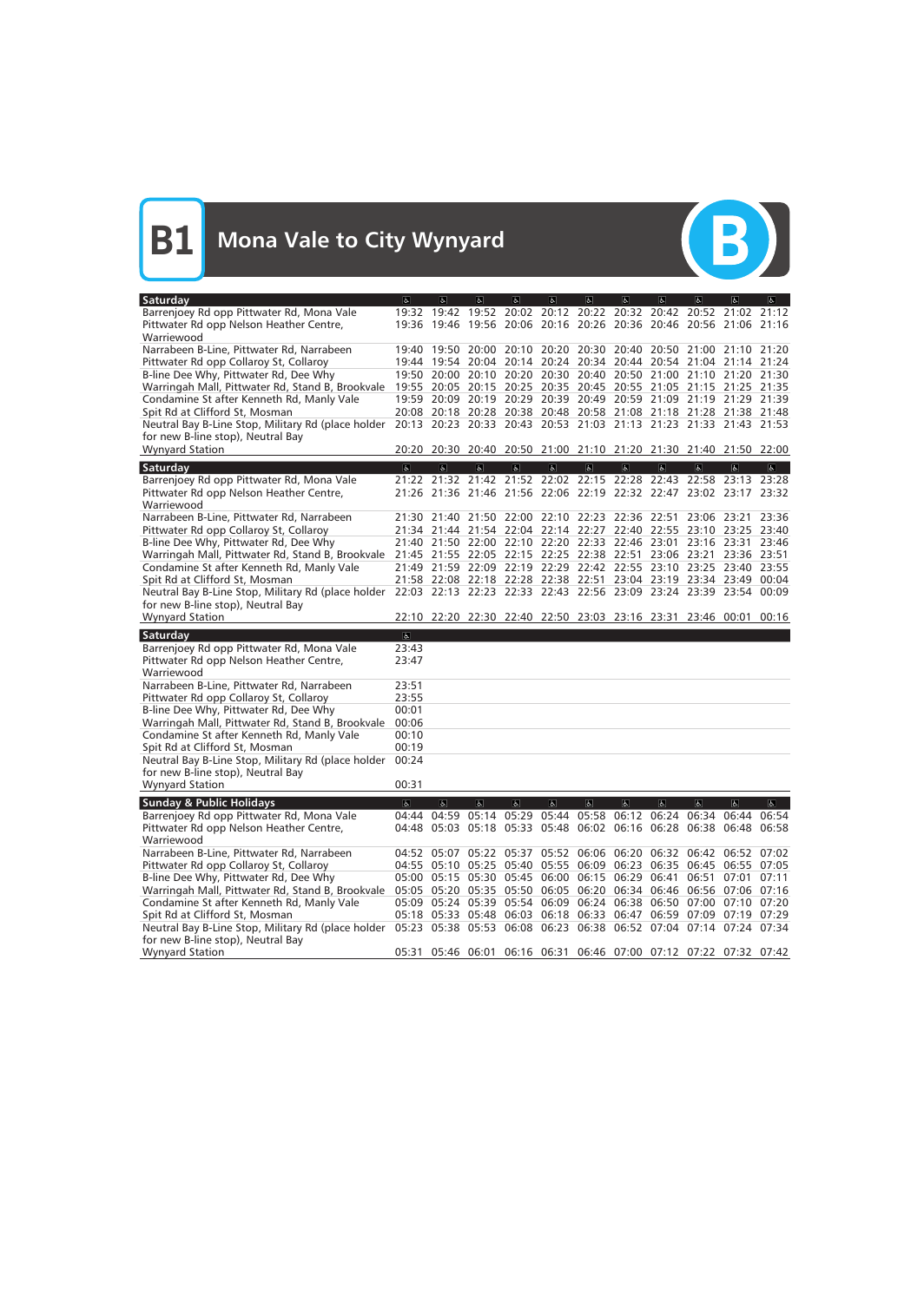# B1 Mona Vale to City Wynyard

| Saturday | ♿ | ♿ | ♿ | ♿ | ♿ | ♿ | ♿ | ♿ | ♿ | ♿ | ♿ |
|---|---|---|---|---|---|---|---|---|---|---|---|
| Barrenjoey Rd opp Pittwater Rd, Mona Vale | 19:32 | 19:42 | 19:52 | 20:02 | 20:12 | 20:22 | 20:32 | 20:42 | 20:52 | 21:02 | 21:12 |
| Pittwater Rd opp Nelson Heather Centre, Warriewood | 19:36 | 19:46 | 19:56 | 20:06 | 20:16 | 20:26 | 20:36 | 20:46 | 20:56 | 21:06 | 21:16 |
| Narrabeen B-Line, Pittwater Rd, Narrabeen | 19:40 | 19:50 | 20:00 | 20:10 | 20:20 | 20:30 | 20:40 | 20:50 | 21:00 | 21:10 | 21:20 |
| Pittwater Rd opp Collaroy St, Collaroy | 19:44 | 19:54 | 20:04 | 20:14 | 20:24 | 20:34 | 20:44 | 20:54 | 21:04 | 21:14 | 21:24 |
| B-line Dee Why, Pittwater Rd, Dee Why | 19:50 | 20:00 | 20:10 | 20:20 | 20:30 | 20:40 | 20:50 | 21:00 | 21:10 | 21:20 | 21:30 |
| Warringah Mall, Pittwater Rd, Stand B, Brookvale | 19:55 | 20:05 | 20:15 | 20:25 | 20:35 | 20:45 | 20:55 | 21:05 | 21:15 | 21:25 | 21:35 |
| Condamine St after Kenneth Rd, Manly Vale | 19:59 | 20:09 | 20:19 | 20:29 | 20:39 | 20:49 | 20:59 | 21:09 | 21:19 | 21:29 | 21:39 |
| Spit Rd at Clifford St, Mosman | 20:08 | 20:18 | 20:28 | 20:38 | 20:48 | 20:58 | 21:08 | 21:18 | 21:28 | 21:38 | 21:48 |
| Neutral Bay B-Line Stop, Military Rd (place holder for new B-line stop), Neutral Bay | 20:13 | 20:23 | 20:33 | 20:43 | 20:53 | 21:03 | 21:13 | 21:23 | 21:33 | 21:43 | 21:53 |
| Wynyard Station | 20:20 | 20:30 | 20:40 | 20:50 | 21:00 | 21:10 | 21:20 | 21:30 | 21:40 | 21:50 | 22:00 |

| Saturday | ♿ | ♿ | ♿ | ♿ | ♿ | ♿ | ♿ | ♿ | ♿ | ♿ | ♿ |
|---|---|---|---|---|---|---|---|---|---|---|---|
| Barrenjoey Rd opp Pittwater Rd, Mona Vale | 21:22 | 21:32 | 21:42 | 21:52 | 22:02 | 22:15 | 22:28 | 22:43 | 22:58 | 23:13 | 23:28 |
| Pittwater Rd opp Nelson Heather Centre, Warriewood | 21:26 | 21:36 | 21:46 | 21:56 | 22:06 | 22:19 | 22:32 | 22:47 | 23:02 | 23:17 | 23:32 |
| Narrabeen B-Line, Pittwater Rd, Narrabeen | 21:30 | 21:40 | 21:50 | 22:00 | 22:10 | 22:23 | 22:36 | 22:51 | 23:06 | 23:21 | 23:36 |
| Pittwater Rd opp Collaroy St, Collaroy | 21:34 | 21:44 | 21:54 | 22:04 | 22:14 | 22:27 | 22:40 | 22:55 | 23:10 | 23:25 | 23:40 |
| B-line Dee Why, Pittwater Rd, Dee Why | 21:40 | 21:50 | 22:00 | 22:10 | 22:20 | 22:33 | 22:46 | 23:01 | 23:16 | 23:31 | 23:46 |
| Warringah Mall, Pittwater Rd, Stand B, Brookvale | 21:45 | 21:55 | 22:05 | 22:15 | 22:25 | 22:38 | 22:51 | 23:06 | 23:21 | 23:36 | 23:51 |
| Condamine St after Kenneth Rd, Manly Vale | 21:49 | 21:59 | 22:09 | 22:19 | 22:29 | 22:42 | 22:55 | 23:10 | 23:25 | 23:40 | 23:55 |
| Spit Rd at Clifford St, Mosman | 21:58 | 22:08 | 22:18 | 22:28 | 22:38 | 22:51 | 23:04 | 23:19 | 23:34 | 23:49 | 00:04 |
| Neutral Bay B-Line Stop, Military Rd (place holder for new B-line stop), Neutral Bay | 22:03 | 22:13 | 22:23 | 22:33 | 22:43 | 22:56 | 23:09 | 23:24 | 23:39 | 23:54 | 00:09 |
| Wynyard Station | 22:10 | 22:20 | 22:30 | 22:40 | 22:50 | 23:03 | 23:16 | 23:31 | 23:46 | 00:01 | 00:16 |

| Saturday | ♿ |
|---|---|
| Barrenjoey Rd opp Pittwater Rd, Mona Vale | 23:43 |
| Pittwater Rd opp Nelson Heather Centre, Warriewood | 23:47 |
| Narrabeen B-Line, Pittwater Rd, Narrabeen | 23:51 |
| Pittwater Rd opp Collaroy St, Collaroy | 23:55 |
| B-line Dee Why, Pittwater Rd, Dee Why | 00:01 |
| Warringah Mall, Pittwater Rd, Stand B, Brookvale | 00:06 |
| Condamine St after Kenneth Rd, Manly Vale | 00:10 |
| Spit Rd at Clifford St, Mosman | 00:19 |
| Neutral Bay B-Line Stop, Military Rd (place holder for new B-line stop), Neutral Bay | 00:24 |
| Wynyard Station | 00:31 |

| Sunday & Public Holidays | ♿ | ♿ | ♿ | ♿ | ♿ | ♿ | ♿ | ♿ | ♿ | ♿ | ♿ |
|---|---|---|---|---|---|---|---|---|---|---|---|
| Barrenjoey Rd opp Pittwater Rd, Mona Vale | 04:44 | 04:59 | 05:14 | 05:29 | 05:44 | 05:58 | 06:12 | 06:24 | 06:34 | 06:44 | 06:54 |
| Pittwater Rd opp Nelson Heather Centre, Warriewood | 04:48 | 05:03 | 05:18 | 05:33 | 05:48 | 06:02 | 06:16 | 06:28 | 06:38 | 06:48 | 06:58 |
| Narrabeen B-Line, Pittwater Rd, Narrabeen | 04:52 | 05:07 | 05:22 | 05:37 | 05:52 | 06:06 | 06:20 | 06:32 | 06:42 | 06:52 | 07:02 |
| Pittwater Rd opp Collaroy St, Collaroy | 04:55 | 05:10 | 05:25 | 05:40 | 05:55 | 06:09 | 06:23 | 06:35 | 06:45 | 06:55 | 07:05 |
| B-line Dee Why, Pittwater Rd, Dee Why | 05:00 | 05:15 | 05:30 | 05:45 | 06:00 | 06:15 | 06:29 | 06:41 | 06:51 | 07:01 | 07:11 |
| Warringah Mall, Pittwater Rd, Stand B, Brookvale | 05:05 | 05:20 | 05:35 | 05:50 | 06:05 | 06:20 | 06:34 | 06:46 | 06:56 | 07:06 | 07:16 |
| Condamine St after Kenneth Rd, Manly Vale | 05:09 | 05:24 | 05:39 | 05:54 | 06:09 | 06:24 | 06:38 | 06:50 | 07:00 | 07:10 | 07:20 |
| Spit Rd at Clifford St, Mosman | 05:18 | 05:33 | 05:48 | 06:03 | 06:18 | 06:33 | 06:47 | 06:59 | 07:09 | 07:19 | 07:29 |
| Neutral Bay B-Line Stop, Military Rd (place holder for new B-line stop), Neutral Bay | 05:23 | 05:38 | 05:53 | 06:08 | 06:23 | 06:38 | 06:52 | 07:04 | 07:14 | 07:24 | 07:34 |
| Wynyard Station | 05:31 | 05:46 | 06:01 | 06:16 | 06:31 | 06:46 | 07:00 | 07:12 | 07:22 | 07:32 | 07:42 |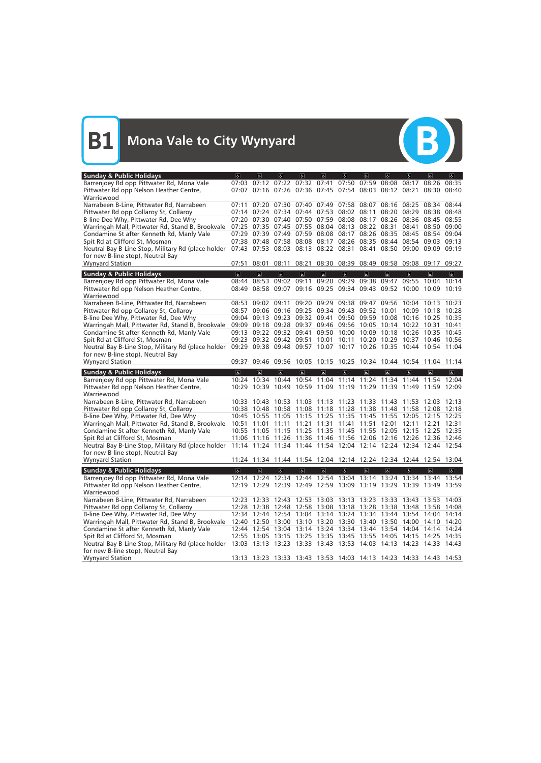# B1 Mona Vale to City Wynyard

| Sunday & Public Holidays | ♿ | ♿ | ♿ | ♿ | ♿ | ♿ | ♿ | ♿ | ♿ | ♿ | ♿ |
|---|---|---|---|---|---|---|---|---|---|---|---|
| Barrenjoey Rd opp Pittwater Rd, Mona Vale | 07:03 | 07:12 | 07:22 | 07:32 | 07:41 | 07:50 | 07:59 | 08:08 | 08:17 | 08:26 | 08:35 |
| Pittwater Rd opp Nelson Heather Centre, Warriewood | 07:07 | 07:16 | 07:26 | 07:36 | 07:45 | 07:54 | 08:03 | 08:12 | 08:21 | 08:30 | 08:40 |
| Narrabeen B-Line, Pittwater Rd, Narrabeen | 07:11 | 07:20 | 07:30 | 07:40 | 07:49 | 07:58 | 08:07 | 08:16 | 08:25 | 08:34 | 08:44 |
| Pittwater Rd opp Collaroy St, Collaroy | 07:14 | 07:24 | 07:34 | 07:44 | 07:53 | 08:02 | 08:11 | 08:20 | 08:29 | 08:38 | 08:48 |
| B-line Dee Why, Pittwater Rd, Dee Why | 07:20 | 07:30 | 07:40 | 07:50 | 07:59 | 08:08 | 08:17 | 08:26 | 08:36 | 08:45 | 08:55 |
| Warringah Mall, Pittwater Rd, Stand B, Brookvale | 07:25 | 07:35 | 07:45 | 07:55 | 08:04 | 08:13 | 08:22 | 08:31 | 08:41 | 08:50 | 09:00 |
| Condamine St after Kenneth Rd, Manly Vale | 07:29 | 07:39 | 07:49 | 07:59 | 08:08 | 08:17 | 08:26 | 08:35 | 08:45 | 08:54 | 09:04 |
| Spit Rd at Clifford St, Mosman | 07:38 | 07:48 | 07:58 | 08:08 | 08:17 | 08:26 | 08:35 | 08:44 | 08:54 | 09:03 | 09:13 |
| Neutral Bay B-Line Stop, Military Rd (place holder for new B-line stop), Neutral Bay | 07:43 | 07:53 | 08:03 | 08:13 | 08:22 | 08:31 | 08:41 | 08:50 | 09:00 | 09:09 | 09:19 |
| Wynyard Station | 07:51 | 08:01 | 08:11 | 08:21 | 08:30 | 08:39 | 08:49 | 08:58 | 09:08 | 09:17 | 09:27 |

| Sunday & Public Holidays | ♿ | ♿ | ♿ | ♿ | ♿ | ♿ | ♿ | ♿ | ♿ | ♿ | ♿ |
|---|---|---|---|---|---|---|---|---|---|---|---|
| Barrenjoey Rd opp Pittwater Rd, Mona Vale | 08:44 | 08:53 | 09:02 | 09:11 | 09:20 | 09:29 | 09:38 | 09:47 | 09:55 | 10:04 | 10:14 |
| Pittwater Rd opp Nelson Heather Centre, Warriewood | 08:49 | 08:58 | 09:07 | 09:16 | 09:25 | 09:34 | 09:43 | 09:52 | 10:00 | 10:09 | 10:19 |
| Narrabeen B-Line, Pittwater Rd, Narrabeen | 08:53 | 09:02 | 09:11 | 09:20 | 09:29 | 09:38 | 09:47 | 09:56 | 10:04 | 10:13 | 10:23 |
| Pittwater Rd opp Collaroy St, Collaroy | 08:57 | 09:06 | 09:16 | 09:25 | 09:34 | 09:43 | 09:52 | 10:01 | 10:09 | 10:18 | 10:28 |
| B-line Dee Why, Pittwater Rd, Dee Why | 09:04 | 09:13 | 09:23 | 09:32 | 09:41 | 09:50 | 09:59 | 10:08 | 10:16 | 10:25 | 10:35 |
| Warringah Mall, Pittwater Rd, Stand B, Brookvale | 09:09 | 09:18 | 09:28 | 09:37 | 09:46 | 09:56 | 10:05 | 10:14 | 10:22 | 10:31 | 10:41 |
| Condamine St after Kenneth Rd, Manly Vale | 09:13 | 09:22 | 09:32 | 09:41 | 09:50 | 10:00 | 10:09 | 10:18 | 10:26 | 10:35 | 10:45 |
| Spit Rd at Clifford St, Mosman | 09:23 | 09:32 | 09:42 | 09:51 | 10:01 | 10:11 | 10:20 | 10:29 | 10:37 | 10:46 | 10:56 |
| Neutral Bay B-Line Stop, Military Rd (place holder for new B-line stop), Neutral Bay | 09:29 | 09:38 | 09:48 | 09:57 | 10:07 | 10:17 | 10:26 | 10:35 | 10:44 | 10:54 | 11:04 |
| Wynyard Station | 09:37 | 09:46 | 09:56 | 10:05 | 10:15 | 10:25 | 10:34 | 10:44 | 10:54 | 11:04 | 11:14 |

| Sunday & Public Holidays | ♿ | ♿ | ♿ | ♿ | ♿ | ♿ | ♿ | ♿ | ♿ | ♿ | ♿ |
|---|---|---|---|---|---|---|---|---|---|---|---|
| Barrenjoey Rd opp Pittwater Rd, Mona Vale | 10:24 | 10:34 | 10:44 | 10:54 | 11:04 | 11:14 | 11:24 | 11:34 | 11:44 | 11:54 | 12:04 |
| Pittwater Rd opp Nelson Heather Centre, Warriewood | 10:29 | 10:39 | 10:49 | 10:59 | 11:09 | 11:19 | 11:29 | 11:39 | 11:49 | 11:59 | 12:09 |
| Narrabeen B-Line, Pittwater Rd, Narrabeen | 10:33 | 10:43 | 10:53 | 11:03 | 11:13 | 11:23 | 11:33 | 11:43 | 11:53 | 12:03 | 12:13 |
| Pittwater Rd opp Collaroy St, Collaroy | 10:38 | 10:48 | 10:58 | 11:08 | 11:18 | 11:28 | 11:38 | 11:48 | 11:58 | 12:08 | 12:18 |
| B-line Dee Why, Pittwater Rd, Dee Why | 10:45 | 10:55 | 11:05 | 11:15 | 11:25 | 11:35 | 11:45 | 11:55 | 12:05 | 12:15 | 12:25 |
| Warringah Mall, Pittwater Rd, Stand B, Brookvale | 10:51 | 11:01 | 11:11 | 11:21 | 11:31 | 11:41 | 11:51 | 12:01 | 12:11 | 12:21 | 12:31 |
| Condamine St after Kenneth Rd, Manly Vale | 10:55 | 11:05 | 11:15 | 11:25 | 11:35 | 11:45 | 11:55 | 12:05 | 12:15 | 12:25 | 12:35 |
| Spit Rd at Clifford St, Mosman | 11:06 | 11:16 | 11:26 | 11:36 | 11:46 | 11:56 | 12:06 | 12:16 | 12:26 | 12:36 | 12:46 |
| Neutral Bay B-Line Stop, Military Rd (place holder for new B-line stop), Neutral Bay | 11:14 | 11:24 | 11:34 | 11:44 | 11:54 | 12:04 | 12:14 | 12:24 | 12:34 | 12:44 | 12:54 |
| Wynyard Station | 11:24 | 11:34 | 11:44 | 11:54 | 12:04 | 12:14 | 12:24 | 12:34 | 12:44 | 12:54 | 13:04 |

| Sunday & Public Holidays | ♿ | ♿ | ♿ | ♿ | ♿ | ♿ | ♿ | ♿ | ♿ | ♿ | ♿ |
|---|---|---|---|---|---|---|---|---|---|---|---|
| Barrenjoey Rd opp Pittwater Rd, Mona Vale | 12:14 | 12:24 | 12:34 | 12:44 | 12:54 | 13:04 | 13:14 | 13:24 | 13:34 | 13:44 | 13:54 |
| Pittwater Rd opp Nelson Heather Centre, Warriewood | 12:19 | 12:29 | 12:39 | 12:49 | 12:59 | 13:09 | 13:19 | 13:29 | 13:39 | 13:49 | 13:59 |
| Narrabeen B-Line, Pittwater Rd, Narrabeen | 12:23 | 12:33 | 12:43 | 12:53 | 13:03 | 13:13 | 13:23 | 13:33 | 13:43 | 13:53 | 14:03 |
| Pittwater Rd opp Collaroy St, Collaroy | 12:28 | 12:38 | 12:48 | 12:58 | 13:08 | 13:18 | 13:28 | 13:38 | 13:48 | 13:58 | 14:08 |
| B-line Dee Why, Pittwater Rd, Dee Why | 12:34 | 12:44 | 12:54 | 13:04 | 13:14 | 13:24 | 13:34 | 13:44 | 13:54 | 14:04 | 14:14 |
| Warringah Mall, Pittwater Rd, Stand B, Brookvale | 12:40 | 12:50 | 13:00 | 13:10 | 13:20 | 13:30 | 13:40 | 13:50 | 14:00 | 14:10 | 14:20 |
| Condamine St after Kenneth Rd, Manly Vale | 12:44 | 12:54 | 13:04 | 13:14 | 13:24 | 13:34 | 13:44 | 13:54 | 14:04 | 14:14 | 14:24 |
| Spit Rd at Clifford St, Mosman | 12:55 | 13:05 | 13:15 | 13:25 | 13:35 | 13:45 | 13:55 | 14:05 | 14:15 | 14:25 | 14:35 |
| Neutral Bay B-Line Stop, Military Rd (place holder for new B-line stop), Neutral Bay | 13:03 | 13:13 | 13:23 | 13:33 | 13:43 | 13:53 | 14:03 | 14:13 | 14:23 | 14:33 | 14:43 |
| Wynyard Station | 13:13 | 13:23 | 13:33 | 13:43 | 13:53 | 14:03 | 14:13 | 14:23 | 14:33 | 14:43 | 14:53 |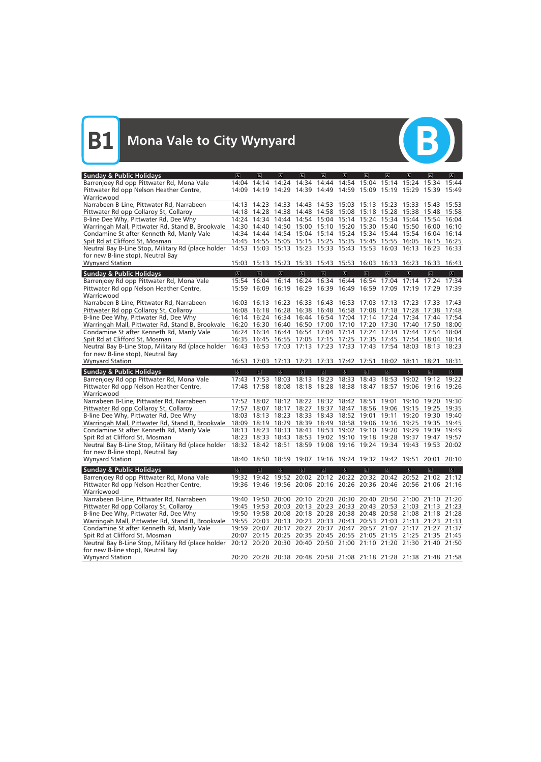# B1 Mona Vale to City Wynyard

| Sunday & Public Holidays | ♿ | ♿ | ♿ | ♿ | ♿ | ♿ | ♿ | ♿ | ♿ | ♿ | ♿ |
|---|---|---|---|---|---|---|---|---|---|---|---|
| Barrenjoey Rd opp Pittwater Rd, Mona Vale | 14:04 | 14:14 | 14:24 | 14:34 | 14:44 | 14:54 | 15:04 | 15:14 | 15:24 | 15:34 | 15:44 |
| Pittwater Rd opp Nelson Heather Centre, Warriewood | 14:09 | 14:19 | 14:29 | 14:39 | 14:49 | 14:59 | 15:09 | 15:19 | 15:29 | 15:39 | 15:49 |
| Narrabeen B-Line, Pittwater Rd, Narrabeen | 14:13 | 14:23 | 14:33 | 14:43 | 14:53 | 15:03 | 15:13 | 15:23 | 15:33 | 15:43 | 15:53 |
| Pittwater Rd opp Collaroy St, Collaroy | 14:18 | 14:28 | 14:38 | 14:48 | 14:58 | 15:08 | 15:18 | 15:28 | 15:38 | 15:48 | 15:58 |
| B-line Dee Why, Pittwater Rd, Dee Why | 14:24 | 14:34 | 14:44 | 14:54 | 15:04 | 15:14 | 15:24 | 15:34 | 15:44 | 15:54 | 16:04 |
| Warringah Mall, Pittwater Rd, Stand B, Brookvale | 14:30 | 14:40 | 14:50 | 15:00 | 15:10 | 15:20 | 15:30 | 15:40 | 15:50 | 16:00 | 16:10 |
| Condamine St after Kenneth Rd, Manly Vale | 14:34 | 14:44 | 14:54 | 15:04 | 15:14 | 15:24 | 15:34 | 15:44 | 15:54 | 16:04 | 16:14 |
| Spit Rd at Clifford St, Mosman | 14:45 | 14:55 | 15:05 | 15:15 | 15:25 | 15:35 | 15:45 | 15:55 | 16:05 | 16:15 | 16:25 |
| Neutral Bay B-Line Stop, Military Rd (place holder for new B-line stop), Neutral Bay | 14:53 | 15:03 | 15:13 | 15:23 | 15:33 | 15:43 | 15:53 | 16:03 | 16:13 | 16:23 | 16:33 |
| Wynyard Station | 15:03 | 15:13 | 15:23 | 15:33 | 15:43 | 15:53 | 16:03 | 16:13 | 16:23 | 16:33 | 16:43 |

| Sunday & Public Holidays | ♿ | ♿ | ♿ | ♿ | ♿ | ♿ | ♿ | ♿ | ♿ | ♿ | ♿ |
|---|---|---|---|---|---|---|---|---|---|---|---|
| Barrenjoey Rd opp Pittwater Rd, Mona Vale | 15:54 | 16:04 | 16:14 | 16:24 | 16:34 | 16:44 | 16:54 | 17:04 | 17:14 | 17:24 | 17:34 |
| Pittwater Rd opp Nelson Heather Centre, Warriewood | 15:59 | 16:09 | 16:19 | 16:29 | 16:39 | 16:49 | 16:59 | 17:09 | 17:19 | 17:29 | 17:39 |
| Narrabeen B-Line, Pittwater Rd, Narrabeen | 16:03 | 16:13 | 16:23 | 16:33 | 16:43 | 16:53 | 17:03 | 17:13 | 17:23 | 17:33 | 17:43 |
| Pittwater Rd opp Collaroy St, Collaroy | 16:08 | 16:18 | 16:28 | 16:38 | 16:48 | 16:58 | 17:08 | 17:18 | 17:28 | 17:38 | 17:48 |
| B-line Dee Why, Pittwater Rd, Dee Why | 16:14 | 16:24 | 16:34 | 16:44 | 16:54 | 17:04 | 17:14 | 17:24 | 17:34 | 17:44 | 17:54 |
| Warringah Mall, Pittwater Rd, Stand B, Brookvale | 16:20 | 16:30 | 16:40 | 16:50 | 17:00 | 17:10 | 17:20 | 17:30 | 17:40 | 17:50 | 18:00 |
| Condamine St after Kenneth Rd, Manly Vale | 16:24 | 16:34 | 16:44 | 16:54 | 17:04 | 17:14 | 17:24 | 17:34 | 17:44 | 17:54 | 18:04 |
| Spit Rd at Clifford St, Mosman | 16:35 | 16:45 | 16:55 | 17:05 | 17:15 | 17:25 | 17:35 | 17:45 | 17:54 | 18:04 | 18:14 |
| Neutral Bay B-Line Stop, Military Rd (place holder for new B-line stop), Neutral Bay | 16:43 | 16:53 | 17:03 | 17:13 | 17:23 | 17:33 | 17:43 | 17:54 | 18:03 | 18:13 | 18:23 |
| Wynyard Station | 16:53 | 17:03 | 17:13 | 17:23 | 17:33 | 17:42 | 17:51 | 18:02 | 18:11 | 18:21 | 18:31 |

| Sunday & Public Holidays | ♿ | ♿ | ♿ | ♿ | ♿ | ♿ | ♿ | ♿ | ♿ | ♿ | ♿ |
|---|---|---|---|---|---|---|---|---|---|---|---|
| Barrenjoey Rd opp Pittwater Rd, Mona Vale | 17:43 | 17:53 | 18:03 | 18:13 | 18:23 | 18:33 | 18:43 | 18:53 | 19:02 | 19:12 | 19:22 |
| Pittwater Rd opp Nelson Heather Centre, Warriewood | 17:48 | 17:58 | 18:08 | 18:18 | 18:28 | 18:38 | 18:47 | 18:57 | 19:06 | 19:16 | 19:26 |
| Narrabeen B-Line, Pittwater Rd, Narrabeen | 17:52 | 18:02 | 18:12 | 18:22 | 18:32 | 18:42 | 18:51 | 19:01 | 19:10 | 19:20 | 19:30 |
| Pittwater Rd opp Collaroy St, Collaroy | 17:57 | 18:07 | 18:17 | 18:27 | 18:37 | 18:47 | 18:56 | 19:06 | 19:15 | 19:25 | 19:35 |
| B-line Dee Why, Pittwater Rd, Dee Why | 18:03 | 18:13 | 18:23 | 18:33 | 18:43 | 18:52 | 19:01 | 19:11 | 19:20 | 19:30 | 19:40 |
| Warringah Mall, Pittwater Rd, Stand B, Brookvale | 18:09 | 18:19 | 18:29 | 18:39 | 18:49 | 18:58 | 19:06 | 19:16 | 19:25 | 19:35 | 19:45 |
| Condamine St after Kenneth Rd, Manly Vale | 18:13 | 18:23 | 18:33 | 18:43 | 18:53 | 19:02 | 19:10 | 19:20 | 19:29 | 19:39 | 19:49 |
| Spit Rd at Clifford St, Mosman | 18:23 | 18:33 | 18:43 | 18:53 | 19:02 | 19:10 | 19:18 | 19:28 | 19:37 | 19:47 | 19:57 |
| Neutral Bay B-Line Stop, Military Rd (place holder for new B-line stop), Neutral Bay | 18:32 | 18:42 | 18:51 | 18:59 | 19:08 | 19:16 | 19:24 | 19:34 | 19:43 | 19:53 | 20:02 |
| Wynyard Station | 18:40 | 18:50 | 18:59 | 19:07 | 19:16 | 19:24 | 19:32 | 19:42 | 19:51 | 20:01 | 20:10 |

| Sunday & Public Holidays | ♿ | ♿ | ♿ | ♿ | ♿ | ♿ | ♿ | ♿ | ♿ | ♿ | ♿ |
|---|---|---|---|---|---|---|---|---|---|---|---|
| Barrenjoey Rd opp Pittwater Rd, Mona Vale | 19:32 | 19:42 | 19:52 | 20:02 | 20:12 | 20:22 | 20:32 | 20:42 | 20:52 | 21:02 | 21:12 |
| Pittwater Rd opp Nelson Heather Centre, Warriewood | 19:36 | 19:46 | 19:56 | 20:06 | 20:16 | 20:26 | 20:36 | 20:46 | 20:56 | 21:06 | 21:16 |
| Narrabeen B-Line, Pittwater Rd, Narrabeen | 19:40 | 19:50 | 20:00 | 20:10 | 20:20 | 20:30 | 20:40 | 20:50 | 21:00 | 21:10 | 21:20 |
| Pittwater Rd opp Collaroy St, Collaroy | 19:45 | 19:53 | 20:03 | 20:13 | 20:23 | 20:33 | 20:43 | 20:53 | 21:03 | 21:13 | 21:23 |
| B-line Dee Why, Pittwater Rd, Dee Why | 19:50 | 19:58 | 20:08 | 20:18 | 20:28 | 20:38 | 20:48 | 20:58 | 21:08 | 21:18 | 21:28 |
| Warringah Mall, Pittwater Rd, Stand B, Brookvale | 19:55 | 20:03 | 20:13 | 20:23 | 20:33 | 20:43 | 20:53 | 21:03 | 21:13 | 21:23 | 21:33 |
| Condamine St after Kenneth Rd, Manly Vale | 19:59 | 20:07 | 20:17 | 20:27 | 20:37 | 20:47 | 20:57 | 21:07 | 21:17 | 21:27 | 21:37 |
| Spit Rd at Clifford St, Mosman | 20:07 | 20:15 | 20:25 | 20:35 | 20:45 | 20:55 | 21:05 | 21:15 | 21:25 | 21:35 | 21:45 |
| Neutral Bay B-Line Stop, Military Rd (place holder for new B-line stop), Neutral Bay | 20:12 | 20:20 | 20:30 | 20:40 | 20:50 | 21:00 | 21:10 | 21:20 | 21:30 | 21:40 | 21:50 |
| Wynyard Station | 20:20 | 20:28 | 20:38 | 20:48 | 20:58 | 21:08 | 21:18 | 21:28 | 21:38 | 21:48 | 21:58 |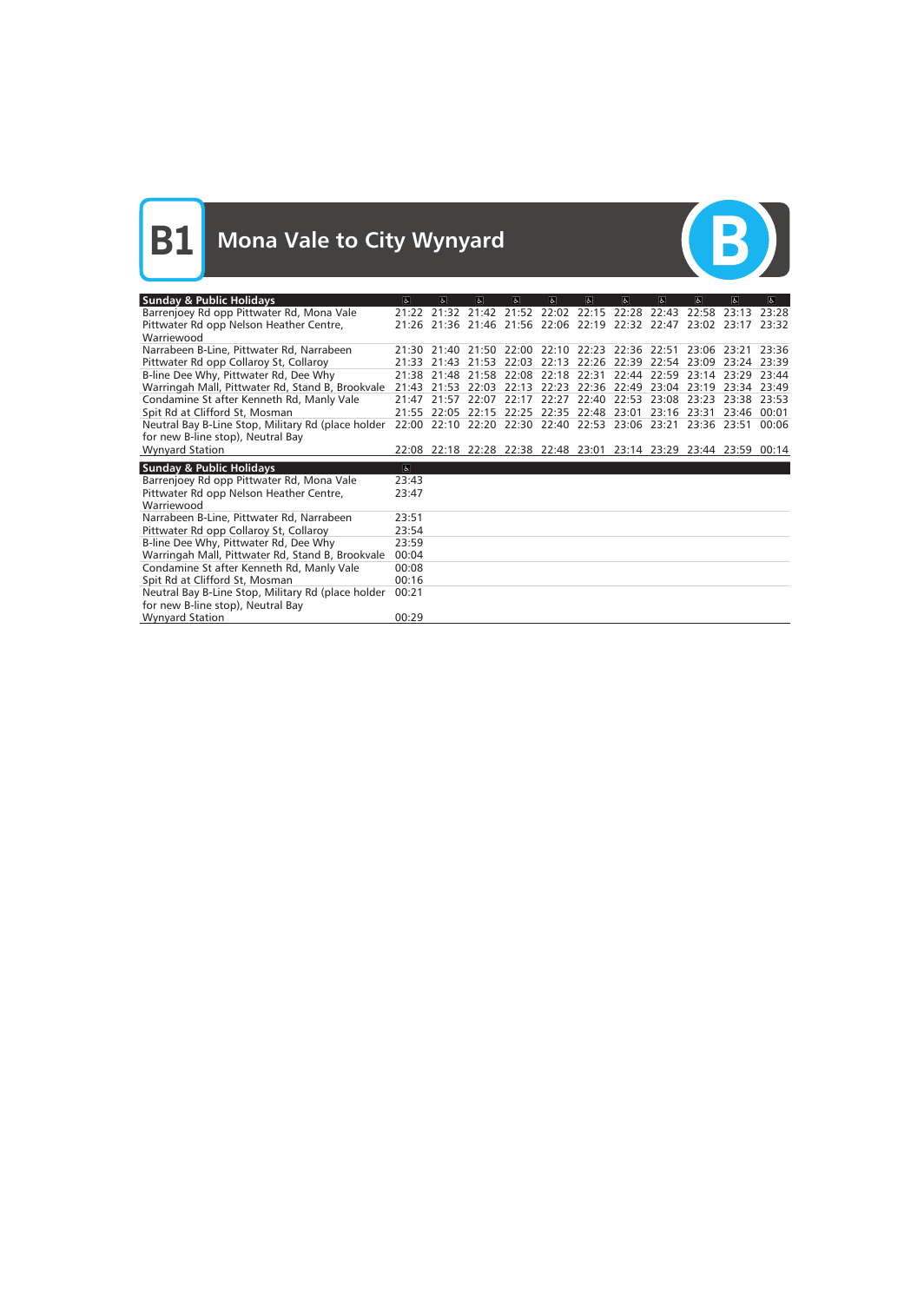# B1 Mona Vale to City Wynyard

| Sunday & Public Holidays | ♿ | ♿ | ♿ | ♿ | ♿ | ♿ | ♿ | ♿ | ♿ | ♿ | ♿ |
|---|---|---|---|---|---|---|---|---|---|---|---|
| Barrenjoey Rd opp Pittwater Rd, Mona Vale | 21:22 | 21:32 | 21:42 | 21:52 | 22:02 | 22:15 | 22:28 | 22:43 | 22:58 | 23:13 | 23:28 |
| Pittwater Rd opp Nelson Heather Centre, Warriewood | 21:26 | 21:36 | 21:46 | 21:56 | 22:06 | 22:19 | 22:32 | 22:47 | 23:02 | 23:17 | 23:32 |
| Narrabeen B-Line, Pittwater Rd, Narrabeen | 21:30 | 21:40 | 21:50 | 22:00 | 22:10 | 22:23 | 22:36 | 22:51 | 23:06 | 23:21 | 23:36 |
| Pittwater Rd opp Collaroy St, Collaroy | 21:33 | 21:43 | 21:53 | 22:03 | 22:13 | 22:26 | 22:39 | 22:54 | 23:09 | 23:24 | 23:39 |
| B-line Dee Why, Pittwater Rd, Dee Why | 21:38 | 21:48 | 21:58 | 22:08 | 22:18 | 22:31 | 22:44 | 22:59 | 23:14 | 23:29 | 23:44 |
| Warringah Mall, Pittwater Rd, Stand B, Brookvale | 21:43 | 21:53 | 22:03 | 22:13 | 22:23 | 22:36 | 22:49 | 23:04 | 23:19 | 23:34 | 23:49 |
| Condamine St after Kenneth Rd, Manly Vale | 21:47 | 21:57 | 22:07 | 22:17 | 22:27 | 22:40 | 22:53 | 23:08 | 23:23 | 23:38 | 23:53 |
| Spit Rd at Clifford St, Mosman | 21:55 | 22:05 | 22:15 | 22:25 | 22:35 | 22:48 | 23:01 | 23:16 | 23:31 | 23:46 | 00:01 |
| Neutral Bay B-Line Stop, Military Rd (place holder for new B-line stop), Neutral Bay | 22:00 | 22:10 | 22:20 | 22:30 | 22:40 | 22:53 | 23:06 | 23:21 | 23:36 | 23:51 | 00:06 |
| Wynyard Station | 22:08 | 22:18 | 22:28 | 22:38 | 22:48 | 23:01 | 23:14 | 23:29 | 23:44 | 23:59 | 00:14 |

| Sunday & Public Holidays | ♿ |
|---|---|
| Barrenjoey Rd opp Pittwater Rd, Mona Vale | 23:43 |
| Pittwater Rd opp Nelson Heather Centre, Warriewood | 23:47 |
| Narrabeen B-Line, Pittwater Rd, Narrabeen | 23:51 |
| Pittwater Rd opp Collaroy St, Collaroy | 23:54 |
| B-line Dee Why, Pittwater Rd, Dee Why | 23:59 |
| Warringah Mall, Pittwater Rd, Stand B, Brookvale | 00:04 |
| Condamine St after Kenneth Rd, Manly Vale | 00:08 |
| Spit Rd at Clifford St, Mosman | 00:16 |
| Neutral Bay B-Line Stop, Military Rd (place holder for new B-line stop), Neutral Bay | 00:21 |
| Wynyard Station | 00:29 |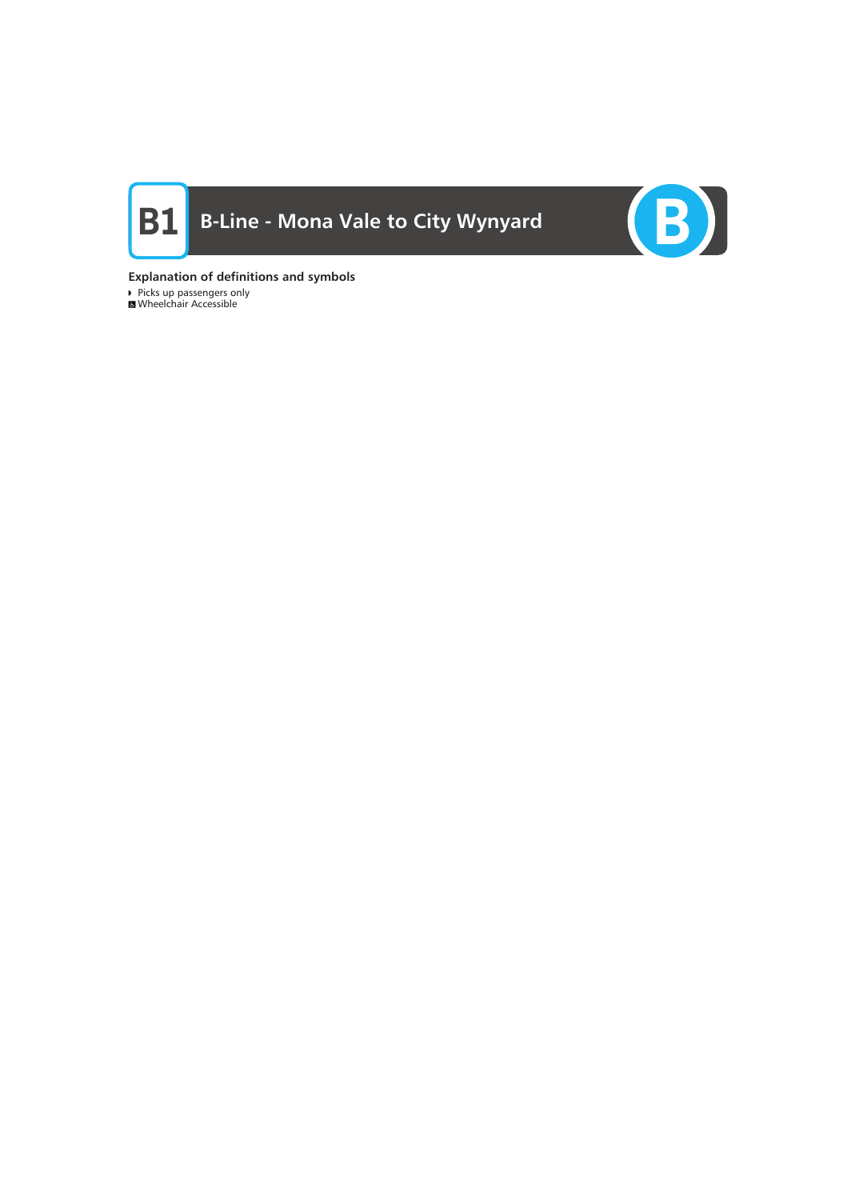# B1 B-Line - Mona Vale to City Wynyard

**Explanation of definitions and symbols**

◗ Picks up passengers only
♿ Wheelchair Accessible